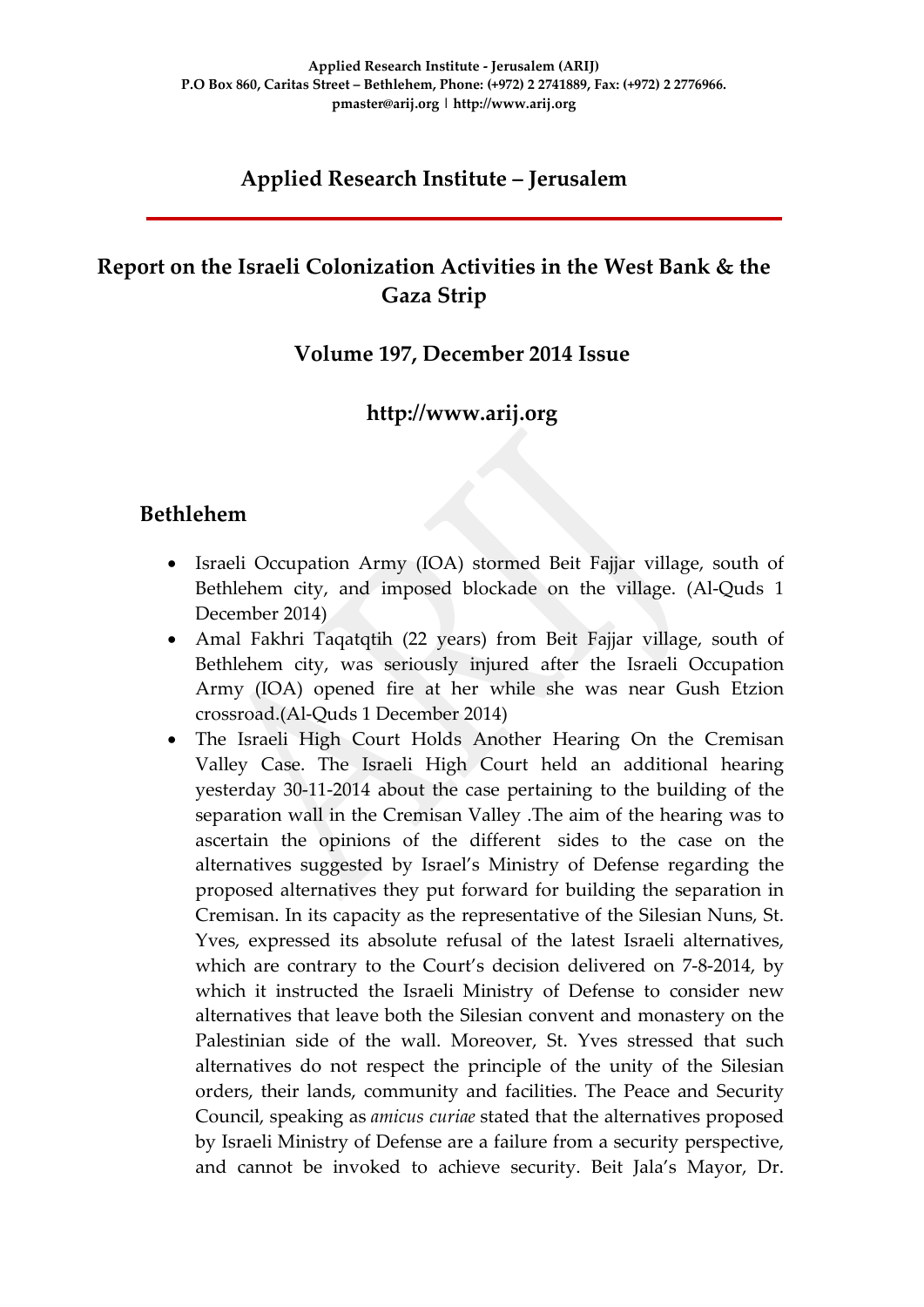**Applied Research Institute - Jerusalem (ARIJ)**
**P.O Box 860, Caritas Street – Bethlehem, Phone: (+972) 2 2741889, Fax: (+972) 2 2776966.**
**pmaster@arij.org | http://www.arij.org**

# Applied Research Institute – Jerusalem

## Report on the Israeli Colonization Activities in the West Bank & the Gaza Strip

### Volume 197, December 2014 Issue

### http://www.arij.org

## Bethlehem

- Israeli Occupation Army (IOA) stormed Beit Fajjar village, south of Bethlehem city, and imposed blockade on the village. (Al-Quds 1 December 2014)
- Amal Fakhri Taqatqtih (22 years) from Beit Fajjar village, south of Bethlehem city, was seriously injured after the Israeli Occupation Army (IOA) opened fire at her while she was near Gush Etzion crossroad.(Al-Quds 1 December 2014)
- The Israeli High Court Holds Another Hearing On the Cremisan Valley Case. The Israeli High Court held an additional hearing yesterday 30-11-2014 about the case pertaining to the building of the separation wall in the Cremisan Valley .The aim of the hearing was to ascertain the opinions of the different sides to the case on the alternatives suggested by Israel's Ministry of Defense regarding the proposed alternatives they put forward for building the separation in Cremisan. In its capacity as the representative of the Silesian Nuns, St. Yves, expressed its absolute refusal of the latest Israeli alternatives, which are contrary to the Court's decision delivered on 7-8-2014, by which it instructed the Israeli Ministry of Defense to consider new alternatives that leave both the Silesian convent and monastery on the Palestinian side of the wall. Moreover, St. Yves stressed that such alternatives do not respect the principle of the unity of the Silesian orders, their lands, community and facilities. The Peace and Security Council, speaking as *amicus curiae* stated that the alternatives proposed by Israeli Ministry of Defense are a failure from a security perspective, and cannot be invoked to achieve security. Beit Jala's Mayor, Dr.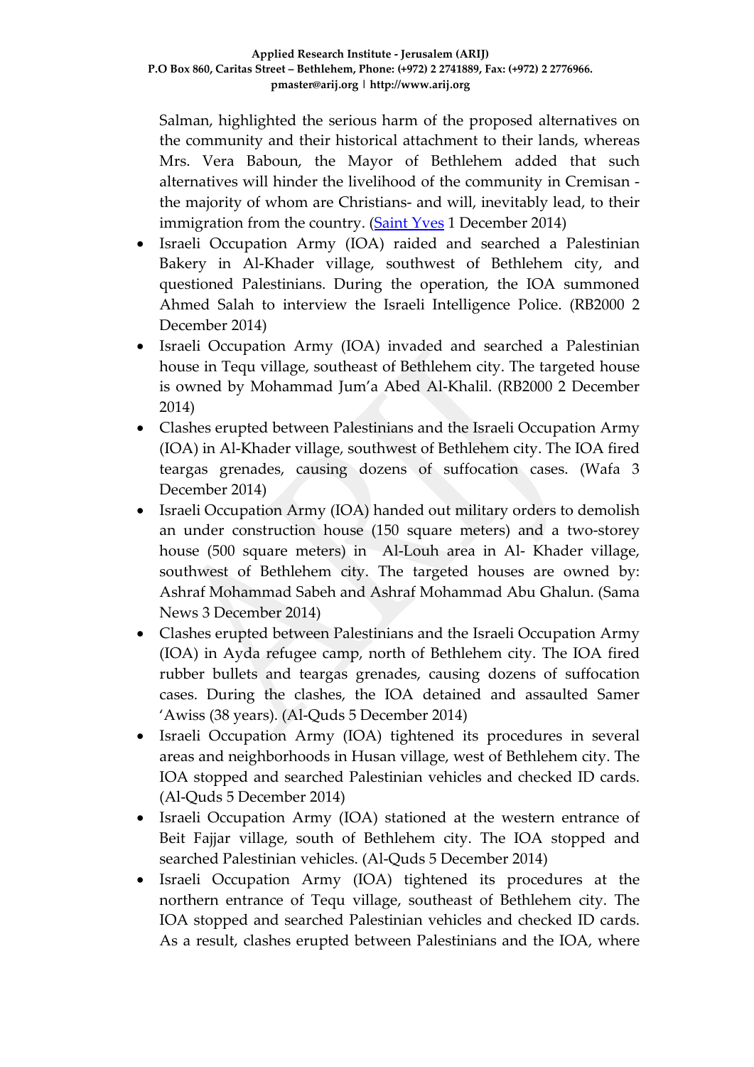Salman, highlighted the serious harm of the proposed alternatives on the community and their historical attachment to their lands, whereas Mrs. Vera Baboun, the Mayor of Bethlehem added that such alternatives will hinder the livelihood of the community in Cremisan - the majority of whom are Christians- and will, inevitably lead, to their immigration from the country. ([Saint Yves](#) 1 December 2014)

- Israeli Occupation Army (IOA) raided and searched a Palestinian Bakery in Al-Khader village, southwest of Bethlehem city, and questioned Palestinians. During the operation, the IOA summoned Ahmed Salah to interview the Israeli Intelligence Police. (RB2000 2 December 2014)
- Israeli Occupation Army (IOA) invaded and searched a Palestinian house in Tequ village, southeast of Bethlehem city. The targeted house is owned by Mohammad Jum'a Abed Al-Khalil. (RB2000 2 December 2014)
- Clashes erupted between Palestinians and the Israeli Occupation Army (IOA) in Al-Khader village, southwest of Bethlehem city. The IOA fired teargas grenades, causing dozens of suffocation cases. (Wafa 3 December 2014)
- Israeli Occupation Army (IOA) handed out military orders to demolish an under construction house (150 square meters) and a two-storey house (500 square meters) in Al-Louh area in Al- Khader village, southwest of Bethlehem city. The targeted houses are owned by: Ashraf Mohammad Sabeh and Ashraf Mohammad Abu Ghalun. (Sama News 3 December 2014)
- Clashes erupted between Palestinians and the Israeli Occupation Army (IOA) in Ayda refugee camp, north of Bethlehem city. The IOA fired rubber bullets and teargas grenades, causing dozens of suffocation cases. During the clashes, the IOA detained and assaulted Samer 'Awiss (38 years). (Al-Quds 5 December 2014)
- Israeli Occupation Army (IOA) tightened its procedures in several areas and neighborhoods in Husan village, west of Bethlehem city. The IOA stopped and searched Palestinian vehicles and checked ID cards. (Al-Quds 5 December 2014)
- Israeli Occupation Army (IOA) stationed at the western entrance of Beit Fajjar village, south of Bethlehem city. The IOA stopped and searched Palestinian vehicles. (Al-Quds 5 December 2014)
- Israeli Occupation Army (IOA) tightened its procedures at the northern entrance of Tequ village, southeast of Bethlehem city. The IOA stopped and searched Palestinian vehicles and checked ID cards. As a result, clashes erupted between Palestinians and the IOA, where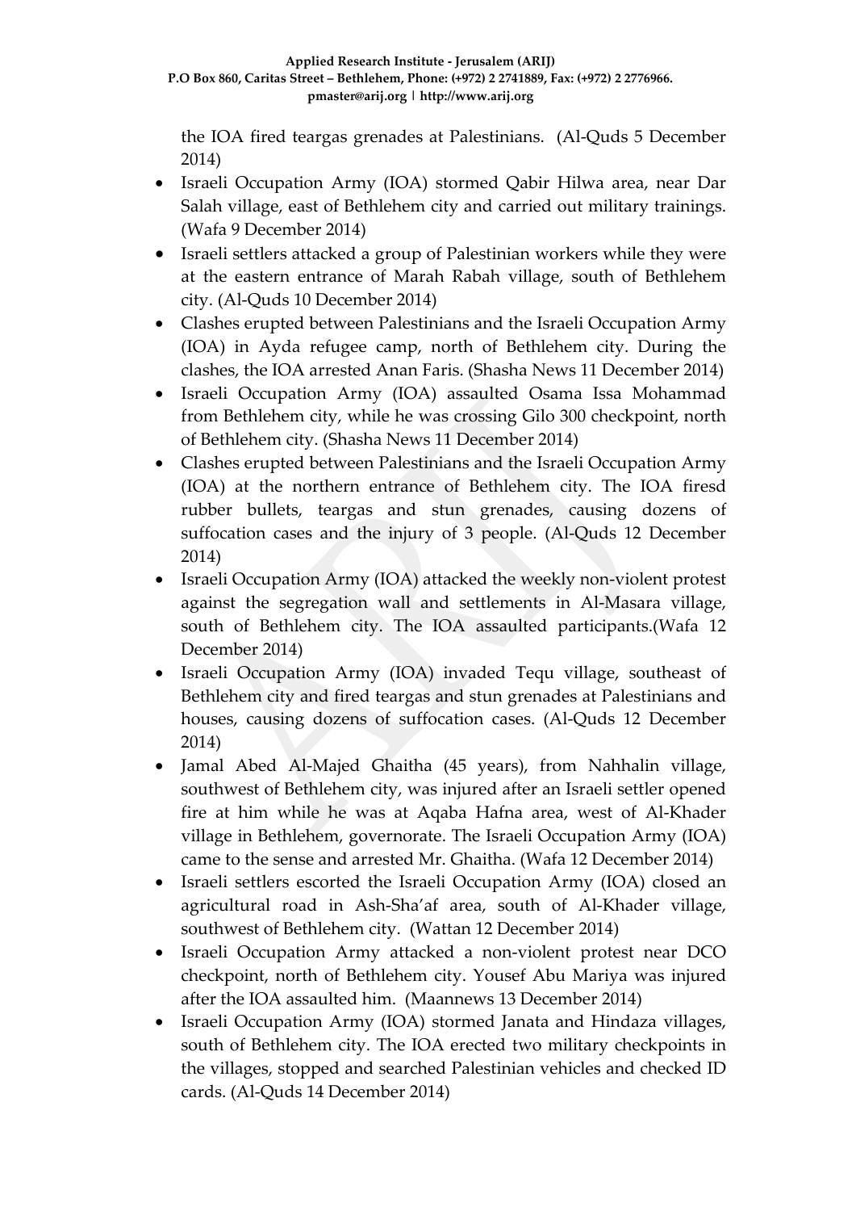the IOA fired teargas grenades at Palestinians. (Al-Quds 5 December 2014)

- Israeli Occupation Army (IOA) stormed Qabir Hilwa area, near Dar Salah village, east of Bethlehem city and carried out military trainings. (Wafa 9 December 2014)
- Israeli settlers attacked a group of Palestinian workers while they were at the eastern entrance of Marah Rabah village, south of Bethlehem city. (Al-Quds 10 December 2014)
- Clashes erupted between Palestinians and the Israeli Occupation Army (IOA) in Ayda refugee camp, north of Bethlehem city. During the clashes, the IOA arrested Anan Faris. (Shasha News 11 December 2014)
- Israeli Occupation Army (IOA) assaulted Osama Issa Mohammad from Bethlehem city, while he was crossing Gilo 300 checkpoint, north of Bethlehem city. (Shasha News 11 December 2014)
- Clashes erupted between Palestinians and the Israeli Occupation Army (IOA) at the northern entrance of Bethlehem city. The IOA firesd rubber bullets, teargas and stun grenades, causing dozens of suffocation cases and the injury of 3 people. (Al-Quds 12 December 2014)
- Israeli Occupation Army (IOA) attacked the weekly non-violent protest against the segregation wall and settlements in Al-Masara village, south of Bethlehem city. The IOA assaulted participants.(Wafa 12 December 2014)
- Israeli Occupation Army (IOA) invaded Tequ village, southeast of Bethlehem city and fired teargas and stun grenades at Palestinians and houses, causing dozens of suffocation cases. (Al-Quds 12 December 2014)
- Jamal Abed Al-Majed Ghaitha (45 years), from Nahhalin village, southwest of Bethlehem city, was injured after an Israeli settler opened fire at him while he was at Aqaba Hafna area, west of Al-Khader village in Bethlehem, governorate. The Israeli Occupation Army (IOA) came to the sense and arrested Mr. Ghaitha. (Wafa 12 December 2014)
- Israeli settlers escorted the Israeli Occupation Army (IOA) closed an agricultural road in Ash-Sha'af area, south of Al-Khader village, southwest of Bethlehem city. (Wattan 12 December 2014)
- Israeli Occupation Army attacked a non-violent protest near DCO checkpoint, north of Bethlehem city. Yousef Abu Mariya was injured after the IOA assaulted him. (Maannews 13 December 2014)
- Israeli Occupation Army (IOA) stormed Janata and Hindaza villages, south of Bethlehem city. The IOA erected two military checkpoints in the villages, stopped and searched Palestinian vehicles and checked ID cards. (Al-Quds 14 December 2014)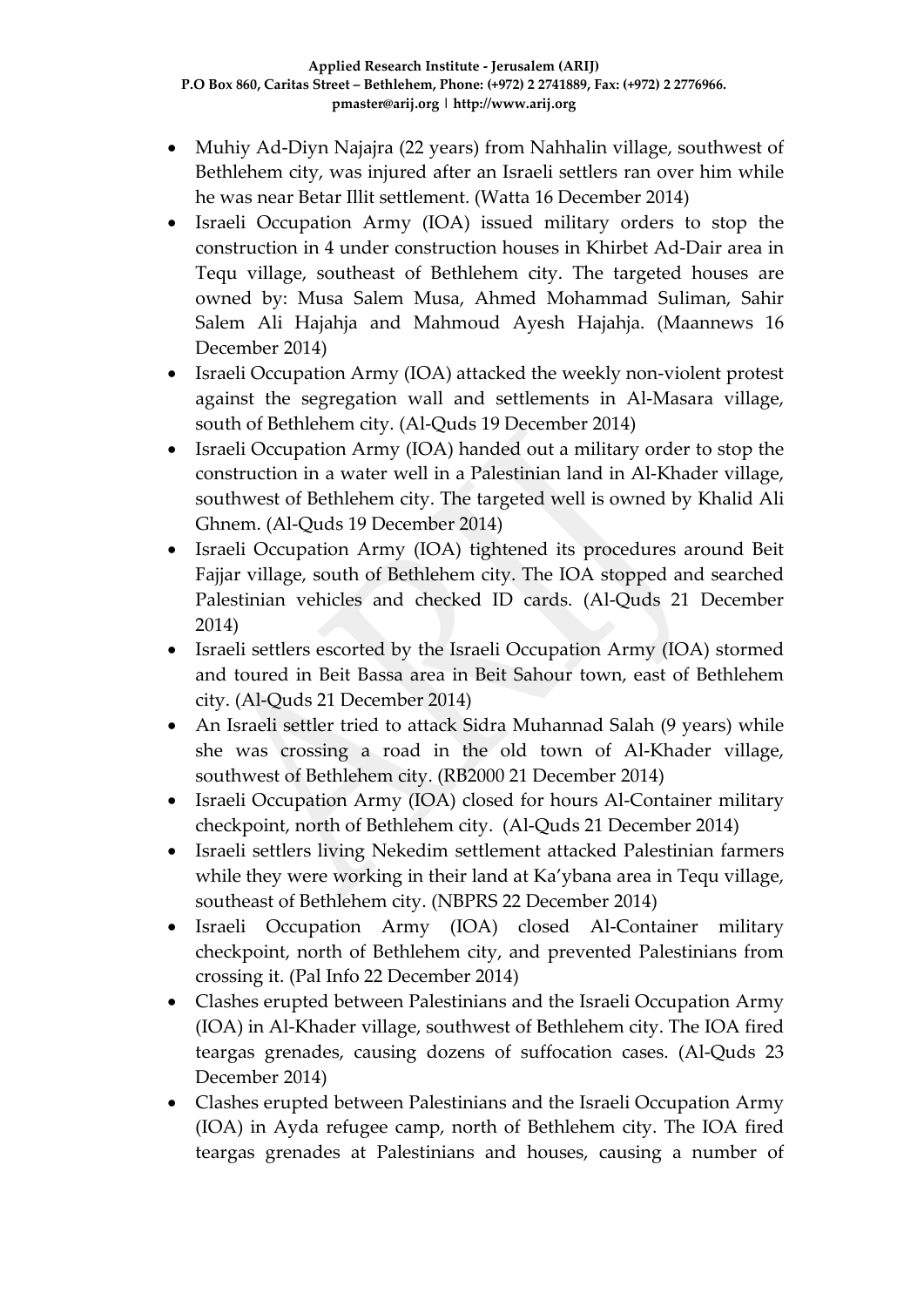- Muhiy Ad-Diyn Najajra (22 years) from Nahhalin village, southwest of Bethlehem city, was injured after an Israeli settlers ran over him while he was near Betar Illit settlement. (Watta 16 December 2014)
- Israeli Occupation Army (IOA) issued military orders to stop the construction in 4 under construction houses in Khirbet Ad-Dair area in Tequ village, southeast of Bethlehem city. The targeted houses are owned by: Musa Salem Musa, Ahmed Mohammad Suliman, Sahir Salem Ali Hajahja and Mahmoud Ayesh Hajahja. (Maannews 16 December 2014)
- Israeli Occupation Army (IOA) attacked the weekly non-violent protest against the segregation wall and settlements in Al-Masara village, south of Bethlehem city. (Al-Quds 19 December 2014)
- Israeli Occupation Army (IOA) handed out a military order to stop the construction in a water well in a Palestinian land in Al-Khader village, southwest of Bethlehem city. The targeted well is owned by Khalid Ali Ghnem. (Al-Quds 19 December 2014)
- Israeli Occupation Army (IOA) tightened its procedures around Beit Fajjar village, south of Bethlehem city. The IOA stopped and searched Palestinian vehicles and checked ID cards. (Al-Quds 21 December 2014)
- Israeli settlers escorted by the Israeli Occupation Army (IOA) stormed and toured in Beit Bassa area in Beit Sahour town, east of Bethlehem city. (Al-Quds 21 December 2014)
- An Israeli settler tried to attack Sidra Muhannad Salah (9 years) while she was crossing a road in the old town of Al-Khader village, southwest of Bethlehem city. (RB2000 21 December 2014)
- Israeli Occupation Army (IOA) closed for hours Al-Container military checkpoint, north of Bethlehem city. (Al-Quds 21 December 2014)
- Israeli settlers living Nekedim settlement attacked Palestinian farmers while they were working in their land at Ka'ybana area in Tequ village, southeast of Bethlehem city. (NBPRS 22 December 2014)
- Israeli Occupation Army (IOA) closed Al-Container military checkpoint, north of Bethlehem city, and prevented Palestinians from crossing it. (Pal Info 22 December 2014)
- Clashes erupted between Palestinians and the Israeli Occupation Army (IOA) in Al-Khader village, southwest of Bethlehem city. The IOA fired teargas grenades, causing dozens of suffocation cases. (Al-Quds 23 December 2014)
- Clashes erupted between Palestinians and the Israeli Occupation Army (IOA) in Ayda refugee camp, north of Bethlehem city. The IOA fired teargas grenades at Palestinians and houses, causing a number of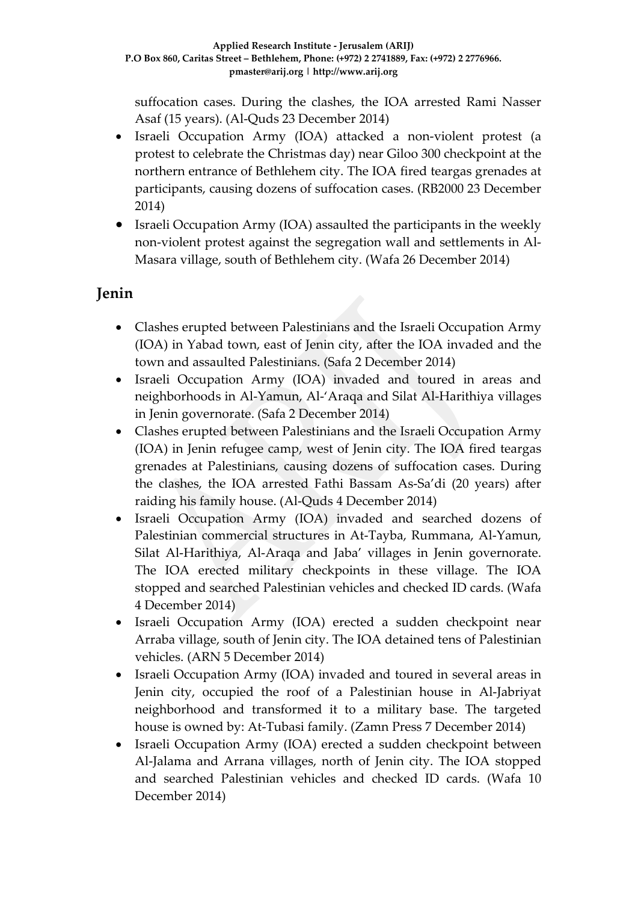suffocation cases. During the clashes, the IOA arrested Rami Nasser Asaf (15 years). (Al-Quds 23 December 2014)

- Israeli Occupation Army (IOA) attacked a non-violent protest (a protest to celebrate the Christmas day) near Giloo 300 checkpoint at the northern entrance of Bethlehem city. The IOA fired teargas grenades at participants, causing dozens of suffocation cases. (RB2000 23 December 2014)
- Israeli Occupation Army (IOA) assaulted the participants in the weekly non-violent protest against the segregation wall and settlements in Al-Masara village, south of Bethlehem city. (Wafa 26 December 2014)

## Jenin

- Clashes erupted between Palestinians and the Israeli Occupation Army (IOA) in Yabad town, east of Jenin city, after the IOA invaded and the town and assaulted Palestinians. (Safa 2 December 2014)
- Israeli Occupation Army (IOA) invaded and toured in areas and neighborhoods in Al-Yamun, Al-'Araqa and Silat Al-Harithiya villages in Jenin governorate. (Safa 2 December 2014)
- Clashes erupted between Palestinians and the Israeli Occupation Army (IOA) in Jenin refugee camp, west of Jenin city. The IOA fired teargas grenades at Palestinians, causing dozens of suffocation cases. During the clashes, the IOA arrested Fathi Bassam As-Sa'di (20 years) after raiding his family house. (Al-Quds 4 December 2014)
- Israeli Occupation Army (IOA) invaded and searched dozens of Palestinian commercial structures in At-Tayba, Rummana, Al-Yamun, Silat Al-Harithiya, Al-Araqa and Jaba' villages in Jenin governorate. The IOA erected military checkpoints in these village. The IOA stopped and searched Palestinian vehicles and checked ID cards. (Wafa 4 December 2014)
- Israeli Occupation Army (IOA) erected a sudden checkpoint near Arraba village, south of Jenin city. The IOA detained tens of Palestinian vehicles. (ARN 5 December 2014)
- Israeli Occupation Army (IOA) invaded and toured in several areas in Jenin city, occupied the roof of a Palestinian house in Al-Jabriyat neighborhood and transformed it to a military base. The targeted house is owned by: At-Tubasi family. (Zamn Press 7 December 2014)
- Israeli Occupation Army (IOA) erected a sudden checkpoint between Al-Jalama and Arrana villages, north of Jenin city. The IOA stopped and searched Palestinian vehicles and checked ID cards. (Wafa 10 December 2014)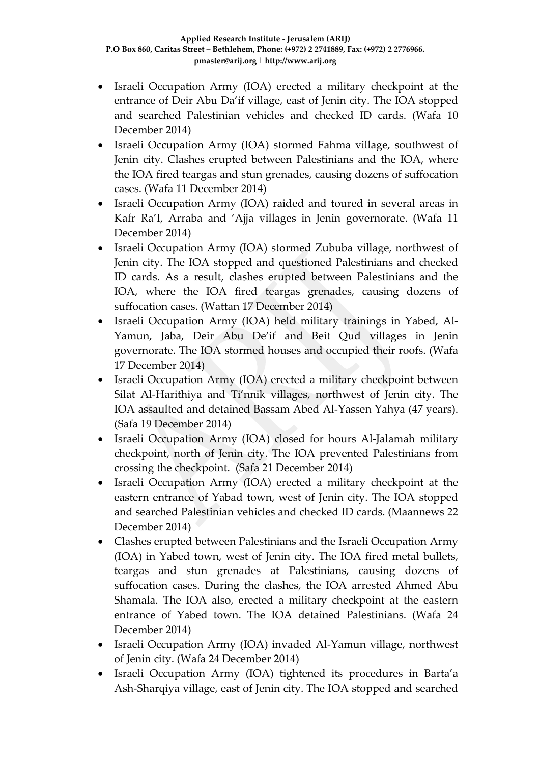- Israeli Occupation Army (IOA) erected a military checkpoint at the entrance of Deir Abu Da'if village, east of Jenin city. The IOA stopped and searched Palestinian vehicles and checked ID cards. (Wafa 10 December 2014)
- Israeli Occupation Army (IOA) stormed Fahma village, southwest of Jenin city. Clashes erupted between Palestinians and the IOA, where the IOA fired teargas and stun grenades, causing dozens of suffocation cases. (Wafa 11 December 2014)
- Israeli Occupation Army (IOA) raided and toured in several areas in Kafr Ra'I, Arraba and 'Ajja villages in Jenin governorate. (Wafa 11 December 2014)
- Israeli Occupation Army (IOA) stormed Zububa village, northwest of Jenin city. The IOA stopped and questioned Palestinians and checked ID cards. As a result, clashes erupted between Palestinians and the IOA, where the IOA fired teargas grenades, causing dozens of suffocation cases. (Wattan 17 December 2014)
- Israeli Occupation Army (IOA) held military trainings in Yabed, Al-Yamun, Jaba, Deir Abu De'if and Beit Qud villages in Jenin governorate. The IOA stormed houses and occupied their roofs. (Wafa 17 December 2014)
- Israeli Occupation Army (IOA) erected a military checkpoint between Silat Al-Harithiya and Ti'nnik villages, northwest of Jenin city. The IOA assaulted and detained Bassam Abed Al-Yassen Yahya (47 years). (Safa 19 December 2014)
- Israeli Occupation Army (IOA) closed for hours Al-Jalamah military checkpoint, north of Jenin city. The IOA prevented Palestinians from crossing the checkpoint. (Safa 21 December 2014)
- Israeli Occupation Army (IOA) erected a military checkpoint at the eastern entrance of Yabad town, west of Jenin city. The IOA stopped and searched Palestinian vehicles and checked ID cards. (Maannews 22 December 2014)
- Clashes erupted between Palestinians and the Israeli Occupation Army (IOA) in Yabed town, west of Jenin city. The IOA fired metal bullets, teargas and stun grenades at Palestinians, causing dozens of suffocation cases. During the clashes, the IOA arrested Ahmed Abu Shamala. The IOA also, erected a military checkpoint at the eastern entrance of Yabed town. The IOA detained Palestinians. (Wafa 24 December 2014)
- Israeli Occupation Army (IOA) invaded Al-Yamun village, northwest of Jenin city. (Wafa 24 December 2014)
- Israeli Occupation Army (IOA) tightened its procedures in Barta'a Ash-Sharqiya village, east of Jenin city. The IOA stopped and searched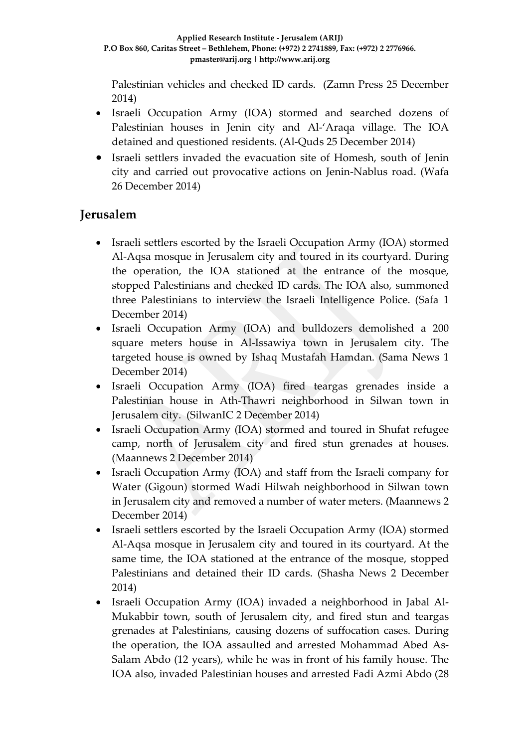Palestinian vehicles and checked ID cards. (Zamn Press 25 December 2014)

- Israeli Occupation Army (IOA) stormed and searched dozens of Palestinian houses in Jenin city and Al-'Araqa village. The IOA detained and questioned residents. (Al-Quds 25 December 2014)
- Israeli settlers invaded the evacuation site of Homesh, south of Jenin city and carried out provocative actions on Jenin-Nablus road. (Wafa 26 December 2014)

## Jerusalem

- Israeli settlers escorted by the Israeli Occupation Army (IOA) stormed Al-Aqsa mosque in Jerusalem city and toured in its courtyard. During the operation, the IOA stationed at the entrance of the mosque, stopped Palestinians and checked ID cards. The IOA also, summoned three Palestinians to interview the Israeli Intelligence Police. (Safa 1 December 2014)
- Israeli Occupation Army (IOA) and bulldozers demolished a 200 square meters house in Al-Issawiya town in Jerusalem city. The targeted house is owned by Ishaq Mustafah Hamdan. (Sama News 1 December 2014)
- Israeli Occupation Army (IOA) fired teargas grenades inside a Palestinian house in Ath-Thawri neighborhood in Silwan town in Jerusalem city. (SilwanIC 2 December 2014)
- Israeli Occupation Army (IOA) stormed and toured in Shufat refugee camp, north of Jerusalem city and fired stun grenades at houses. (Maannews 2 December 2014)
- Israeli Occupation Army (IOA) and staff from the Israeli company for Water (Gigoun) stormed Wadi Hilwah neighborhood in Silwan town in Jerusalem city and removed a number of water meters. (Maannews 2 December 2014)
- Israeli settlers escorted by the Israeli Occupation Army (IOA) stormed Al-Aqsa mosque in Jerusalem city and toured in its courtyard. At the same time, the IOA stationed at the entrance of the mosque, stopped Palestinians and detained their ID cards. (Shasha News 2 December 2014)
- Israeli Occupation Army (IOA) invaded a neighborhood in Jabal Al-Mukabbir town, south of Jerusalem city, and fired stun and teargas grenades at Palestinians, causing dozens of suffocation cases. During the operation, the IOA assaulted and arrested Mohammad Abed As-Salam Abdo (12 years), while he was in front of his family house. The IOA also, invaded Palestinian houses and arrested Fadi Azmi Abdo (28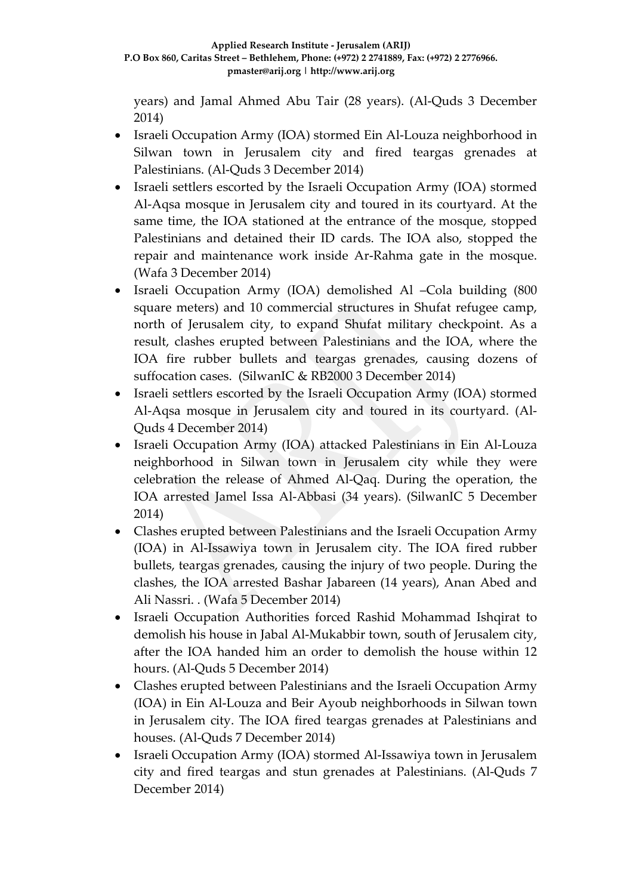years) and Jamal Ahmed Abu Tair (28 years). (Al-Quds 3 December 2014)

- Israeli Occupation Army (IOA) stormed Ein Al-Louza neighborhood in Silwan town in Jerusalem city and fired teargas grenades at Palestinians. (Al-Quds 3 December 2014)
- Israeli settlers escorted by the Israeli Occupation Army (IOA) stormed Al-Aqsa mosque in Jerusalem city and toured in its courtyard. At the same time, the IOA stationed at the entrance of the mosque, stopped Palestinians and detained their ID cards. The IOA also, stopped the repair and maintenance work inside Ar-Rahma gate in the mosque. (Wafa 3 December 2014)
- Israeli Occupation Army (IOA) demolished Al –Cola building (800 square meters) and 10 commercial structures in Shufat refugee camp, north of Jerusalem city, to expand Shufat military checkpoint. As a result, clashes erupted between Palestinians and the IOA, where the IOA fire rubber bullets and teargas grenades, causing dozens of suffocation cases. (SilwanIC & RB2000 3 December 2014)
- Israeli settlers escorted by the Israeli Occupation Army (IOA) stormed Al-Aqsa mosque in Jerusalem city and toured in its courtyard. (Al-Quds 4 December 2014)
- Israeli Occupation Army (IOA) attacked Palestinians in Ein Al-Louza neighborhood in Silwan town in Jerusalem city while they were celebration the release of Ahmed Al-Qaq. During the operation, the IOA arrested Jamel Issa Al-Abbasi (34 years). (SilwanIC 5 December 2014)
- Clashes erupted between Palestinians and the Israeli Occupation Army (IOA) in Al-Issawiya town in Jerusalem city. The IOA fired rubber bullets, teargas grenades, causing the injury of two people. During the clashes, the IOA arrested Bashar Jabareen (14 years), Anan Abed and Ali Nassri. . (Wafa 5 December 2014)
- Israeli Occupation Authorities forced Rashid Mohammad Ishqirat to demolish his house in Jabal Al-Mukabbir town, south of Jerusalem city, after the IOA handed him an order to demolish the house within 12 hours. (Al-Quds 5 December 2014)
- Clashes erupted between Palestinians and the Israeli Occupation Army (IOA) in Ein Al-Louza and Beir Ayoub neighborhoods in Silwan town in Jerusalem city. The IOA fired teargas grenades at Palestinians and houses. (Al-Quds 7 December 2014)
- Israeli Occupation Army (IOA) stormed Al-Issawiya town in Jerusalem city and fired teargas and stun grenades at Palestinians. (Al-Quds 7 December 2014)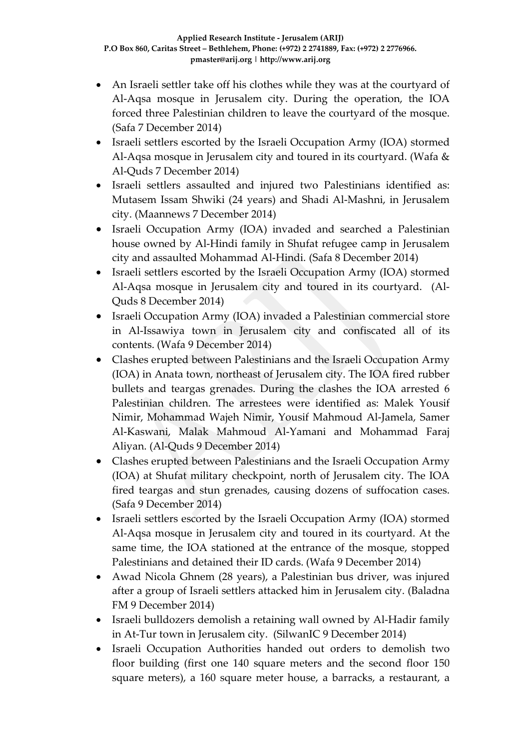- An Israeli settler take off his clothes while they was at the courtyard of Al-Aqsa mosque in Jerusalem city. During the operation, the IOA forced three Palestinian children to leave the courtyard of the mosque. (Safa 7 December 2014)
- Israeli settlers escorted by the Israeli Occupation Army (IOA) stormed Al-Aqsa mosque in Jerusalem city and toured in its courtyard. (Wafa & Al-Quds 7 December 2014)
- Israeli settlers assaulted and injured two Palestinians identified as: Mutasem Issam Shwiki (24 years) and Shadi Al-Mashni, in Jerusalem city. (Maannews 7 December 2014)
- Israeli Occupation Army (IOA) invaded and searched a Palestinian house owned by Al-Hindi family in Shufat refugee camp in Jerusalem city and assaulted Mohammad Al-Hindi. (Safa 8 December 2014)
- Israeli settlers escorted by the Israeli Occupation Army (IOA) stormed Al-Aqsa mosque in Jerusalem city and toured in its courtyard. (Al-Quds 8 December 2014)
- Israeli Occupation Army (IOA) invaded a Palestinian commercial store in Al-Issawiya town in Jerusalem city and confiscated all of its contents. (Wafa 9 December 2014)
- Clashes erupted between Palestinians and the Israeli Occupation Army (IOA) in Anata town, northeast of Jerusalem city. The IOA fired rubber bullets and teargas grenades. During the clashes the IOA arrested 6 Palestinian children. The arrestees were identified as: Malek Yousif Nimir, Mohammad Wajeh Nimir, Yousif Mahmoud Al-Jamela, Samer Al-Kaswani, Malak Mahmoud Al-Yamani and Mohammad Faraj Aliyan. (Al-Quds 9 December 2014)
- Clashes erupted between Palestinians and the Israeli Occupation Army (IOA) at Shufat military checkpoint, north of Jerusalem city. The IOA fired teargas and stun grenades, causing dozens of suffocation cases. (Safa 9 December 2014)
- Israeli settlers escorted by the Israeli Occupation Army (IOA) stormed Al-Aqsa mosque in Jerusalem city and toured in its courtyard. At the same time, the IOA stationed at the entrance of the mosque, stopped Palestinians and detained their ID cards. (Wafa 9 December 2014)
- Awad Nicola Ghnem (28 years), a Palestinian bus driver, was injured after a group of Israeli settlers attacked him in Jerusalem city. (Baladna FM 9 December 2014)
- Israeli bulldozers demolish a retaining wall owned by Al-Hadir family in At-Tur town in Jerusalem city. (SilwanIC 9 December 2014)
- Israeli Occupation Authorities handed out orders to demolish two floor building (first one 140 square meters and the second floor 150 square meters), a 160 square meter house, a barracks, a restaurant, a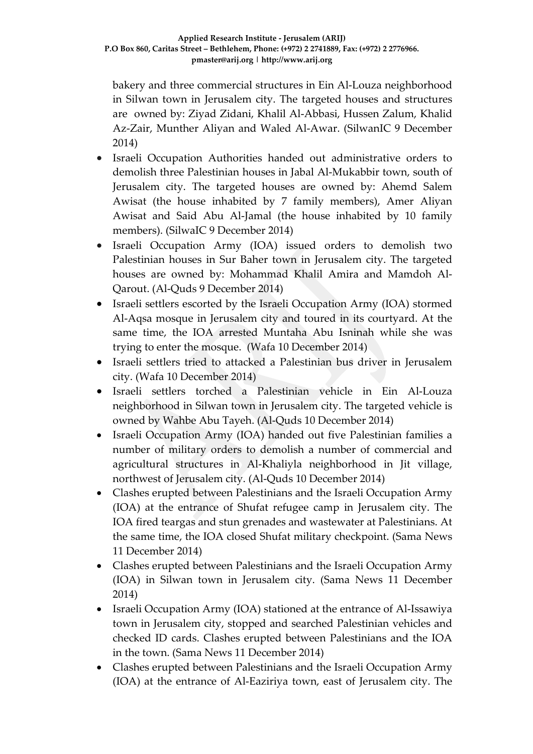bakery and three commercial structures in Ein Al-Louza neighborhood in Silwan town in Jerusalem city. The targeted houses and structures are owned by: Ziyad Zidani, Khalil Al-Abbasi, Hussen Zalum, Khalid Az-Zair, Munther Aliyan and Waled Al-Awar. (SilwanIC 9 December 2014)

- Israeli Occupation Authorities handed out administrative orders to demolish three Palestinian houses in Jabal Al-Mukabbir town, south of Jerusalem city. The targeted houses are owned by: Ahemd Salem Awisat (the house inhabited by 7 family members), Amer Aliyan Awisat and Said Abu Al-Jamal (the house inhabited by 10 family members). (SilwaIC 9 December 2014)
- Israeli Occupation Army (IOA) issued orders to demolish two Palestinian houses in Sur Baher town in Jerusalem city. The targeted houses are owned by: Mohammad Khalil Amira and Mamdoh Al-Qarout. (Al-Quds 9 December 2014)
- Israeli settlers escorted by the Israeli Occupation Army (IOA) stormed Al-Aqsa mosque in Jerusalem city and toured in its courtyard. At the same time, the IOA arrested Muntaha Abu Isninah while she was trying to enter the mosque. (Wafa 10 December 2014)
- Israeli settlers tried to attacked a Palestinian bus driver in Jerusalem city. (Wafa 10 December 2014)
- Israeli settlers torched a Palestinian vehicle in Ein Al-Louza neighborhood in Silwan town in Jerusalem city. The targeted vehicle is owned by Wahbe Abu Tayeh. (Al-Quds 10 December 2014)
- Israeli Occupation Army (IOA) handed out five Palestinian families a number of military orders to demolish a number of commercial and agricultural structures in Al-Khaliyla neighborhood in Jit village, northwest of Jerusalem city. (Al-Quds 10 December 2014)
- Clashes erupted between Palestinians and the Israeli Occupation Army (IOA) at the entrance of Shufat refugee camp in Jerusalem city. The IOA fired teargas and stun grenades and wastewater at Palestinians. At the same time, the IOA closed Shufat military checkpoint. (Sama News 11 December 2014)
- Clashes erupted between Palestinians and the Israeli Occupation Army (IOA) in Silwan town in Jerusalem city. (Sama News 11 December 2014)
- Israeli Occupation Army (IOA) stationed at the entrance of Al-Issawiya town in Jerusalem city, stopped and searched Palestinian vehicles and checked ID cards. Clashes erupted between Palestinians and the IOA in the town. (Sama News 11 December 2014)
- Clashes erupted between Palestinians and the Israeli Occupation Army (IOA) at the entrance of Al-Eaziriya town, east of Jerusalem city. The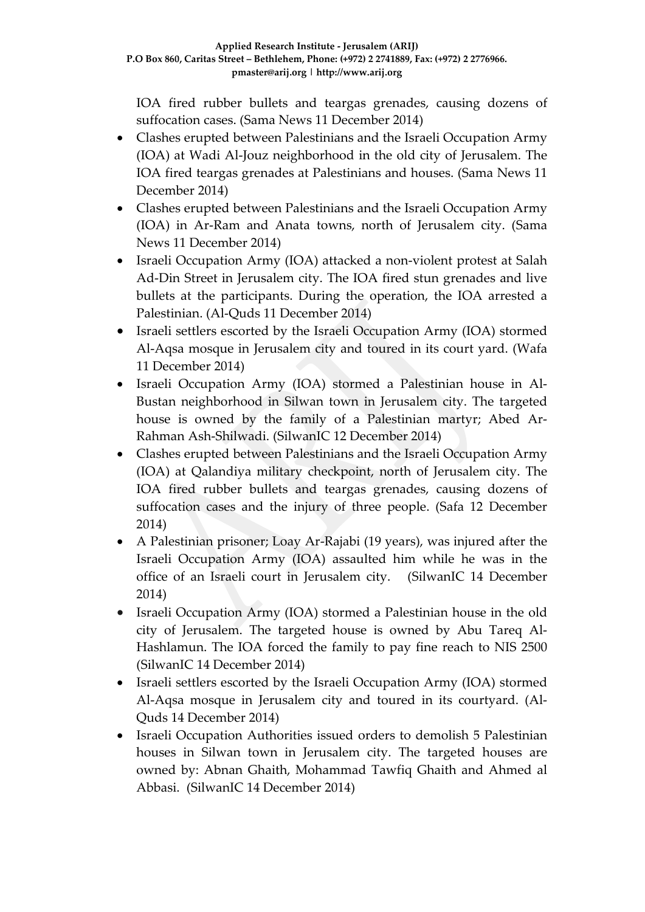IOA fired rubber bullets and teargas grenades, causing dozens of suffocation cases. (Sama News 11 December 2014)

- Clashes erupted between Palestinians and the Israeli Occupation Army (IOA) at Wadi Al-Jouz neighborhood in the old city of Jerusalem. The IOA fired teargas grenades at Palestinians and houses. (Sama News 11 December 2014)
- Clashes erupted between Palestinians and the Israeli Occupation Army (IOA) in Ar-Ram and Anata towns, north of Jerusalem city. (Sama News 11 December 2014)
- Israeli Occupation Army (IOA) attacked a non-violent protest at Salah Ad-Din Street in Jerusalem city. The IOA fired stun grenades and live bullets at the participants. During the operation, the IOA arrested a Palestinian. (Al-Quds 11 December 2014)
- Israeli settlers escorted by the Israeli Occupation Army (IOA) stormed Al-Aqsa mosque in Jerusalem city and toured in its court yard. (Wafa 11 December 2014)
- Israeli Occupation Army (IOA) stormed a Palestinian house in Al-Bustan neighborhood in Silwan town in Jerusalem city. The targeted house is owned by the family of a Palestinian martyr; Abed Ar-Rahman Ash-Shilwadi. (SilwanIC 12 December 2014)
- Clashes erupted between Palestinians and the Israeli Occupation Army (IOA) at Qalandiya military checkpoint, north of Jerusalem city. The IOA fired rubber bullets and teargas grenades, causing dozens of suffocation cases and the injury of three people. (Safa 12 December 2014)
- A Palestinian prisoner; Loay Ar-Rajabi (19 years), was injured after the Israeli Occupation Army (IOA) assaulted him while he was in the office of an Israeli court in Jerusalem city. (SilwanIC 14 December 2014)
- Israeli Occupation Army (IOA) stormed a Palestinian house in the old city of Jerusalem. The targeted house is owned by Abu Tareq Al-Hashlamun. The IOA forced the family to pay fine reach to NIS 2500 (SilwanIC 14 December 2014)
- Israeli settlers escorted by the Israeli Occupation Army (IOA) stormed Al-Aqsa mosque in Jerusalem city and toured in its courtyard. (Al-Quds 14 December 2014)
- Israeli Occupation Authorities issued orders to demolish 5 Palestinian houses in Silwan town in Jerusalem city. The targeted houses are owned by: Abnan Ghaith, Mohammad Tawfiq Ghaith and Ahmed al Abbasi. (SilwanIC 14 December 2014)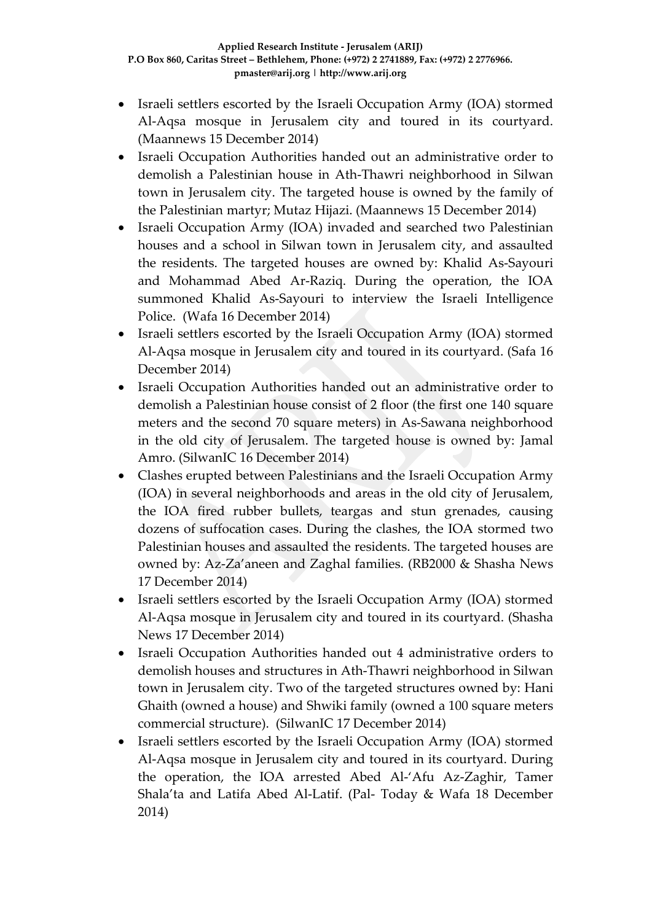- Israeli settlers escorted by the Israeli Occupation Army (IOA) stormed Al-Aqsa mosque in Jerusalem city and toured in its courtyard. (Maannews 15 December 2014)
- Israeli Occupation Authorities handed out an administrative order to demolish a Palestinian house in Ath-Thawri neighborhood in Silwan town in Jerusalem city. The targeted house is owned by the family of the Palestinian martyr; Mutaz Hijazi. (Maannews 15 December 2014)
- Israeli Occupation Army (IOA) invaded and searched two Palestinian houses and a school in Silwan town in Jerusalem city, and assaulted the residents. The targeted houses are owned by: Khalid As-Sayouri and Mohammad Abed Ar-Raziq. During the operation, the IOA summoned Khalid As-Sayouri to interview the Israeli Intelligence Police. (Wafa 16 December 2014)
- Israeli settlers escorted by the Israeli Occupation Army (IOA) stormed Al-Aqsa mosque in Jerusalem city and toured in its courtyard. (Safa 16 December 2014)
- Israeli Occupation Authorities handed out an administrative order to demolish a Palestinian house consist of 2 floor (the first one 140 square meters and the second 70 square meters) in As-Sawana neighborhood in the old city of Jerusalem. The targeted house is owned by: Jamal Amro. (SilwanIC 16 December 2014)
- Clashes erupted between Palestinians and the Israeli Occupation Army (IOA) in several neighborhoods and areas in the old city of Jerusalem, the IOA fired rubber bullets, teargas and stun grenades, causing dozens of suffocation cases. During the clashes, the IOA stormed two Palestinian houses and assaulted the residents. The targeted houses are owned by: Az-Za'aneen and Zaghal families. (RB2000 & Shasha News 17 December 2014)
- Israeli settlers escorted by the Israeli Occupation Army (IOA) stormed Al-Aqsa mosque in Jerusalem city and toured in its courtyard. (Shasha News 17 December 2014)
- Israeli Occupation Authorities handed out 4 administrative orders to demolish houses and structures in Ath-Thawri neighborhood in Silwan town in Jerusalem city. Two of the targeted structures owned by: Hani Ghaith (owned a house) and Shwiki family (owned a 100 square meters commercial structure). (SilwanIC 17 December 2014)
- Israeli settlers escorted by the Israeli Occupation Army (IOA) stormed Al-Aqsa mosque in Jerusalem city and toured in its courtyard. During the operation, the IOA arrested Abed Al-'Afu Az-Zaghir, Tamer Shala'ta and Latifa Abed Al-Latif. (Pal- Today & Wafa 18 December 2014)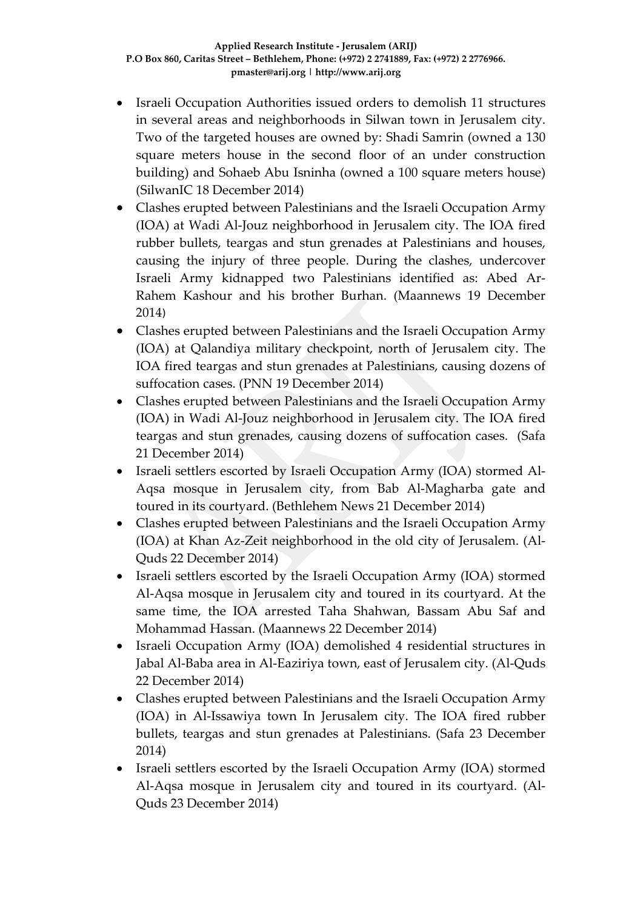- Israeli Occupation Authorities issued orders to demolish 11 structures in several areas and neighborhoods in Silwan town in Jerusalem city. Two of the targeted houses are owned by: Shadi Samrin (owned a 130 square meters house in the second floor of an under construction building) and Sohaeb Abu Isninha (owned a 100 square meters house) (SilwanIC 18 December 2014)
- Clashes erupted between Palestinians and the Israeli Occupation Army (IOA) at Wadi Al-Jouz neighborhood in Jerusalem city. The IOA fired rubber bullets, teargas and stun grenades at Palestinians and houses, causing the injury of three people. During the clashes, undercover Israeli Army kidnapped two Palestinians identified as: Abed Ar-Rahem Kashour and his brother Burhan. (Maannews 19 December 2014)
- Clashes erupted between Palestinians and the Israeli Occupation Army (IOA) at Qalandiya military checkpoint, north of Jerusalem city. The IOA fired teargas and stun grenades at Palestinians, causing dozens of suffocation cases. (PNN 19 December 2014)
- Clashes erupted between Palestinians and the Israeli Occupation Army (IOA) in Wadi Al-Jouz neighborhood in Jerusalem city. The IOA fired teargas and stun grenades, causing dozens of suffocation cases. (Safa 21 December 2014)
- Israeli settlers escorted by Israeli Occupation Army (IOA) stormed Al-Aqsa mosque in Jerusalem city, from Bab Al-Magharba gate and toured in its courtyard. (Bethlehem News 21 December 2014)
- Clashes erupted between Palestinians and the Israeli Occupation Army (IOA) at Khan Az-Zeit neighborhood in the old city of Jerusalem. (Al-Quds 22 December 2014)
- Israeli settlers escorted by the Israeli Occupation Army (IOA) stormed Al-Aqsa mosque in Jerusalem city and toured in its courtyard. At the same time, the IOA arrested Taha Shahwan, Bassam Abu Saf and Mohammad Hassan. (Maannews 22 December 2014)
- Israeli Occupation Army (IOA) demolished 4 residential structures in Jabal Al-Baba area in Al-Eaziriya town, east of Jerusalem city. (Al-Quds 22 December 2014)
- Clashes erupted between Palestinians and the Israeli Occupation Army (IOA) in Al-Issawiya town In Jerusalem city. The IOA fired rubber bullets, teargas and stun grenades at Palestinians. (Safa 23 December 2014)
- Israeli settlers escorted by the Israeli Occupation Army (IOA) stormed Al-Aqsa mosque in Jerusalem city and toured in its courtyard. (Al-Quds 23 December 2014)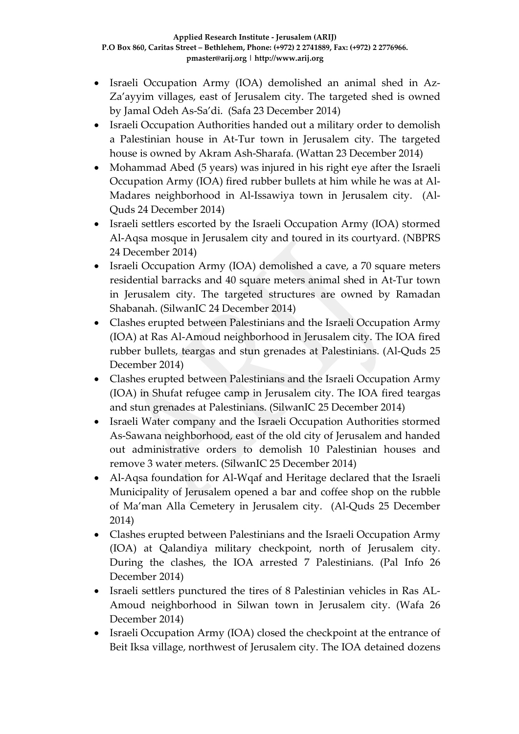- Israeli Occupation Army (IOA) demolished an animal shed in Az-Za'ayyim villages, east of Jerusalem city. The targeted shed is owned by Jamal Odeh As-Sa'di. (Safa 23 December 2014)
- Israeli Occupation Authorities handed out a military order to demolish a Palestinian house in At-Tur town in Jerusalem city. The targeted house is owned by Akram Ash-Sharafa. (Wattan 23 December 2014)
- Mohammad Abed (5 years) was injured in his right eye after the Israeli Occupation Army (IOA) fired rubber bullets at him while he was at Al-Madares neighborhood in Al-Issawiya town in Jerusalem city. (Al-Quds 24 December 2014)
- Israeli settlers escorted by the Israeli Occupation Army (IOA) stormed Al-Aqsa mosque in Jerusalem city and toured in its courtyard. (NBPRS 24 December 2014)
- Israeli Occupation Army (IOA) demolished a cave, a 70 square meters residential barracks and 40 square meters animal shed in At-Tur town in Jerusalem city. The targeted structures are owned by Ramadan Shabanah. (SilwanIC 24 December 2014)
- Clashes erupted between Palestinians and the Israeli Occupation Army (IOA) at Ras Al-Amoud neighborhood in Jerusalem city. The IOA fired rubber bullets, teargas and stun grenades at Palestinians. (Al-Quds 25 December 2014)
- Clashes erupted between Palestinians and the Israeli Occupation Army (IOA) in Shufat refugee camp in Jerusalem city. The IOA fired teargas and stun grenades at Palestinians. (SilwanIC 25 December 2014)
- Israeli Water company and the Israeli Occupation Authorities stormed As-Sawana neighborhood, east of the old city of Jerusalem and handed out administrative orders to demolish 10 Palestinian houses and remove 3 water meters. (SilwanIC 25 December 2014)
- Al-Aqsa foundation for Al-Wqaf and Heritage declared that the Israeli Municipality of Jerusalem opened a bar and coffee shop on the rubble of Ma'man Alla Cemetery in Jerusalem city. (Al-Quds 25 December 2014)
- Clashes erupted between Palestinians and the Israeli Occupation Army (IOA) at Qalandiya military checkpoint, north of Jerusalem city. During the clashes, the IOA arrested 7 Palestinians. (Pal Info 26 December 2014)
- Israeli settlers punctured the tires of 8 Palestinian vehicles in Ras AL-Amoud neighborhood in Silwan town in Jerusalem city. (Wafa 26 December 2014)
- Israeli Occupation Army (IOA) closed the checkpoint at the entrance of Beit Iksa village, northwest of Jerusalem city. The IOA detained dozens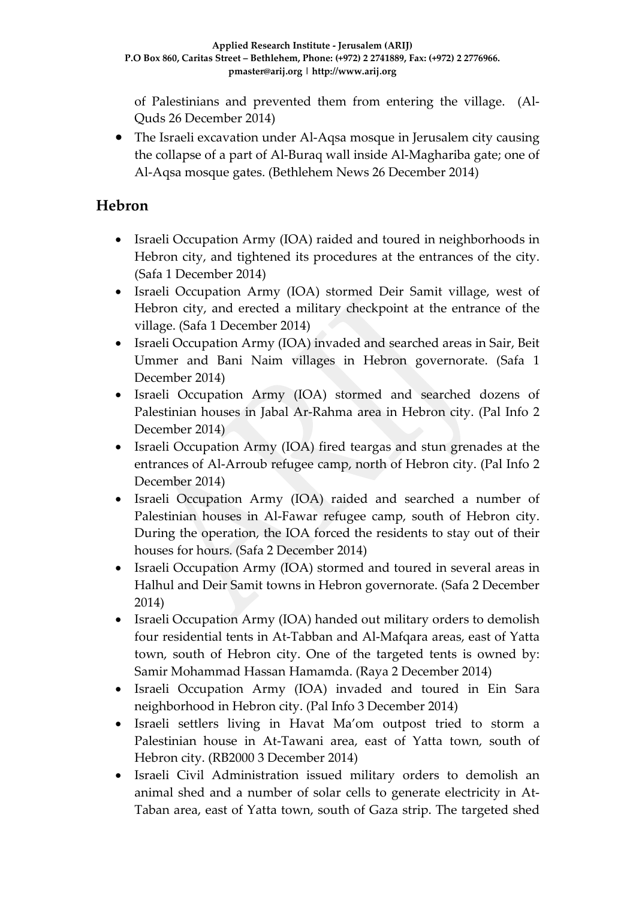of Palestinians and prevented them from entering the village. (Al-Quds 26 December 2014)

- The Israeli excavation under Al-Aqsa mosque in Jerusalem city causing the collapse of a part of Al-Buraq wall inside Al-Maghariba gate; one of Al-Aqsa mosque gates. (Bethlehem News 26 December 2014)

## Hebron

- Israeli Occupation Army (IOA) raided and toured in neighborhoods in Hebron city, and tightened its procedures at the entrances of the city. (Safa 1 December 2014)
- Israeli Occupation Army (IOA) stormed Deir Samit village, west of Hebron city, and erected a military checkpoint at the entrance of the village. (Safa 1 December 2014)
- Israeli Occupation Army (IOA) invaded and searched areas in Sair, Beit Ummer and Bani Naim villages in Hebron governorate. (Safa 1 December 2014)
- Israeli Occupation Army (IOA) stormed and searched dozens of Palestinian houses in Jabal Ar-Rahma area in Hebron city. (Pal Info 2 December 2014)
- Israeli Occupation Army (IOA) fired teargas and stun grenades at the entrances of Al-Arroub refugee camp, north of Hebron city. (Pal Info 2 December 2014)
- Israeli Occupation Army (IOA) raided and searched a number of Palestinian houses in Al-Fawar refugee camp, south of Hebron city. During the operation, the IOA forced the residents to stay out of their houses for hours. (Safa 2 December 2014)
- Israeli Occupation Army (IOA) stormed and toured in several areas in Halhul and Deir Samit towns in Hebron governorate. (Safa 2 December 2014)
- Israeli Occupation Army (IOA) handed out military orders to demolish four residential tents in At-Tabban and Al-Mafqara areas, east of Yatta town, south of Hebron city. One of the targeted tents is owned by: Samir Mohammad Hassan Hamamda. (Raya 2 December 2014)
- Israeli Occupation Army (IOA) invaded and toured in Ein Sara neighborhood in Hebron city. (Pal Info 3 December 2014)
- Israeli settlers living in Havat Ma'om outpost tried to storm a Palestinian house in At-Tawani area, east of Yatta town, south of Hebron city. (RB2000 3 December 2014)
- Israeli Civil Administration issued military orders to demolish an animal shed and a number of solar cells to generate electricity in At-Taban area, east of Yatta town, south of Gaza strip. The targeted shed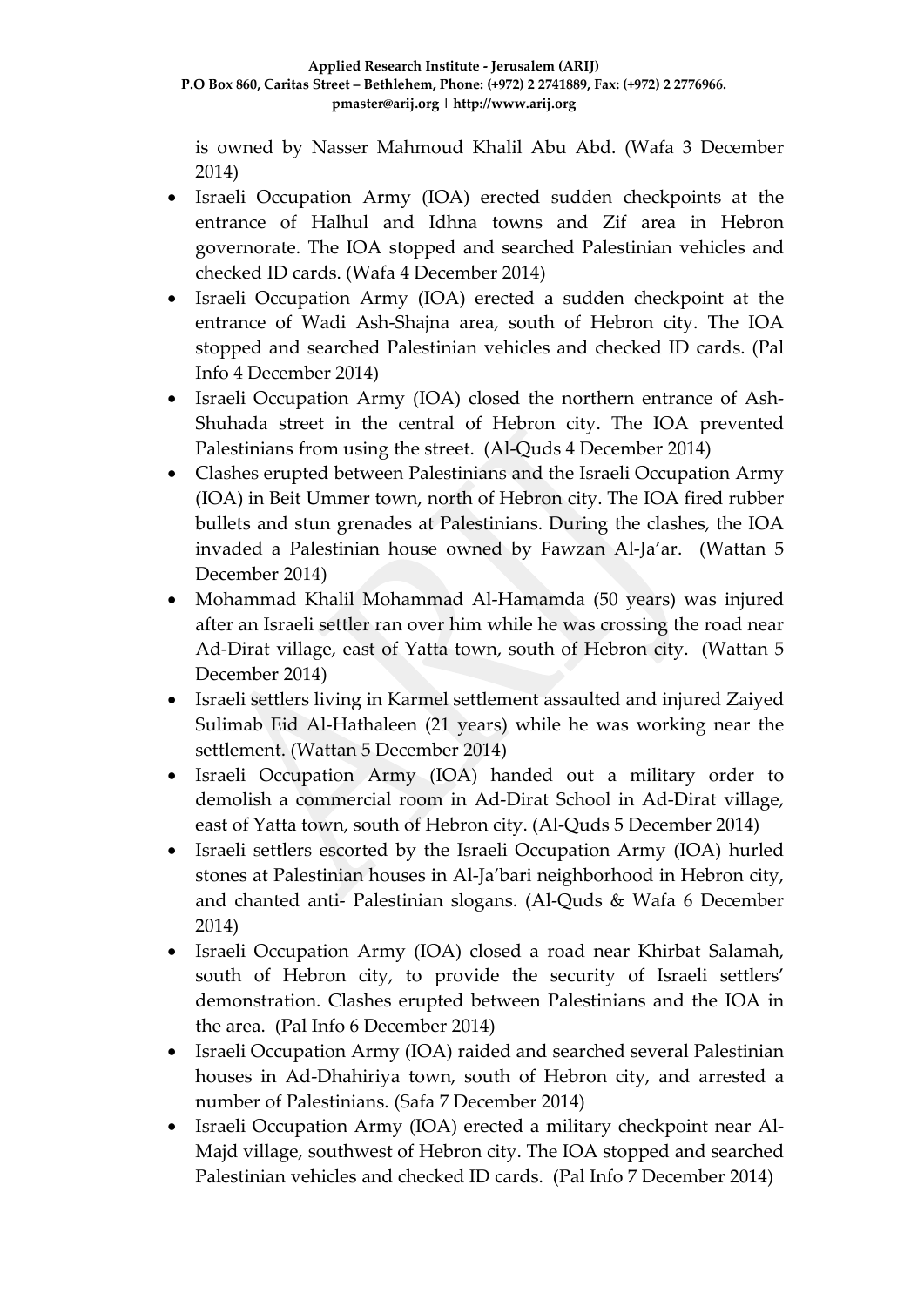is owned by Nasser Mahmoud Khalil Abu Abd. (Wafa 3 December 2014)

- Israeli Occupation Army (IOA) erected sudden checkpoints at the entrance of Halhul and Idhna towns and Zif area in Hebron governorate. The IOA stopped and searched Palestinian vehicles and checked ID cards. (Wafa 4 December 2014)
- Israeli Occupation Army (IOA) erected a sudden checkpoint at the entrance of Wadi Ash-Shajna area, south of Hebron city. The IOA stopped and searched Palestinian vehicles and checked ID cards. (Pal Info 4 December 2014)
- Israeli Occupation Army (IOA) closed the northern entrance of Ash-Shuhada street in the central of Hebron city. The IOA prevented Palestinians from using the street. (Al-Quds 4 December 2014)
- Clashes erupted between Palestinians and the Israeli Occupation Army (IOA) in Beit Ummer town, north of Hebron city. The IOA fired rubber bullets and stun grenades at Palestinians. During the clashes, the IOA invaded a Palestinian house owned by Fawzan Al-Ja'ar. (Wattan 5 December 2014)
- Mohammad Khalil Mohammad Al-Hamamda (50 years) was injured after an Israeli settler ran over him while he was crossing the road near Ad-Dirat village, east of Yatta town, south of Hebron city. (Wattan 5 December 2014)
- Israeli settlers living in Karmel settlement assaulted and injured Zaiyed Sulimab Eid Al-Hathaleen (21 years) while he was working near the settlement. (Wattan 5 December 2014)
- Israeli Occupation Army (IOA) handed out a military order to demolish a commercial room in Ad-Dirat School in Ad-Dirat village, east of Yatta town, south of Hebron city. (Al-Quds 5 December 2014)
- Israeli settlers escorted by the Israeli Occupation Army (IOA) hurled stones at Palestinian houses in Al-Ja'bari neighborhood in Hebron city, and chanted anti- Palestinian slogans. (Al-Quds & Wafa 6 December 2014)
- Israeli Occupation Army (IOA) closed a road near Khirbat Salamah, south of Hebron city, to provide the security of Israeli settlers' demonstration. Clashes erupted between Palestinians and the IOA in the area. (Pal Info 6 December 2014)
- Israeli Occupation Army (IOA) raided and searched several Palestinian houses in Ad-Dhahiriya town, south of Hebron city, and arrested a number of Palestinians. (Safa 7 December 2014)
- Israeli Occupation Army (IOA) erected a military checkpoint near Al-Majd village, southwest of Hebron city. The IOA stopped and searched Palestinian vehicles and checked ID cards. (Pal Info 7 December 2014)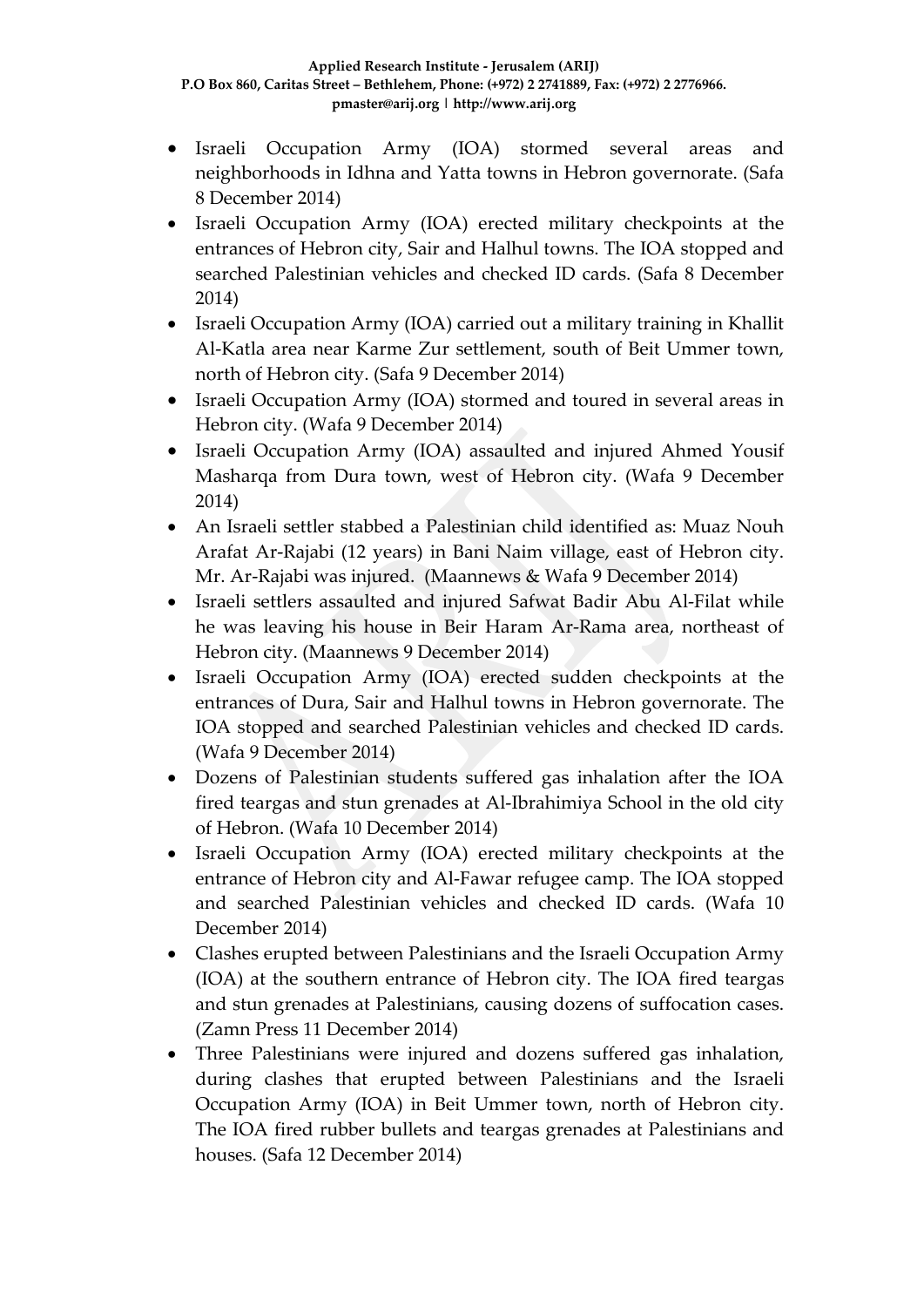- Israeli Occupation Army (IOA) stormed several areas and neighborhoods in Idhna and Yatta towns in Hebron governorate. (Safa 8 December 2014)
- Israeli Occupation Army (IOA) erected military checkpoints at the entrances of Hebron city, Sair and Halhul towns. The IOA stopped and searched Palestinian vehicles and checked ID cards. (Safa 8 December 2014)
- Israeli Occupation Army (IOA) carried out a military training in Khallit Al-Katla area near Karme Zur settlement, south of Beit Ummer town, north of Hebron city. (Safa 9 December 2014)
- Israeli Occupation Army (IOA) stormed and toured in several areas in Hebron city. (Wafa 9 December 2014)
- Israeli Occupation Army (IOA) assaulted and injured Ahmed Yousif Masharqa from Dura town, west of Hebron city. (Wafa 9 December 2014)
- An Israeli settler stabbed a Palestinian child identified as: Muaz Nouh Arafat Ar-Rajabi (12 years) in Bani Naim village, east of Hebron city. Mr. Ar-Rajabi was injured. (Maannews & Wafa 9 December 2014)
- Israeli settlers assaulted and injured Safwat Badir Abu Al-Filat while he was leaving his house in Beir Haram Ar-Rama area, northeast of Hebron city. (Maannews 9 December 2014)
- Israeli Occupation Army (IOA) erected sudden checkpoints at the entrances of Dura, Sair and Halhul towns in Hebron governorate. The IOA stopped and searched Palestinian vehicles and checked ID cards. (Wafa 9 December 2014)
- Dozens of Palestinian students suffered gas inhalation after the IOA fired teargas and stun grenades at Al-Ibrahimiya School in the old city of Hebron. (Wafa 10 December 2014)
- Israeli Occupation Army (IOA) erected military checkpoints at the entrance of Hebron city and Al-Fawar refugee camp. The IOA stopped and searched Palestinian vehicles and checked ID cards. (Wafa 10 December 2014)
- Clashes erupted between Palestinians and the Israeli Occupation Army (IOA) at the southern entrance of Hebron city. The IOA fired teargas and stun grenades at Palestinians, causing dozens of suffocation cases. (Zamn Press 11 December 2014)
- Three Palestinians were injured and dozens suffered gas inhalation, during clashes that erupted between Palestinians and the Israeli Occupation Army (IOA) in Beit Ummer town, north of Hebron city. The IOA fired rubber bullets and teargas grenades at Palestinians and houses. (Safa 12 December 2014)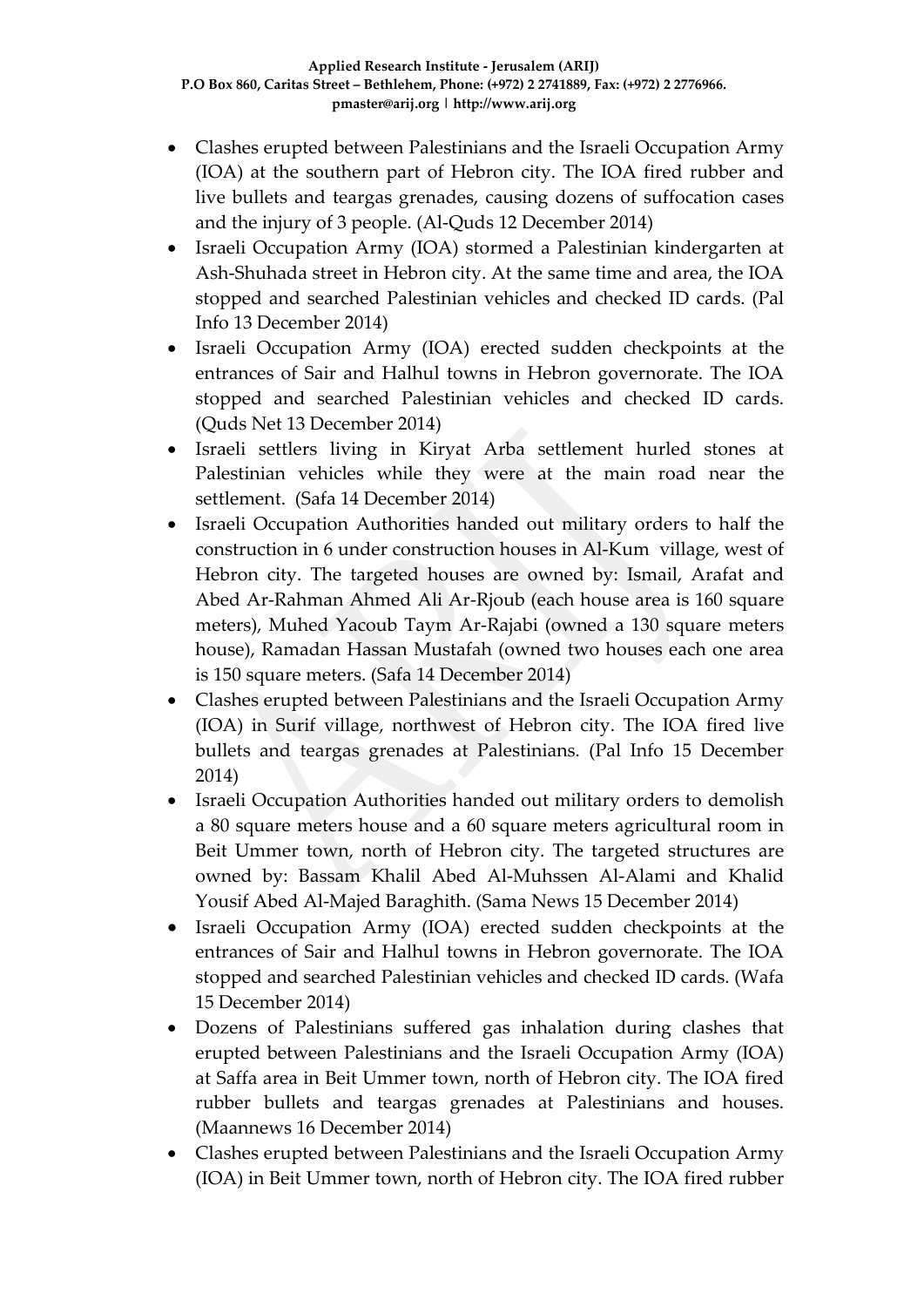- Clashes erupted between Palestinians and the Israeli Occupation Army (IOA) at the southern part of Hebron city. The IOA fired rubber and live bullets and teargas grenades, causing dozens of suffocation cases and the injury of 3 people. (Al-Quds 12 December 2014)
- Israeli Occupation Army (IOA) stormed a Palestinian kindergarten at Ash-Shuhada street in Hebron city. At the same time and area, the IOA stopped and searched Palestinian vehicles and checked ID cards. (Pal Info 13 December 2014)
- Israeli Occupation Army (IOA) erected sudden checkpoints at the entrances of Sair and Halhul towns in Hebron governorate. The IOA stopped and searched Palestinian vehicles and checked ID cards. (Quds Net 13 December 2014)
- Israeli settlers living in Kiryat Arba settlement hurled stones at Palestinian vehicles while they were at the main road near the settlement. (Safa 14 December 2014)
- Israeli Occupation Authorities handed out military orders to half the construction in 6 under construction houses in Al-Kum village, west of Hebron city. The targeted houses are owned by: Ismail, Arafat and Abed Ar-Rahman Ahmed Ali Ar-Rjoub (each house area is 160 square meters), Muhed Yacoub Taym Ar-Rajabi (owned a 130 square meters house), Ramadan Hassan Mustafah (owned two houses each one area is 150 square meters. (Safa 14 December 2014)
- Clashes erupted between Palestinians and the Israeli Occupation Army (IOA) in Surif village, northwest of Hebron city. The IOA fired live bullets and teargas grenades at Palestinians. (Pal Info 15 December 2014)
- Israeli Occupation Authorities handed out military orders to demolish a 80 square meters house and a 60 square meters agricultural room in Beit Ummer town, north of Hebron city. The targeted structures are owned by: Bassam Khalil Abed Al-Muhssen Al-Alami and Khalid Yousif Abed Al-Majed Baraghith. (Sama News 15 December 2014)
- Israeli Occupation Army (IOA) erected sudden checkpoints at the entrances of Sair and Halhul towns in Hebron governorate. The IOA stopped and searched Palestinian vehicles and checked ID cards. (Wafa 15 December 2014)
- Dozens of Palestinians suffered gas inhalation during clashes that erupted between Palestinians and the Israeli Occupation Army (IOA) at Saffa area in Beit Ummer town, north of Hebron city. The IOA fired rubber bullets and teargas grenades at Palestinians and houses. (Maannews 16 December 2014)
- Clashes erupted between Palestinians and the Israeli Occupation Army (IOA) in Beit Ummer town, north of Hebron city. The IOA fired rubber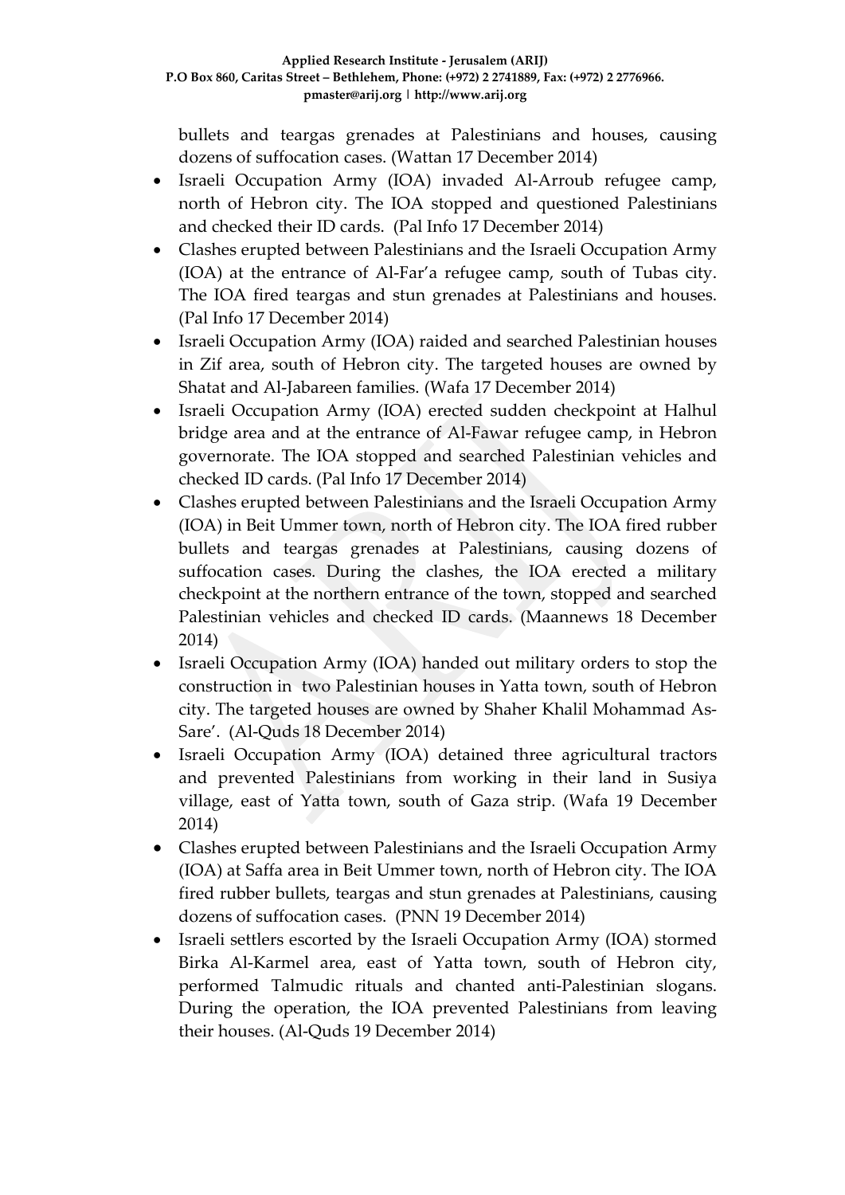bullets and teargas grenades at Palestinians and houses, causing dozens of suffocation cases. (Wattan 17 December 2014)

- Israeli Occupation Army (IOA) invaded Al-Arroub refugee camp, north of Hebron city. The IOA stopped and questioned Palestinians and checked their ID cards. (Pal Info 17 December 2014)
- Clashes erupted between Palestinians and the Israeli Occupation Army (IOA) at the entrance of Al-Far'a refugee camp, south of Tubas city. The IOA fired teargas and stun grenades at Palestinians and houses. (Pal Info 17 December 2014)
- Israeli Occupation Army (IOA) raided and searched Palestinian houses in Zif area, south of Hebron city. The targeted houses are owned by Shatat and Al-Jabareen families. (Wafa 17 December 2014)
- Israeli Occupation Army (IOA) erected sudden checkpoint at Halhul bridge area and at the entrance of Al-Fawar refugee camp, in Hebron governorate. The IOA stopped and searched Palestinian vehicles and checked ID cards. (Pal Info 17 December 2014)
- Clashes erupted between Palestinians and the Israeli Occupation Army (IOA) in Beit Ummer town, north of Hebron city. The IOA fired rubber bullets and teargas grenades at Palestinians, causing dozens of suffocation cases. During the clashes, the IOA erected a military checkpoint at the northern entrance of the town, stopped and searched Palestinian vehicles and checked ID cards. (Maannews 18 December 2014)
- Israeli Occupation Army (IOA) handed out military orders to stop the construction in two Palestinian houses in Yatta town, south of Hebron city. The targeted houses are owned by Shaher Khalil Mohammad As-Sare'. (Al-Quds 18 December 2014)
- Israeli Occupation Army (IOA) detained three agricultural tractors and prevented Palestinians from working in their land in Susiya village, east of Yatta town, south of Gaza strip. (Wafa 19 December 2014)
- Clashes erupted between Palestinians and the Israeli Occupation Army (IOA) at Saffa area in Beit Ummer town, north of Hebron city. The IOA fired rubber bullets, teargas and stun grenades at Palestinians, causing dozens of suffocation cases. (PNN 19 December 2014)
- Israeli settlers escorted by the Israeli Occupation Army (IOA) stormed Birka Al-Karmel area, east of Yatta town, south of Hebron city, performed Talmudic rituals and chanted anti-Palestinian slogans. During the operation, the IOA prevented Palestinians from leaving their houses. (Al-Quds 19 December 2014)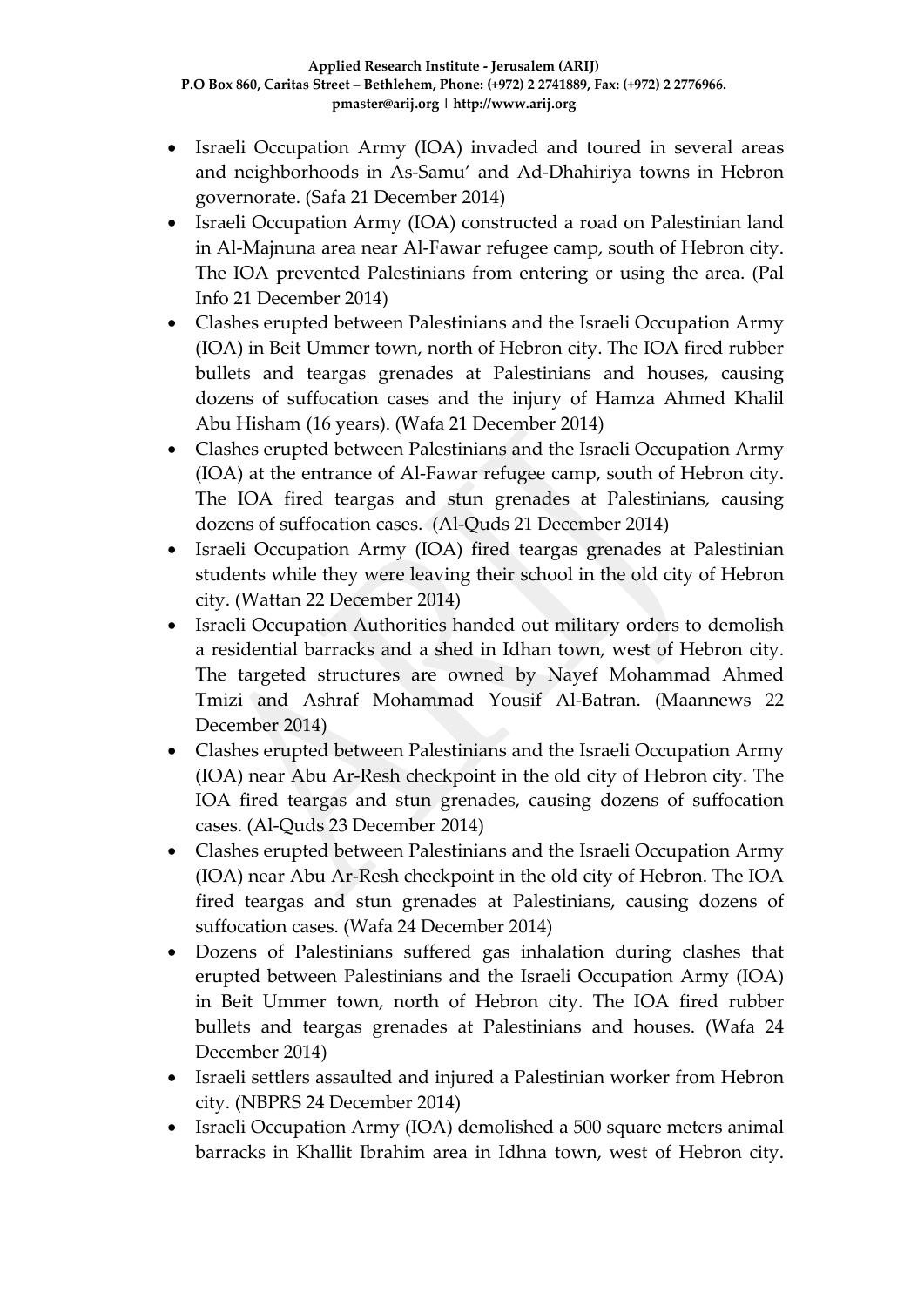- Israeli Occupation Army (IOA) invaded and toured in several areas and neighborhoods in As-Samu' and Ad-Dhahiriya towns in Hebron governorate. (Safa 21 December 2014)
- Israeli Occupation Army (IOA) constructed a road on Palestinian land in Al-Majnuna area near Al-Fawar refugee camp, south of Hebron city. The IOA prevented Palestinians from entering or using the area. (Pal Info 21 December 2014)
- Clashes erupted between Palestinians and the Israeli Occupation Army (IOA) in Beit Ummer town, north of Hebron city. The IOA fired rubber bullets and teargas grenades at Palestinians and houses, causing dozens of suffocation cases and the injury of Hamza Ahmed Khalil Abu Hisham (16 years). (Wafa 21 December 2014)
- Clashes erupted between Palestinians and the Israeli Occupation Army (IOA) at the entrance of Al-Fawar refugee camp, south of Hebron city. The IOA fired teargas and stun grenades at Palestinians, causing dozens of suffocation cases. (Al-Quds 21 December 2014)
- Israeli Occupation Army (IOA) fired teargas grenades at Palestinian students while they were leaving their school in the old city of Hebron city. (Wattan 22 December 2014)
- Israeli Occupation Authorities handed out military orders to demolish a residential barracks and a shed in Idhan town, west of Hebron city. The targeted structures are owned by Nayef Mohammad Ahmed Tmizi and Ashraf Mohammad Yousif Al-Batran. (Maannews 22 December 2014)
- Clashes erupted between Palestinians and the Israeli Occupation Army (IOA) near Abu Ar-Resh checkpoint in the old city of Hebron city. The IOA fired teargas and stun grenades, causing dozens of suffocation cases. (Al-Quds 23 December 2014)
- Clashes erupted between Palestinians and the Israeli Occupation Army (IOA) near Abu Ar-Resh checkpoint in the old city of Hebron. The IOA fired teargas and stun grenades at Palestinians, causing dozens of suffocation cases. (Wafa 24 December 2014)
- Dozens of Palestinians suffered gas inhalation during clashes that erupted between Palestinians and the Israeli Occupation Army (IOA) in Beit Ummer town, north of Hebron city. The IOA fired rubber bullets and teargas grenades at Palestinians and houses. (Wafa 24 December 2014)
- Israeli settlers assaulted and injured a Palestinian worker from Hebron city. (NBPRS 24 December 2014)
- Israeli Occupation Army (IOA) demolished a 500 square meters animal barracks in Khallit Ibrahim area in Idhna town, west of Hebron city.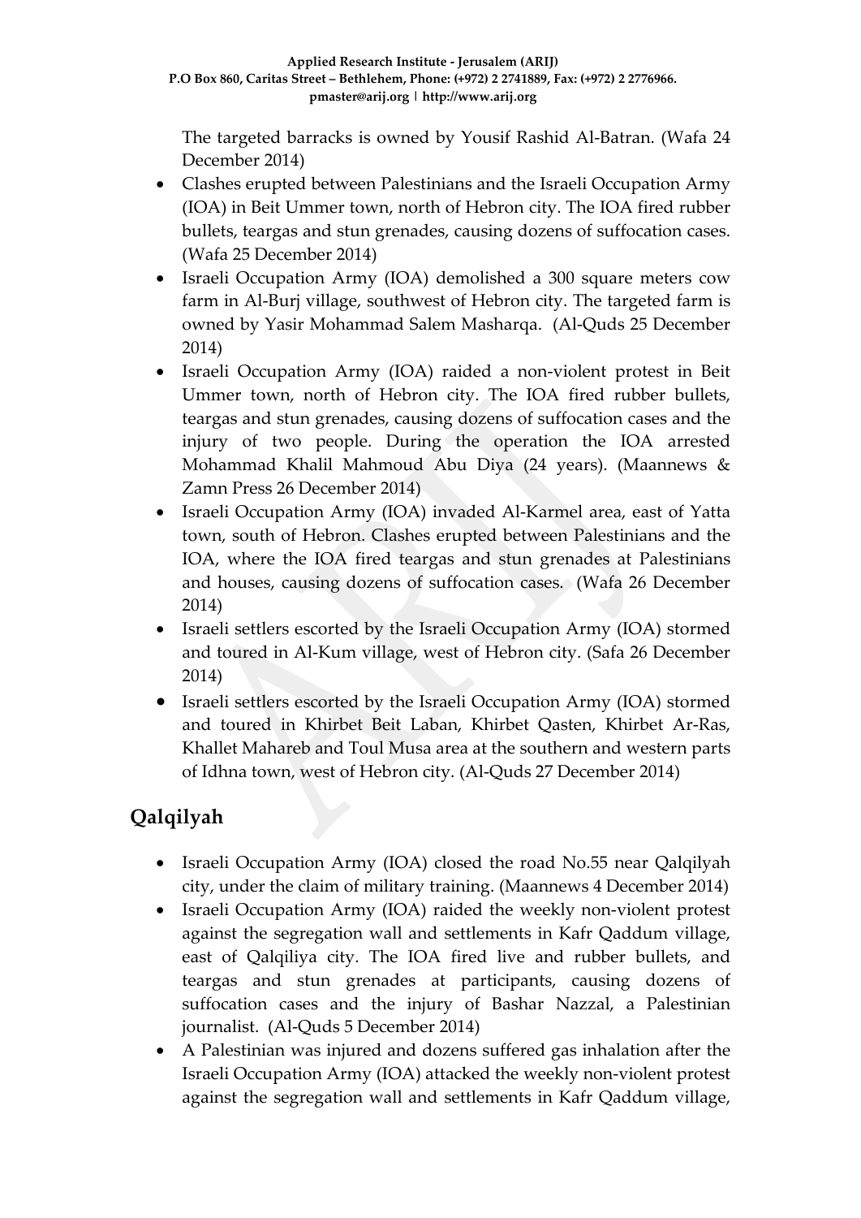The targeted barracks is owned by Yousif Rashid Al-Batran. (Wafa 24 December 2014)

- Clashes erupted between Palestinians and the Israeli Occupation Army (IOA) in Beit Ummer town, north of Hebron city. The IOA fired rubber bullets, teargas and stun grenades, causing dozens of suffocation cases. (Wafa 25 December 2014)
- Israeli Occupation Army (IOA) demolished a 300 square meters cow farm in Al-Burj village, southwest of Hebron city. The targeted farm is owned by Yasir Mohammad Salem Masharqa. (Al-Quds 25 December 2014)
- Israeli Occupation Army (IOA) raided a non-violent protest in Beit Ummer town, north of Hebron city. The IOA fired rubber bullets, teargas and stun grenades, causing dozens of suffocation cases and the injury of two people. During the operation the IOA arrested Mohammad Khalil Mahmoud Abu Diya (24 years). (Maannews & Zamn Press 26 December 2014)
- Israeli Occupation Army (IOA) invaded Al-Karmel area, east of Yatta town, south of Hebron. Clashes erupted between Palestinians and the IOA, where the IOA fired teargas and stun grenades at Palestinians and houses, causing dozens of suffocation cases. (Wafa 26 December 2014)
- Israeli settlers escorted by the Israeli Occupation Army (IOA) stormed and toured in Al-Kum village, west of Hebron city. (Safa 26 December 2014)
- Israeli settlers escorted by the Israeli Occupation Army (IOA) stormed and toured in Khirbet Beit Laban, Khirbet Qasten, Khirbet Ar-Ras, Khallet Mahareb and Toul Musa area at the southern and western parts of Idhna town, west of Hebron city. (Al-Quds 27 December 2014)

## Qalqilyah

- Israeli Occupation Army (IOA) closed the road No.55 near Qalqilyah city, under the claim of military training. (Maannews 4 December 2014)
- Israeli Occupation Army (IOA) raided the weekly non-violent protest against the segregation wall and settlements in Kafr Qaddum village, east of Qalqiliya city. The IOA fired live and rubber bullets, and teargas and stun grenades at participants, causing dozens of suffocation cases and the injury of Bashar Nazzal, a Palestinian journalist. (Al-Quds 5 December 2014)
- A Palestinian was injured and dozens suffered gas inhalation after the Israeli Occupation Army (IOA) attacked the weekly non-violent protest against the segregation wall and settlements in Kafr Qaddum village,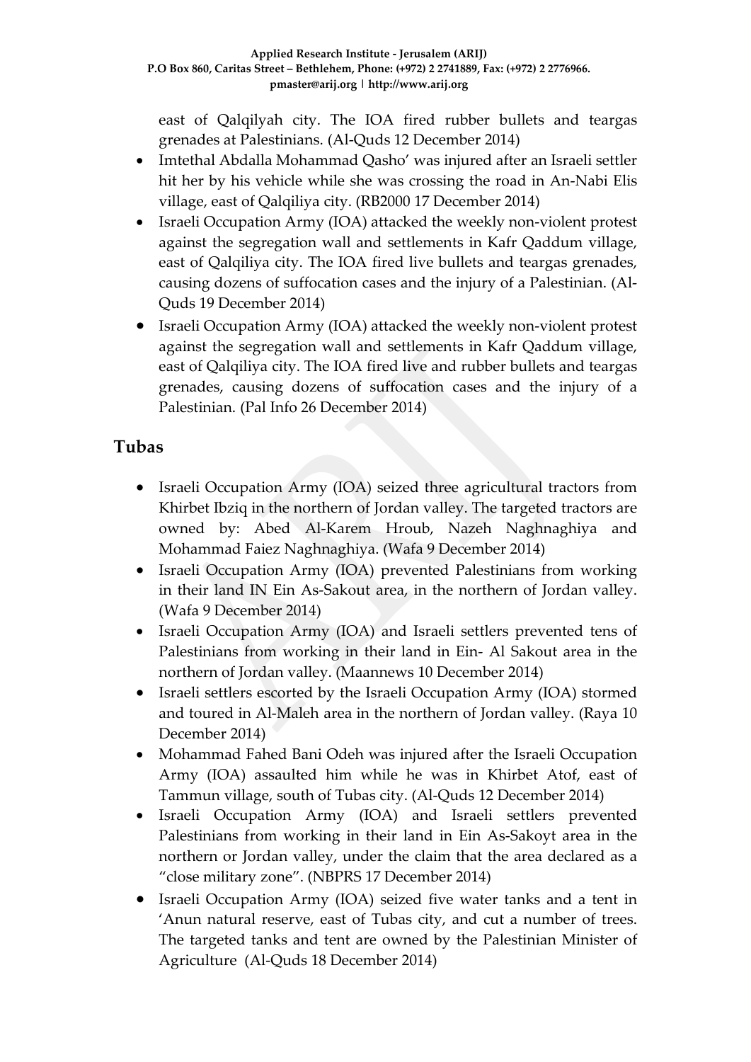east of Qalqilyah city. The IOA fired rubber bullets and teargas grenades at Palestinians. (Al-Quds 12 December 2014)

- Imtethal Abdalla Mohammad Qasho' was injured after an Israeli settler hit her by his vehicle while she was crossing the road in An-Nabi Elis village, east of Qalqiliya city. (RB2000 17 December 2014)
- Israeli Occupation Army (IOA) attacked the weekly non-violent protest against the segregation wall and settlements in Kafr Qaddum village, east of Qalqiliya city. The IOA fired live bullets and teargas grenades, causing dozens of suffocation cases and the injury of a Palestinian. (Al-Quds 19 December 2014)
- Israeli Occupation Army (IOA) attacked the weekly non-violent protest against the segregation wall and settlements in Kafr Qaddum village, east of Qalqiliya city. The IOA fired live and rubber bullets and teargas grenades, causing dozens of suffocation cases and the injury of a Palestinian. (Pal Info 26 December 2014)

## Tubas

- Israeli Occupation Army (IOA) seized three agricultural tractors from Khirbet Ibziq in the northern of Jordan valley. The targeted tractors are owned by: Abed Al-Karem Hroub, Nazeh Naghnaghiya and Mohammad Faiez Naghnaghiya. (Wafa 9 December 2014)
- Israeli Occupation Army (IOA) prevented Palestinians from working in their land IN Ein As-Sakout area, in the northern of Jordan valley. (Wafa 9 December 2014)
- Israeli Occupation Army (IOA) and Israeli settlers prevented tens of Palestinians from working in their land in Ein- Al Sakout area in the northern of Jordan valley. (Maannews 10 December 2014)
- Israeli settlers escorted by the Israeli Occupation Army (IOA) stormed and toured in Al-Maleh area in the northern of Jordan valley. (Raya 10 December 2014)
- Mohammad Fahed Bani Odeh was injured after the Israeli Occupation Army (IOA) assaulted him while he was in Khirbet Atof, east of Tammun village, south of Tubas city. (Al-Quds 12 December 2014)
- Israeli Occupation Army (IOA) and Israeli settlers prevented Palestinians from working in their land in Ein As-Sakoyt area in the northern or Jordan valley, under the claim that the area declared as a "close military zone". (NBPRS 17 December 2014)
- Israeli Occupation Army (IOA) seized five water tanks and a tent in 'Anun natural reserve, east of Tubas city, and cut a number of trees. The targeted tanks and tent are owned by the Palestinian Minister of Agriculture (Al-Quds 18 December 2014)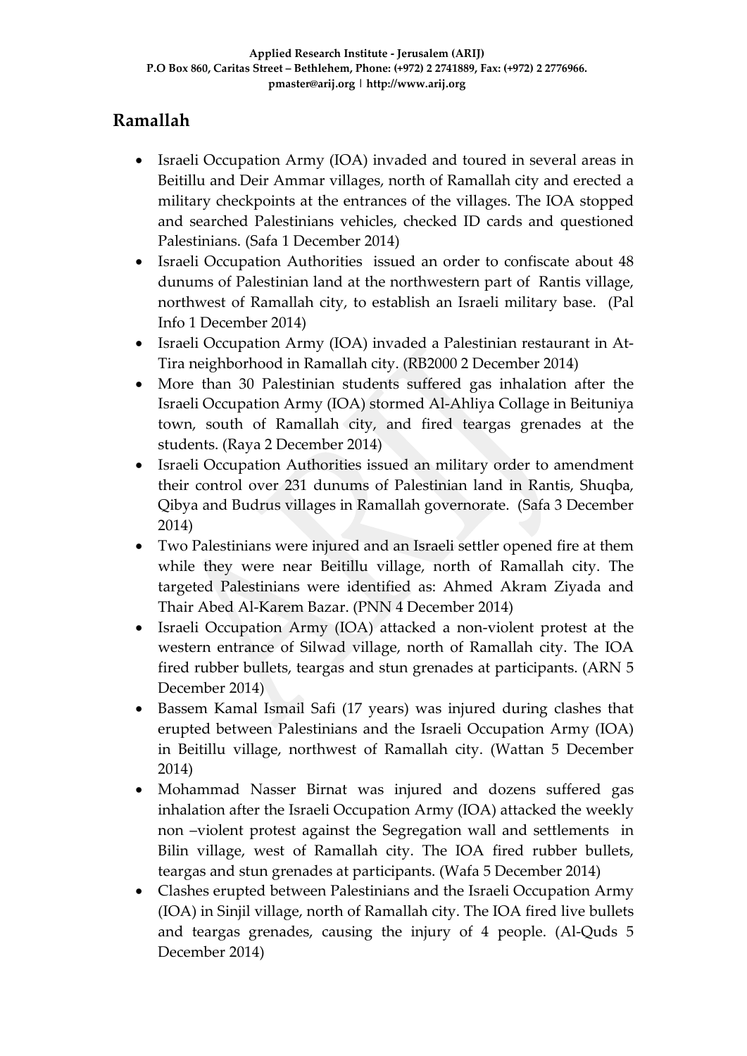## Ramallah

- Israeli Occupation Army (IOA) invaded and toured in several areas in Beitillu and Deir Ammar villages, north of Ramallah city and erected a military checkpoints at the entrances of the villages. The IOA stopped and searched Palestinians vehicles, checked ID cards and questioned Palestinians. (Safa 1 December 2014)
- Israeli Occupation Authorities issued an order to confiscate about 48 dunums of Palestinian land at the northwestern part of Rantis village, northwest of Ramallah city, to establish an Israeli military base. (Pal Info 1 December 2014)
- Israeli Occupation Army (IOA) invaded a Palestinian restaurant in At-Tira neighborhood in Ramallah city. (RB2000 2 December 2014)
- More than 30 Palestinian students suffered gas inhalation after the Israeli Occupation Army (IOA) stormed Al-Ahliya Collage in Beituniya town, south of Ramallah city, and fired teargas grenades at the students. (Raya 2 December 2014)
- Israeli Occupation Authorities issued an military order to amendment their control over 231 dunums of Palestinian land in Rantis, Shuqba, Qibya and Budrus villages in Ramallah governorate. (Safa 3 December 2014)
- Two Palestinians were injured and an Israeli settler opened fire at them while they were near Beitillu village, north of Ramallah city. The targeted Palestinians were identified as: Ahmed Akram Ziyada and Thair Abed Al-Karem Bazar. (PNN 4 December 2014)
- Israeli Occupation Army (IOA) attacked a non-violent protest at the western entrance of Silwad village, north of Ramallah city. The IOA fired rubber bullets, teargas and stun grenades at participants. (ARN 5 December 2014)
- Bassem Kamal Ismail Safi (17 years) was injured during clashes that erupted between Palestinians and the Israeli Occupation Army (IOA) in Beitillu village, northwest of Ramallah city. (Wattan 5 December 2014)
- Mohammad Nasser Birnat was injured and dozens suffered gas inhalation after the Israeli Occupation Army (IOA) attacked the weekly non –violent protest against the Segregation wall and settlements in Bilin village, west of Ramallah city. The IOA fired rubber bullets, teargas and stun grenades at participants. (Wafa 5 December 2014)
- Clashes erupted between Palestinians and the Israeli Occupation Army (IOA) in Sinjil village, north of Ramallah city. The IOA fired live bullets and teargas grenades, causing the injury of 4 people. (Al-Quds 5 December 2014)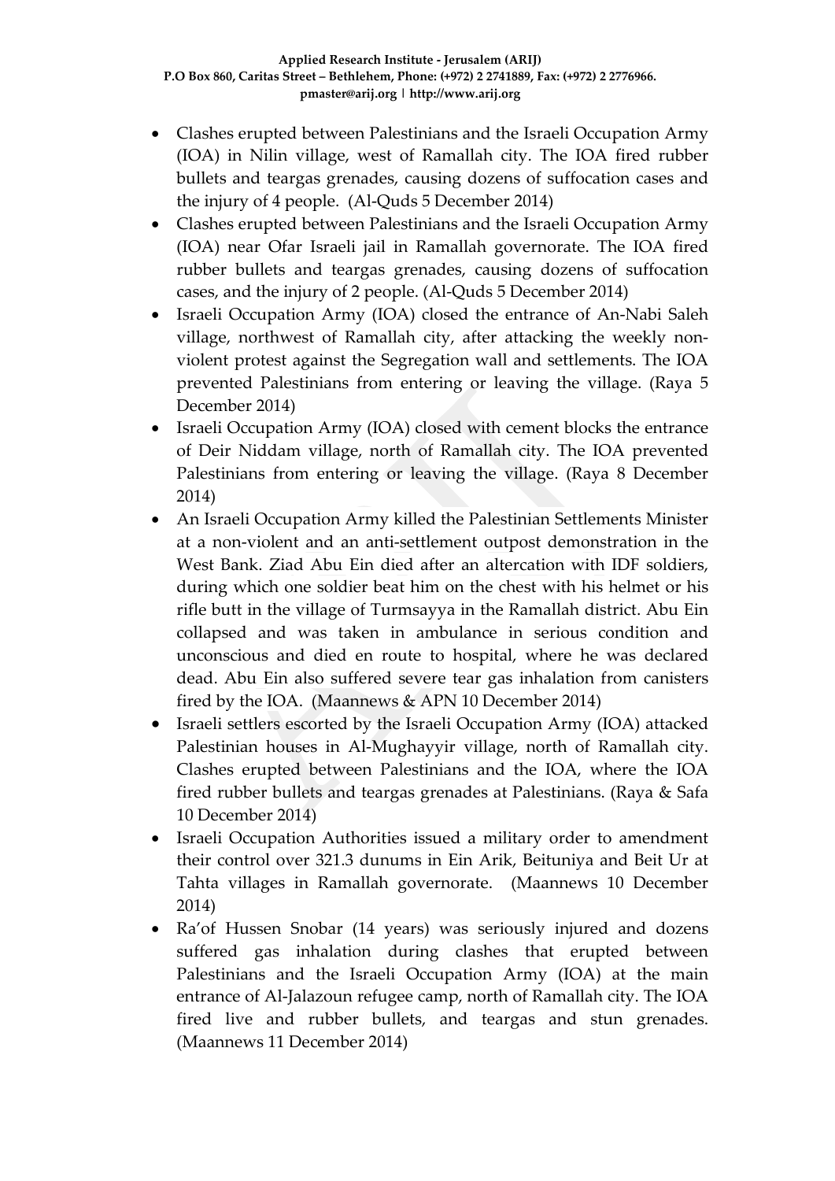- Clashes erupted between Palestinians and the Israeli Occupation Army (IOA) in Nilin village, west of Ramallah city. The IOA fired rubber bullets and teargas grenades, causing dozens of suffocation cases and the injury of 4 people. (Al-Quds 5 December 2014)
- Clashes erupted between Palestinians and the Israeli Occupation Army (IOA) near Ofar Israeli jail in Ramallah governorate. The IOA fired rubber bullets and teargas grenades, causing dozens of suffocation cases, and the injury of 2 people. (Al-Quds 5 December 2014)
- Israeli Occupation Army (IOA) closed the entrance of An-Nabi Saleh village, northwest of Ramallah city, after attacking the weekly non-violent protest against the Segregation wall and settlements. The IOA prevented Palestinians from entering or leaving the village. (Raya 5 December 2014)
- Israeli Occupation Army (IOA) closed with cement blocks the entrance of Deir Niddam village, north of Ramallah city. The IOA prevented Palestinians from entering or leaving the village. (Raya 8 December 2014)
- An Israeli Occupation Army killed the Palestinian Settlements Minister at a non-violent and an anti-settlement outpost demonstration in the West Bank. Ziad Abu Ein died after an altercation with IDF soldiers, during which one soldier beat him on the chest with his helmet or his rifle butt in the village of Turmsayya in the Ramallah district. Abu Ein collapsed and was taken in ambulance in serious condition and unconscious and died en route to hospital, where he was declared dead. Abu Ein also suffered severe tear gas inhalation from canisters fired by the IOA. (Maannews & APN 10 December 2014)
- Israeli settlers escorted by the Israeli Occupation Army (IOA) attacked Palestinian houses in Al-Mughayyir village, north of Ramallah city. Clashes erupted between Palestinians and the IOA, where the IOA fired rubber bullets and teargas grenades at Palestinians. (Raya & Safa 10 December 2014)
- Israeli Occupation Authorities issued a military order to amendment their control over 321.3 dunums in Ein Arik, Beituniya and Beit Ur at Tahta villages in Ramallah governorate. (Maannews 10 December 2014)
- Ra'of Hussen Snobar (14 years) was seriously injured and dozens suffered gas inhalation during clashes that erupted between Palestinians and the Israeli Occupation Army (IOA) at the main entrance of Al-Jalazoun refugee camp, north of Ramallah city. The IOA fired live and rubber bullets, and teargas and stun grenades. (Maannews 11 December 2014)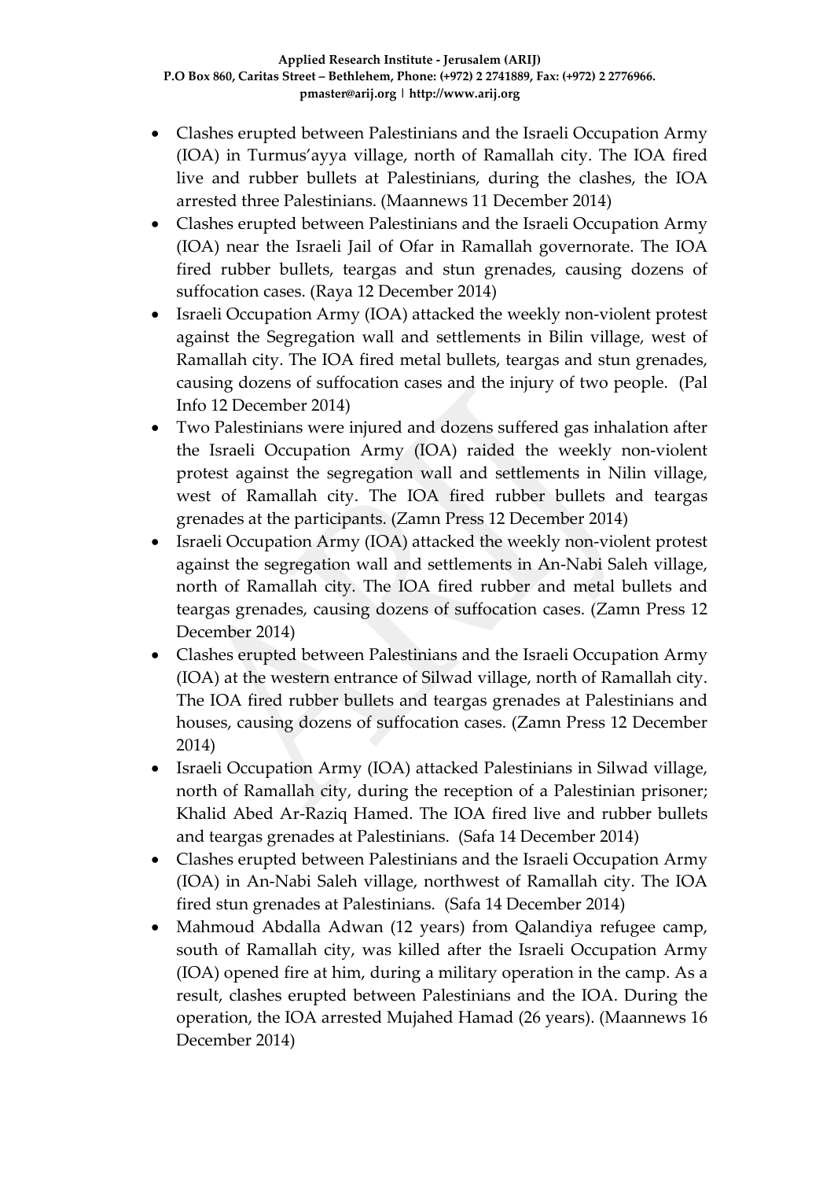- Clashes erupted between Palestinians and the Israeli Occupation Army (IOA) in Turmus'ayya village, north of Ramallah city. The IOA fired live and rubber bullets at Palestinians, during the clashes, the IOA arrested three Palestinians. (Maannews 11 December 2014)
- Clashes erupted between Palestinians and the Israeli Occupation Army (IOA) near the Israeli Jail of Ofar in Ramallah governorate. The IOA fired rubber bullets, teargas and stun grenades, causing dozens of suffocation cases. (Raya 12 December 2014)
- Israeli Occupation Army (IOA) attacked the weekly non-violent protest against the Segregation wall and settlements in Bilin village, west of Ramallah city. The IOA fired metal bullets, teargas and stun grenades, causing dozens of suffocation cases and the injury of two people. (Pal Info 12 December 2014)
- Two Palestinians were injured and dozens suffered gas inhalation after the Israeli Occupation Army (IOA) raided the weekly non-violent protest against the segregation wall and settlements in Nilin village, west of Ramallah city. The IOA fired rubber bullets and teargas grenades at the participants. (Zamn Press 12 December 2014)
- Israeli Occupation Army (IOA) attacked the weekly non-violent protest against the segregation wall and settlements in An-Nabi Saleh village, north of Ramallah city. The IOA fired rubber and metal bullets and teargas grenades, causing dozens of suffocation cases. (Zamn Press 12 December 2014)
- Clashes erupted between Palestinians and the Israeli Occupation Army (IOA) at the western entrance of Silwad village, north of Ramallah city. The IOA fired rubber bullets and teargas grenades at Palestinians and houses, causing dozens of suffocation cases. (Zamn Press 12 December 2014)
- Israeli Occupation Army (IOA) attacked Palestinians in Silwad village, north of Ramallah city, during the reception of a Palestinian prisoner; Khalid Abed Ar-Raziq Hamed. The IOA fired live and rubber bullets and teargas grenades at Palestinians. (Safa 14 December 2014)
- Clashes erupted between Palestinians and the Israeli Occupation Army (IOA) in An-Nabi Saleh village, northwest of Ramallah city. The IOA fired stun grenades at Palestinians. (Safa 14 December 2014)
- Mahmoud Abdalla Adwan (12 years) from Qalandiya refugee camp, south of Ramallah city, was killed after the Israeli Occupation Army (IOA) opened fire at him, during a military operation in the camp. As a result, clashes erupted between Palestinians and the IOA. During the operation, the IOA arrested Mujahed Hamad (26 years). (Maannews 16 December 2014)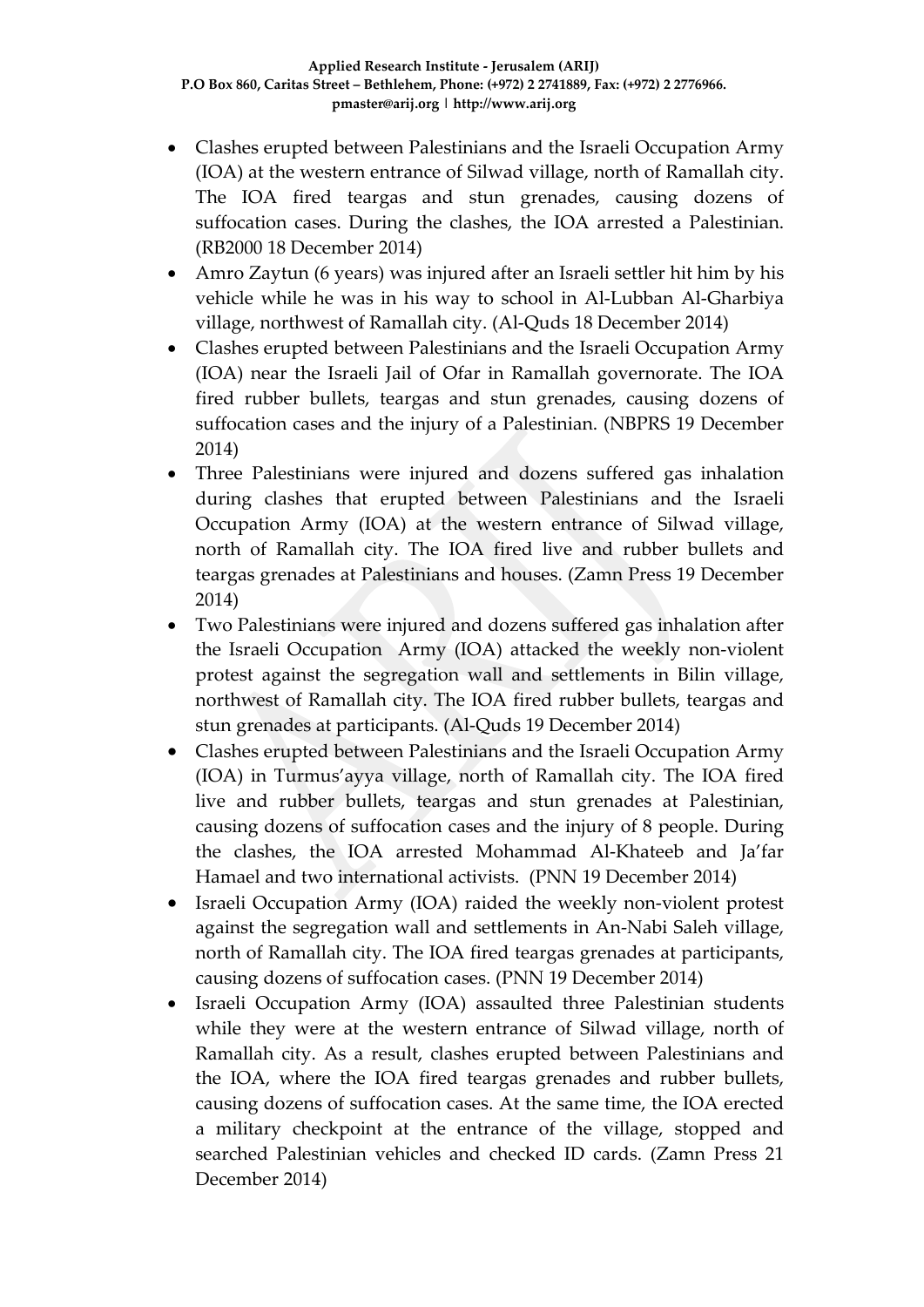- Clashes erupted between Palestinians and the Israeli Occupation Army (IOA) at the western entrance of Silwad village, north of Ramallah city. The IOA fired teargas and stun grenades, causing dozens of suffocation cases. During the clashes, the IOA arrested a Palestinian. (RB2000 18 December 2014)
- Amro Zaytun (6 years) was injured after an Israeli settler hit him by his vehicle while he was in his way to school in Al-Lubban Al-Gharbiya village, northwest of Ramallah city. (Al-Quds 18 December 2014)
- Clashes erupted between Palestinians and the Israeli Occupation Army (IOA) near the Israeli Jail of Ofar in Ramallah governorate. The IOA fired rubber bullets, teargas and stun grenades, causing dozens of suffocation cases and the injury of a Palestinian. (NBPRS 19 December 2014)
- Three Palestinians were injured and dozens suffered gas inhalation during clashes that erupted between Palestinians and the Israeli Occupation Army (IOA) at the western entrance of Silwad village, north of Ramallah city. The IOA fired live and rubber bullets and teargas grenades at Palestinians and houses. (Zamn Press 19 December 2014)
- Two Palestinians were injured and dozens suffered gas inhalation after the Israeli Occupation Army (IOA) attacked the weekly non-violent protest against the segregation wall and settlements in Bilin village, northwest of Ramallah city. The IOA fired rubber bullets, teargas and stun grenades at participants. (Al-Quds 19 December 2014)
- Clashes erupted between Palestinians and the Israeli Occupation Army (IOA) in Turmus'ayya village, north of Ramallah city. The IOA fired live and rubber bullets, teargas and stun grenades at Palestinian, causing dozens of suffocation cases and the injury of 8 people. During the clashes, the IOA arrested Mohammad Al-Khateeb and Ja'far Hamael and two international activists. (PNN 19 December 2014)
- Israeli Occupation Army (IOA) raided the weekly non-violent protest against the segregation wall and settlements in An-Nabi Saleh village, north of Ramallah city. The IOA fired teargas grenades at participants, causing dozens of suffocation cases. (PNN 19 December 2014)
- Israeli Occupation Army (IOA) assaulted three Palestinian students while they were at the western entrance of Silwad village, north of Ramallah city. As a result, clashes erupted between Palestinians and the IOA, where the IOA fired teargas grenades and rubber bullets, causing dozens of suffocation cases. At the same time, the IOA erected a military checkpoint at the entrance of the village, stopped and searched Palestinian vehicles and checked ID cards. (Zamn Press 21 December 2014)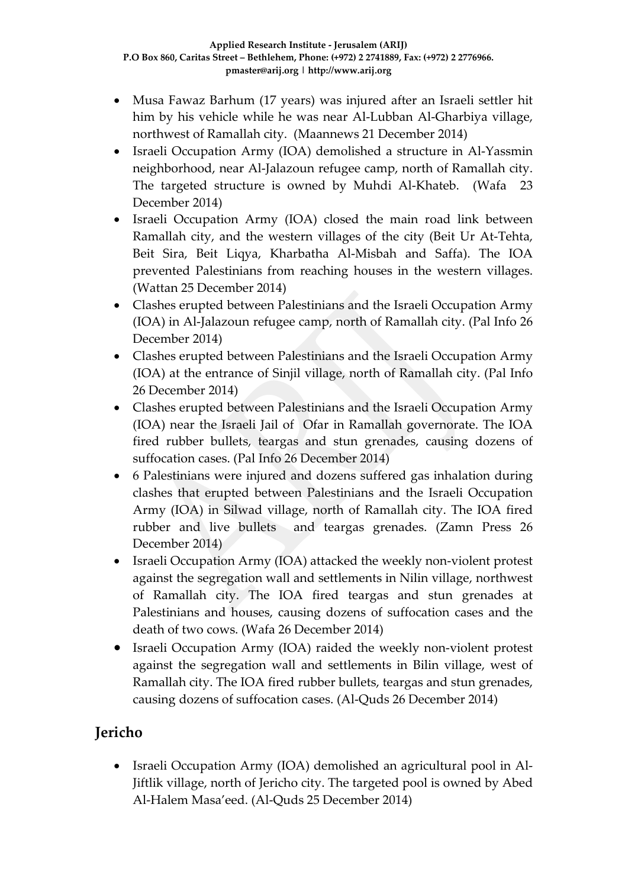- Musa Fawaz Barhum (17 years) was injured after an Israeli settler hit him by his vehicle while he was near Al-Lubban Al-Gharbiya village, northwest of Ramallah city. (Maannews 21 December 2014)
- Israeli Occupation Army (IOA) demolished a structure in Al-Yassmin neighborhood, near Al-Jalazoun refugee camp, north of Ramallah city. The targeted structure is owned by Muhdi Al-Khateb. (Wafa 23 December 2014)
- Israeli Occupation Army (IOA) closed the main road link between Ramallah city, and the western villages of the city (Beit Ur At-Tehta, Beit Sira, Beit Liqya, Kharbatha Al-Misbah and Saffa). The IOA prevented Palestinians from reaching houses in the western villages. (Wattan 25 December 2014)
- Clashes erupted between Palestinians and the Israeli Occupation Army (IOA) in Al-Jalazoun refugee camp, north of Ramallah city. (Pal Info 26 December 2014)
- Clashes erupted between Palestinians and the Israeli Occupation Army (IOA) at the entrance of Sinjil village, north of Ramallah city. (Pal Info 26 December 2014)
- Clashes erupted between Palestinians and the Israeli Occupation Army (IOA) near the Israeli Jail of Ofar in Ramallah governorate. The IOA fired rubber bullets, teargas and stun grenades, causing dozens of suffocation cases. (Pal Info 26 December 2014)
- 6 Palestinians were injured and dozens suffered gas inhalation during clashes that erupted between Palestinians and the Israeli Occupation Army (IOA) in Silwad village, north of Ramallah city. The IOA fired rubber and live bullets and teargas grenades. (Zamn Press 26 December 2014)
- Israeli Occupation Army (IOA) attacked the weekly non-violent protest against the segregation wall and settlements in Nilin village, northwest of Ramallah city. The IOA fired teargas and stun grenades at Palestinians and houses, causing dozens of suffocation cases and the death of two cows. (Wafa 26 December 2014)
- Israeli Occupation Army (IOA) raided the weekly non-violent protest against the segregation wall and settlements in Bilin village, west of Ramallah city. The IOA fired rubber bullets, teargas and stun grenades, causing dozens of suffocation cases. (Al-Quds 26 December 2014)

## Jericho

- Israeli Occupation Army (IOA) demolished an agricultural pool in Al-Jiftlik village, north of Jericho city. The targeted pool is owned by Abed Al-Halem Masa'eed. (Al-Quds 25 December 2014)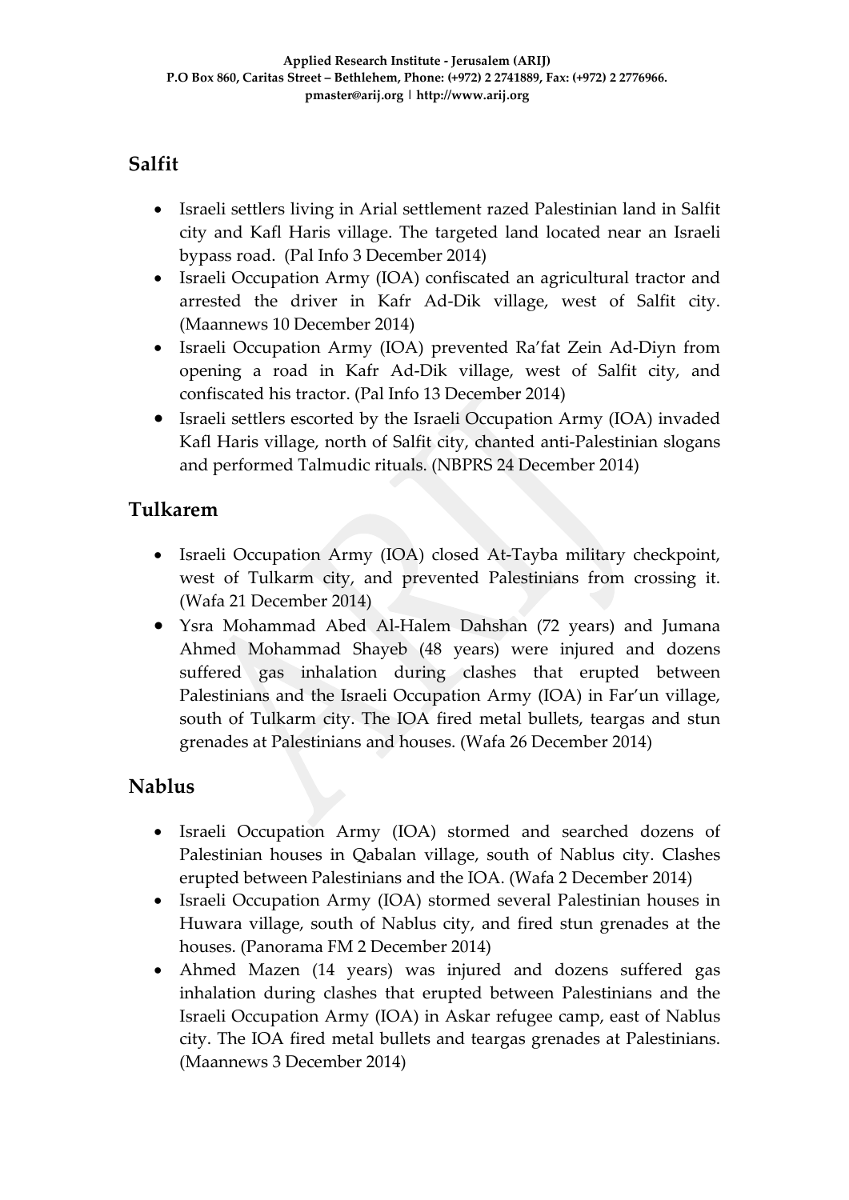## Salfit

- Israeli settlers living in Arial settlement razed Palestinian land in Salfit city and Kafl Haris village. The targeted land located near an Israeli bypass road. (Pal Info 3 December 2014)
- Israeli Occupation Army (IOA) confiscated an agricultural tractor and arrested the driver in Kafr Ad-Dik village, west of Salfit city. (Maannews 10 December 2014)
- Israeli Occupation Army (IOA) prevented Ra'fat Zein Ad-Diyn from opening a road in Kafr Ad-Dik village, west of Salfit city, and confiscated his tractor. (Pal Info 13 December 2014)
- Israeli settlers escorted by the Israeli Occupation Army (IOA) invaded Kafl Haris village, north of Salfit city, chanted anti-Palestinian slogans and performed Talmudic rituals. (NBPRS 24 December 2014)

## Tulkarem

- Israeli Occupation Army (IOA) closed At-Tayba military checkpoint, west of Tulkarm city, and prevented Palestinians from crossing it. (Wafa 21 December 2014)
- Ysra Mohammad Abed Al-Halem Dahshan (72 years) and Jumana Ahmed Mohammad Shayeb (48 years) were injured and dozens suffered gas inhalation during clashes that erupted between Palestinians and the Israeli Occupation Army (IOA) in Far'un village, south of Tulkarm city. The IOA fired metal bullets, teargas and stun grenades at Palestinians and houses. (Wafa 26 December 2014)

## Nablus

- Israeli Occupation Army (IOA) stormed and searched dozens of Palestinian houses in Qabalan village, south of Nablus city. Clashes erupted between Palestinians and the IOA. (Wafa 2 December 2014)
- Israeli Occupation Army (IOA) stormed several Palestinian houses in Huwara village, south of Nablus city, and fired stun grenades at the houses. (Panorama FM 2 December 2014)
- Ahmed Mazen (14 years) was injured and dozens suffered gas inhalation during clashes that erupted between Palestinians and the Israeli Occupation Army (IOA) in Askar refugee camp, east of Nablus city. The IOA fired metal bullets and teargas grenades at Palestinians. (Maannews 3 December 2014)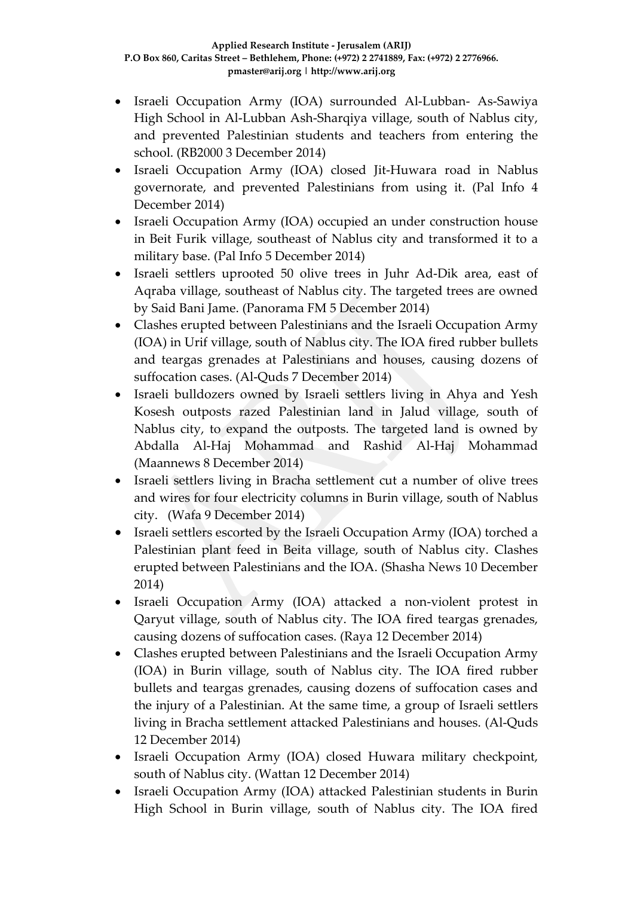- Israeli Occupation Army (IOA) surrounded Al-Lubban- As-Sawiya High School in Al-Lubban Ash-Sharqiya village, south of Nablus city, and prevented Palestinian students and teachers from entering the school. (RB2000 3 December 2014)
- Israeli Occupation Army (IOA) closed Jit-Huwara road in Nablus governorate, and prevented Palestinians from using it. (Pal Info 4 December 2014)
- Israeli Occupation Army (IOA) occupied an under construction house in Beit Furik village, southeast of Nablus city and transformed it to a military base. (Pal Info 5 December 2014)
- Israeli settlers uprooted 50 olive trees in Juhr Ad-Dik area, east of Aqraba village, southeast of Nablus city. The targeted trees are owned by Said Bani Jame. (Panorama FM 5 December 2014)
- Clashes erupted between Palestinians and the Israeli Occupation Army (IOA) in Urif village, south of Nablus city. The IOA fired rubber bullets and teargas grenades at Palestinians and houses, causing dozens of suffocation cases. (Al-Quds 7 December 2014)
- Israeli bulldozers owned by Israeli settlers living in Ahya and Yesh Kosesh outposts razed Palestinian land in Jalud village, south of Nablus city, to expand the outposts. The targeted land is owned by Abdalla Al-Haj Mohammad and Rashid Al-Haj Mohammad (Maannews 8 December 2014)
- Israeli settlers living in Bracha settlement cut a number of olive trees and wires for four electricity columns in Burin village, south of Nablus city. (Wafa 9 December 2014)
- Israeli settlers escorted by the Israeli Occupation Army (IOA) torched a Palestinian plant feed in Beita village, south of Nablus city. Clashes erupted between Palestinians and the IOA. (Shasha News 10 December 2014)
- Israeli Occupation Army (IOA) attacked a non-violent protest in Qaryut village, south of Nablus city. The IOA fired teargas grenades, causing dozens of suffocation cases. (Raya 12 December 2014)
- Clashes erupted between Palestinians and the Israeli Occupation Army (IOA) in Burin village, south of Nablus city. The IOA fired rubber bullets and teargas grenades, causing dozens of suffocation cases and the injury of a Palestinian. At the same time, a group of Israeli settlers living in Bracha settlement attacked Palestinians and houses. (Al-Quds 12 December 2014)
- Israeli Occupation Army (IOA) closed Huwara military checkpoint, south of Nablus city. (Wattan 12 December 2014)
- Israeli Occupation Army (IOA) attacked Palestinian students in Burin High School in Burin village, south of Nablus city. The IOA fired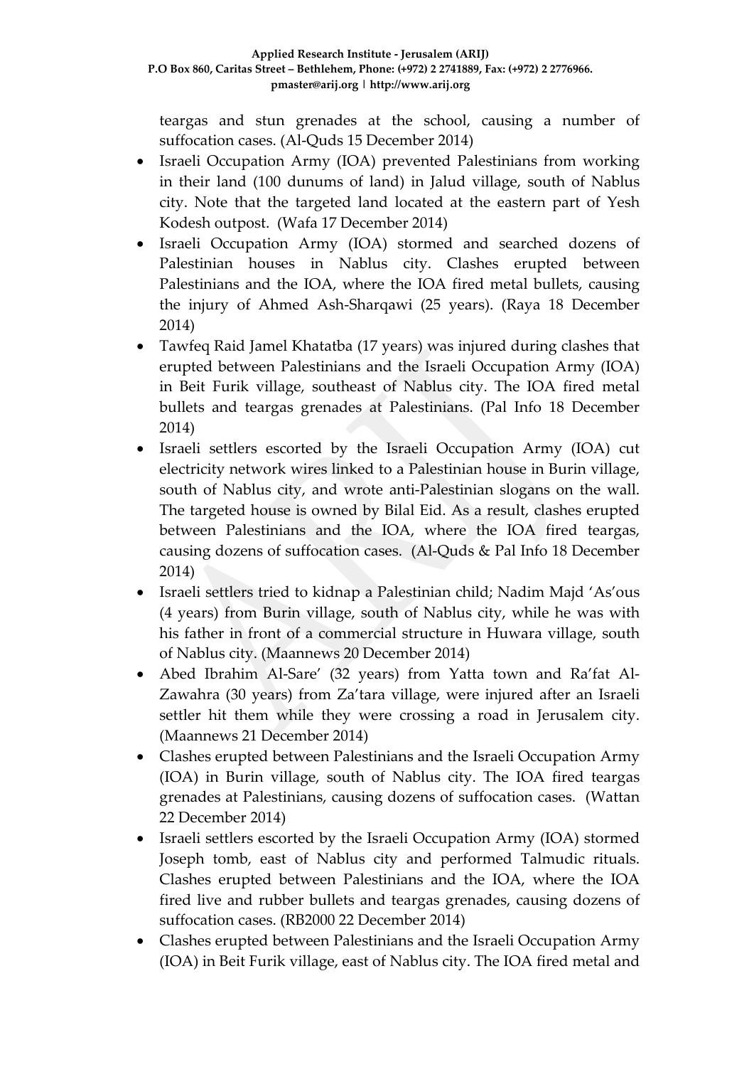teargas and stun grenades at the school, causing a number of suffocation cases. (Al-Quds 15 December 2014)

- Israeli Occupation Army (IOA) prevented Palestinians from working in their land (100 dunums of land) in Jalud village, south of Nablus city. Note that the targeted land located at the eastern part of Yesh Kodesh outpost. (Wafa 17 December 2014)
- Israeli Occupation Army (IOA) stormed and searched dozens of Palestinian houses in Nablus city. Clashes erupted between Palestinians and the IOA, where the IOA fired metal bullets, causing the injury of Ahmed Ash-Sharqawi (25 years). (Raya 18 December 2014)
- Tawfeq Raid Jamel Khatatba (17 years) was injured during clashes that erupted between Palestinians and the Israeli Occupation Army (IOA) in Beit Furik village, southeast of Nablus city. The IOA fired metal bullets and teargas grenades at Palestinians. (Pal Info 18 December 2014)
- Israeli settlers escorted by the Israeli Occupation Army (IOA) cut electricity network wires linked to a Palestinian house in Burin village, south of Nablus city, and wrote anti-Palestinian slogans on the wall. The targeted house is owned by Bilal Eid. As a result, clashes erupted between Palestinians and the IOA, where the IOA fired teargas, causing dozens of suffocation cases. (Al-Quds & Pal Info 18 December 2014)
- Israeli settlers tried to kidnap a Palestinian child; Nadim Majd 'As'ous (4 years) from Burin village, south of Nablus city, while he was with his father in front of a commercial structure in Huwara village, south of Nablus city. (Maannews 20 December 2014)
- Abed Ibrahim Al-Sare' (32 years) from Yatta town and Ra'fat Al-Zawahra (30 years) from Za'tara village, were injured after an Israeli settler hit them while they were crossing a road in Jerusalem city. (Maannews 21 December 2014)
- Clashes erupted between Palestinians and the Israeli Occupation Army (IOA) in Burin village, south of Nablus city. The IOA fired teargas grenades at Palestinians, causing dozens of suffocation cases. (Wattan 22 December 2014)
- Israeli settlers escorted by the Israeli Occupation Army (IOA) stormed Joseph tomb, east of Nablus city and performed Talmudic rituals. Clashes erupted between Palestinians and the IOA, where the IOA fired live and rubber bullets and teargas grenades, causing dozens of suffocation cases. (RB2000 22 December 2014)
- Clashes erupted between Palestinians and the Israeli Occupation Army (IOA) in Beit Furik village, east of Nablus city. The IOA fired metal and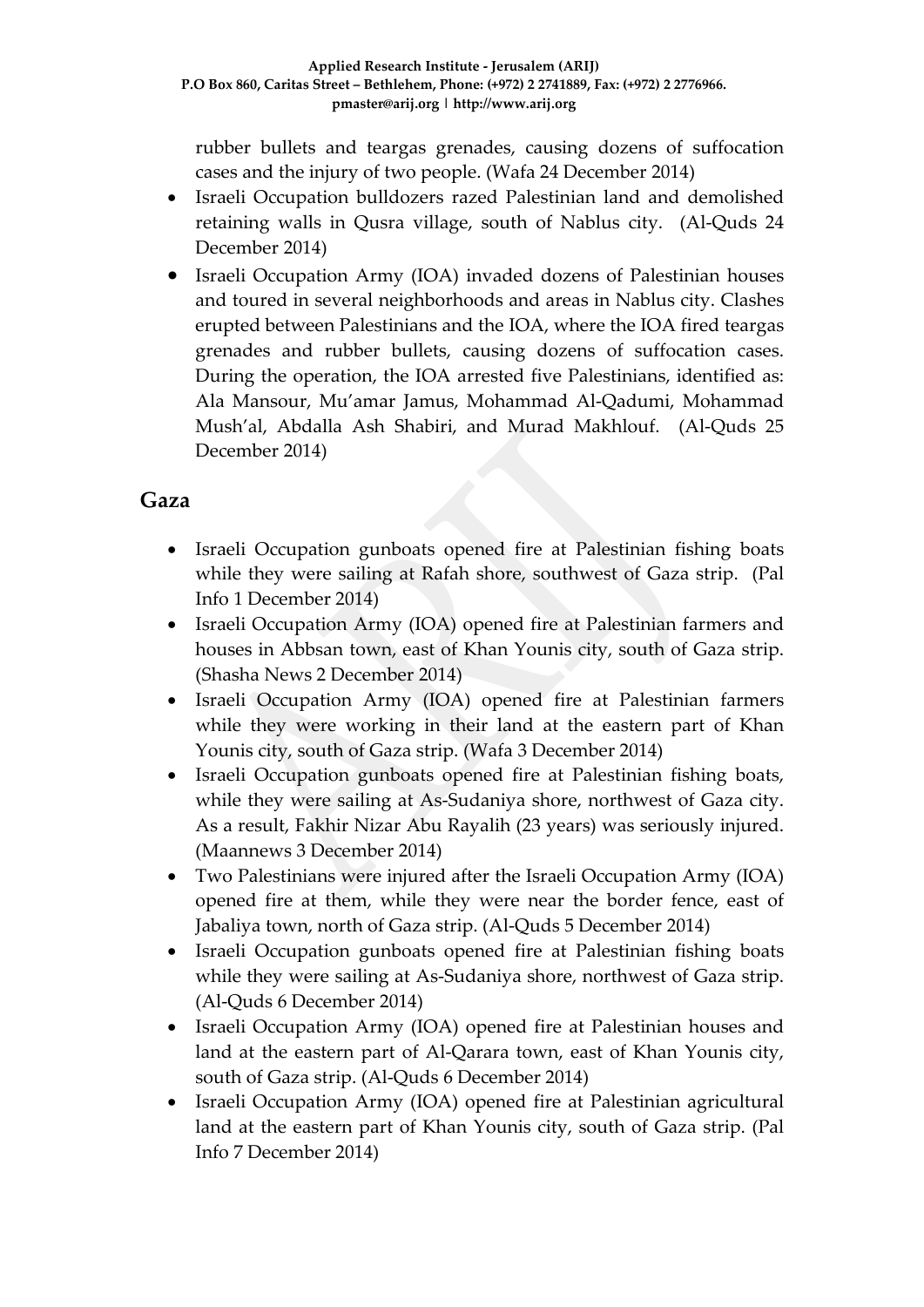rubber bullets and teargas grenades, causing dozens of suffocation cases and the injury of two people. (Wafa 24 December 2014)

- Israeli Occupation bulldozers razed Palestinian land and demolished retaining walls in Qusra village, south of Nablus city. (Al-Quds 24 December 2014)
- Israeli Occupation Army (IOA) invaded dozens of Palestinian houses and toured in several neighborhoods and areas in Nablus city. Clashes erupted between Palestinians and the IOA, where the IOA fired teargas grenades and rubber bullets, causing dozens of suffocation cases. During the operation, the IOA arrested five Palestinians, identified as: Ala Mansour, Mu'amar Jamus, Mohammad Al-Qadumi, Mohammad Mush'al, Abdalla Ash Shabiri, and Murad Makhlouf. (Al-Quds 25 December 2014)

## Gaza

- Israeli Occupation gunboats opened fire at Palestinian fishing boats while they were sailing at Rafah shore, southwest of Gaza strip. (Pal Info 1 December 2014)
- Israeli Occupation Army (IOA) opened fire at Palestinian farmers and houses in Abbsan town, east of Khan Younis city, south of Gaza strip. (Shasha News 2 December 2014)
- Israeli Occupation Army (IOA) opened fire at Palestinian farmers while they were working in their land at the eastern part of Khan Younis city, south of Gaza strip. (Wafa 3 December 2014)
- Israeli Occupation gunboats opened fire at Palestinian fishing boats, while they were sailing at As-Sudaniya shore, northwest of Gaza city. As a result, Fakhir Nizar Abu Rayalih (23 years) was seriously injured. (Maannews 3 December 2014)
- Two Palestinians were injured after the Israeli Occupation Army (IOA) opened fire at them, while they were near the border fence, east of Jabaliya town, north of Gaza strip. (Al-Quds 5 December 2014)
- Israeli Occupation gunboats opened fire at Palestinian fishing boats while they were sailing at As-Sudaniya shore, northwest of Gaza strip. (Al-Quds 6 December 2014)
- Israeli Occupation Army (IOA) opened fire at Palestinian houses and land at the eastern part of Al-Qarara town, east of Khan Younis city, south of Gaza strip. (Al-Quds 6 December 2014)
- Israeli Occupation Army (IOA) opened fire at Palestinian agricultural land at the eastern part of Khan Younis city, south of Gaza strip. (Pal Info 7 December 2014)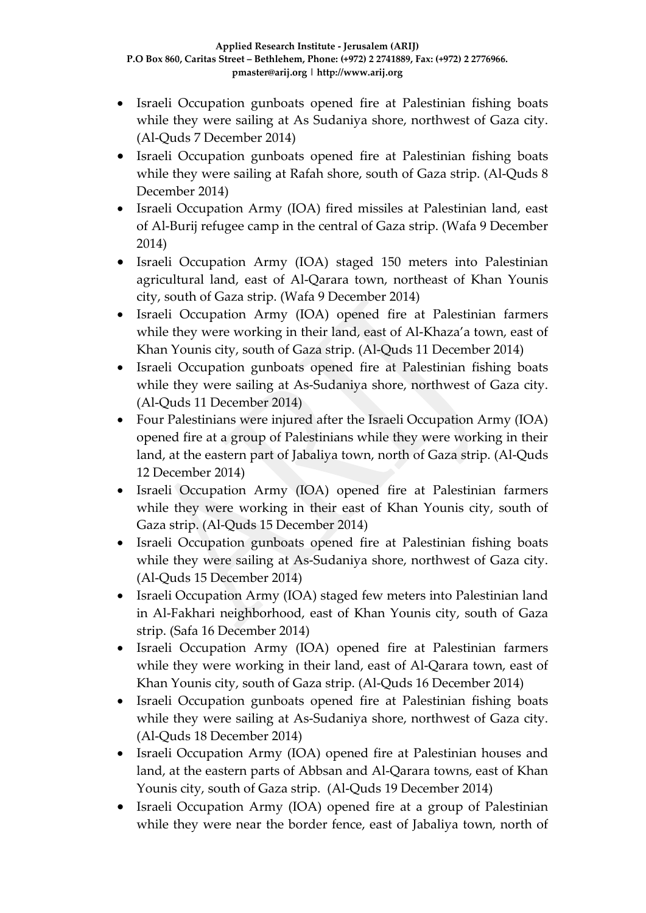- Israeli Occupation gunboats opened fire at Palestinian fishing boats while they were sailing at As Sudaniya shore, northwest of Gaza city. (Al-Quds 7 December 2014)
- Israeli Occupation gunboats opened fire at Palestinian fishing boats while they were sailing at Rafah shore, south of Gaza strip. (Al-Quds 8 December 2014)
- Israeli Occupation Army (IOA) fired missiles at Palestinian land, east of Al-Burij refugee camp in the central of Gaza strip. (Wafa 9 December 2014)
- Israeli Occupation Army (IOA) staged 150 meters into Palestinian agricultural land, east of Al-Qarara town, northeast of Khan Younis city, south of Gaza strip. (Wafa 9 December 2014)
- Israeli Occupation Army (IOA) opened fire at Palestinian farmers while they were working in their land, east of Al-Khaza'a town, east of Khan Younis city, south of Gaza strip. (Al-Quds 11 December 2014)
- Israeli Occupation gunboats opened fire at Palestinian fishing boats while they were sailing at As-Sudaniya shore, northwest of Gaza city. (Al-Quds 11 December 2014)
- Four Palestinians were injured after the Israeli Occupation Army (IOA) opened fire at a group of Palestinians while they were working in their land, at the eastern part of Jabaliya town, north of Gaza strip. (Al-Quds 12 December 2014)
- Israeli Occupation Army (IOA) opened fire at Palestinian farmers while they were working in their east of Khan Younis city, south of Gaza strip. (Al-Quds 15 December 2014)
- Israeli Occupation gunboats opened fire at Palestinian fishing boats while they were sailing at As-Sudaniya shore, northwest of Gaza city. (Al-Quds 15 December 2014)
- Israeli Occupation Army (IOA) staged few meters into Palestinian land in Al-Fakhari neighborhood, east of Khan Younis city, south of Gaza strip. (Safa 16 December 2014)
- Israeli Occupation Army (IOA) opened fire at Palestinian farmers while they were working in their land, east of Al-Qarara town, east of Khan Younis city, south of Gaza strip. (Al-Quds 16 December 2014)
- Israeli Occupation gunboats opened fire at Palestinian fishing boats while they were sailing at As-Sudaniya shore, northwest of Gaza city. (Al-Quds 18 December 2014)
- Israeli Occupation Army (IOA) opened fire at Palestinian houses and land, at the eastern parts of Abbsan and Al-Qarara towns, east of Khan Younis city, south of Gaza strip. (Al-Quds 19 December 2014)
- Israeli Occupation Army (IOA) opened fire at a group of Palestinian while they were near the border fence, east of Jabaliya town, north of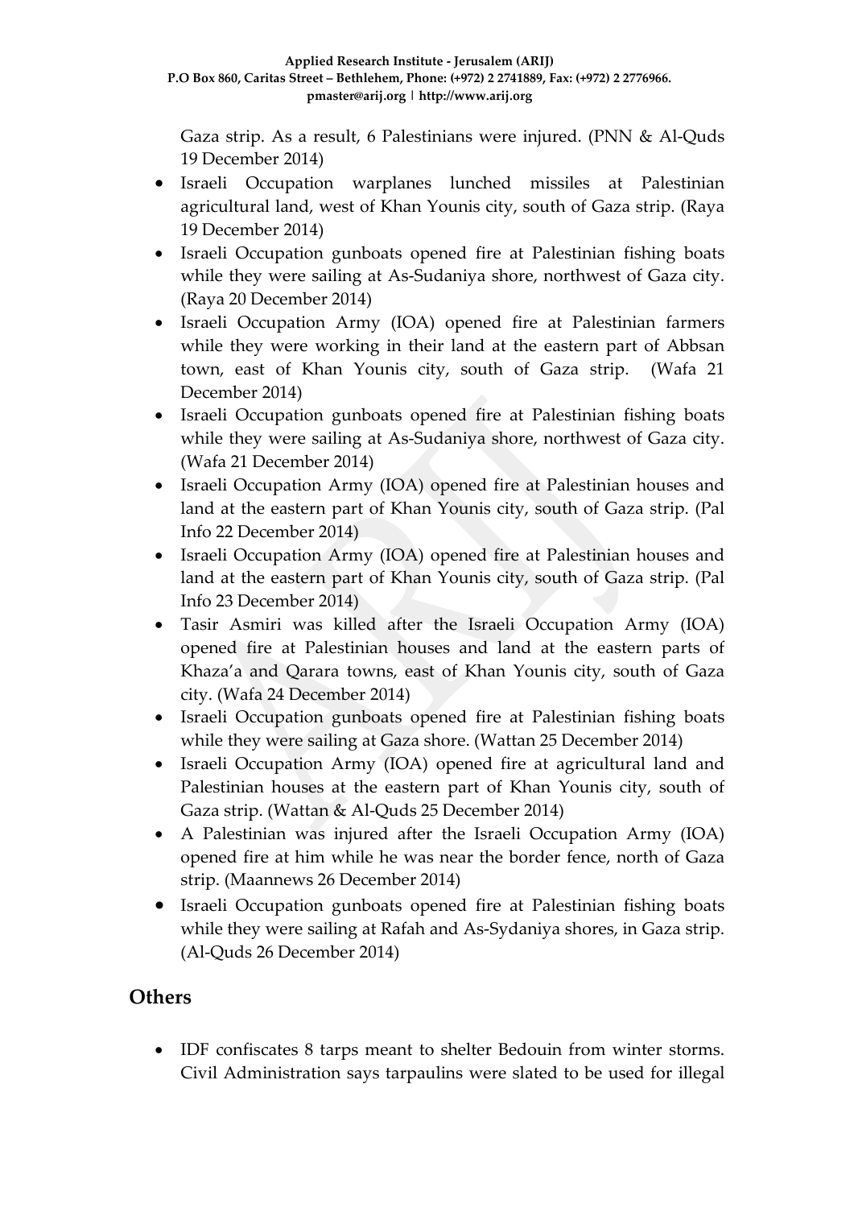Gaza strip. As a result, 6 Palestinians were injured. (PNN & Al-Quds 19 December 2014)

- Israeli Occupation warplanes lunched missiles at Palestinian agricultural land, west of Khan Younis city, south of Gaza strip. (Raya 19 December 2014)
- Israeli Occupation gunboats opened fire at Palestinian fishing boats while they were sailing at As-Sudaniya shore, northwest of Gaza city. (Raya 20 December 2014)
- Israeli Occupation Army (IOA) opened fire at Palestinian farmers while they were working in their land at the eastern part of Abbsan town, east of Khan Younis city, south of Gaza strip. (Wafa 21 December 2014)
- Israeli Occupation gunboats opened fire at Palestinian fishing boats while they were sailing at As-Sudaniya shore, northwest of Gaza city. (Wafa 21 December 2014)
- Israeli Occupation Army (IOA) opened fire at Palestinian houses and land at the eastern part of Khan Younis city, south of Gaza strip. (Pal Info 22 December 2014)
- Israeli Occupation Army (IOA) opened fire at Palestinian houses and land at the eastern part of Khan Younis city, south of Gaza strip. (Pal Info 23 December 2014)
- Tasir Asmiri was killed after the Israeli Occupation Army (IOA) opened fire at Palestinian houses and land at the eastern parts of Khaza'a and Qarara towns, east of Khan Younis city, south of Gaza city. (Wafa 24 December 2014)
- Israeli Occupation gunboats opened fire at Palestinian fishing boats while they were sailing at Gaza shore. (Wattan 25 December 2014)
- Israeli Occupation Army (IOA) opened fire at agricultural land and Palestinian houses at the eastern part of Khan Younis city, south of Gaza strip. (Wattan & Al-Quds 25 December 2014)
- A Palestinian was injured after the Israeli Occupation Army (IOA) opened fire at him while he was near the border fence, north of Gaza strip. (Maannews 26 December 2014)
- Israeli Occupation gunboats opened fire at Palestinian fishing boats while they were sailing at Rafah and As-Sydaniya shores, in Gaza strip. (Al-Quds 26 December 2014)

## Others

- IDF confiscates 8 tarps meant to shelter Bedouin from winter storms. Civil Administration says tarpaulins were slated to be used for illegal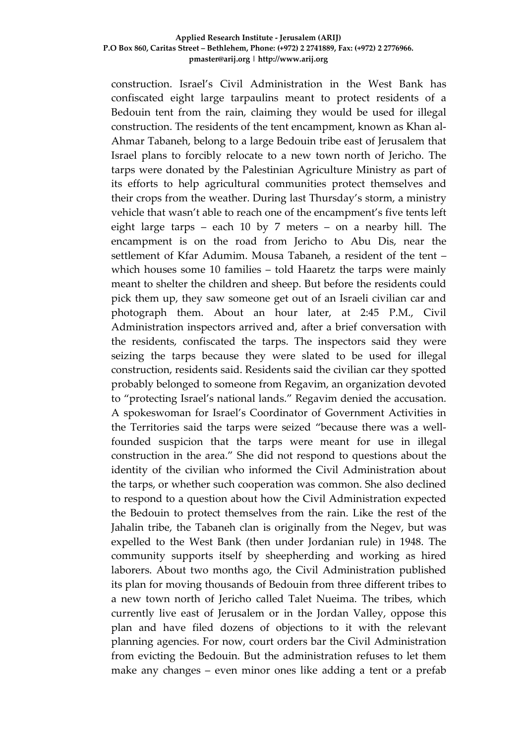construction. Israel's Civil Administration in the West Bank has confiscated eight large tarpaulins meant to protect residents of a Bedouin tent from the rain, claiming they would be used for illegal construction. The residents of the tent encampment, known as Khan al-Ahmar Tabaneh, belong to a large Bedouin tribe east of Jerusalem that Israel plans to forcibly relocate to a new town north of Jericho. The tarps were donated by the Palestinian Agriculture Ministry as part of its efforts to help agricultural communities protect themselves and their crops from the weather. During last Thursday's storm, a ministry vehicle that wasn't able to reach one of the encampment's five tents left eight large tarps – each 10 by 7 meters – on a nearby hill. The encampment is on the road from Jericho to Abu Dis, near the settlement of Kfar Adumim. Mousa Tabaneh, a resident of the tent – which houses some 10 families – told Haaretz the tarps were mainly meant to shelter the children and sheep. But before the residents could pick them up, they saw someone get out of an Israeli civilian car and photograph them. About an hour later, at 2:45 P.M., Civil Administration inspectors arrived and, after a brief conversation with the residents, confiscated the tarps. The inspectors said they were seizing the tarps because they were slated to be used for illegal construction, residents said. Residents said the civilian car they spotted probably belonged to someone from Regavim, an organization devoted to "protecting Israel's national lands." Regavim denied the accusation. A spokeswoman for Israel's Coordinator of Government Activities in the Territories said the tarps were seized "because there was a well-founded suspicion that the tarps were meant for use in illegal construction in the area." She did not respond to questions about the identity of the civilian who informed the Civil Administration about the tarps, or whether such cooperation was common. She also declined to respond to a question about how the Civil Administration expected the Bedouin to protect themselves from the rain. Like the rest of the Jahalin tribe, the Tabaneh clan is originally from the Negev, but was expelled to the West Bank (then under Jordanian rule) in 1948. The community supports itself by sheepherding and working as hired laborers. About two months ago, the Civil Administration published its plan for moving thousands of Bedouin from three different tribes to a new town north of Jericho called Talet Nueima. The tribes, which currently live east of Jerusalem or in the Jordan Valley, oppose this plan and have filed dozens of objections to it with the relevant planning agencies. For now, court orders bar the Civil Administration from evicting the Bedouin. But the administration refuses to let them make any changes – even minor ones like adding a tent or a prefab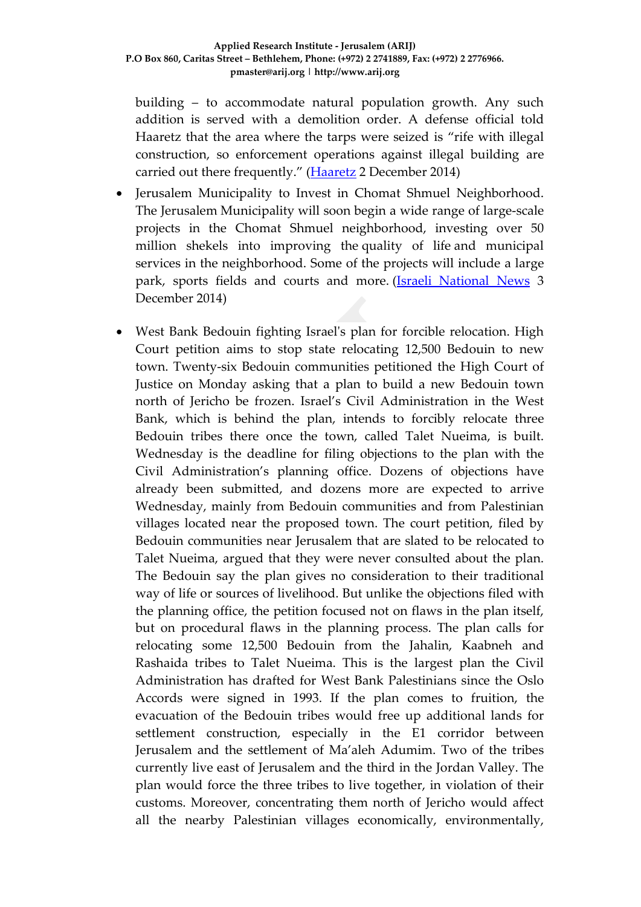building – to accommodate natural population growth. Any such addition is served with a demolition order. A defense official told Haaretz that the area where the tarps were seized is "rife with illegal construction, so enforcement operations against illegal building are carried out there frequently." (Haaretz 2 December 2014)

- Jerusalem Municipality to Invest in Chomat Shmuel Neighborhood. The Jerusalem Municipality will soon begin a wide range of large-scale projects in the Chomat Shmuel neighborhood, investing over 50 million shekels into improving the quality of life and municipal services in the neighborhood. Some of the projects will include a large park, sports fields and courts and more. (Israeli National News 3 December 2014)

- West Bank Bedouin fighting Israel's plan for forcible relocation. High Court petition aims to stop state relocating 12,500 Bedouin to new town. Twenty-six Bedouin communities petitioned the High Court of Justice on Monday asking that a plan to build a new Bedouin town north of Jericho be frozen. Israel's Civil Administration in the West Bank, which is behind the plan, intends to forcibly relocate three Bedouin tribes there once the town, called Talet Nueima, is built. Wednesday is the deadline for filing objections to the plan with the Civil Administration's planning office. Dozens of objections have already been submitted, and dozens more are expected to arrive Wednesday, mainly from Bedouin communities and from Palestinian villages located near the proposed town. The court petition, filed by Bedouin communities near Jerusalem that are slated to be relocated to Talet Nueima, argued that they were never consulted about the plan. The Bedouin say the plan gives no consideration to their traditional way of life or sources of livelihood. But unlike the objections filed with the planning office, the petition focused not on flaws in the plan itself, but on procedural flaws in the planning process. The plan calls for relocating some 12,500 Bedouin from the Jahalin, Kaabneh and Rashaida tribes to Talet Nueima. This is the largest plan the Civil Administration has drafted for West Bank Palestinians since the Oslo Accords were signed in 1993. If the plan comes to fruition, the evacuation of the Bedouin tribes would free up additional lands for settlement construction, especially in the E1 corridor between Jerusalem and the settlement of Ma'aleh Adumim. Two of the tribes currently live east of Jerusalem and the third in the Jordan Valley. The plan would force the three tribes to live together, in violation of their customs. Moreover, concentrating them north of Jericho would affect all the nearby Palestinian villages economically, environmentally,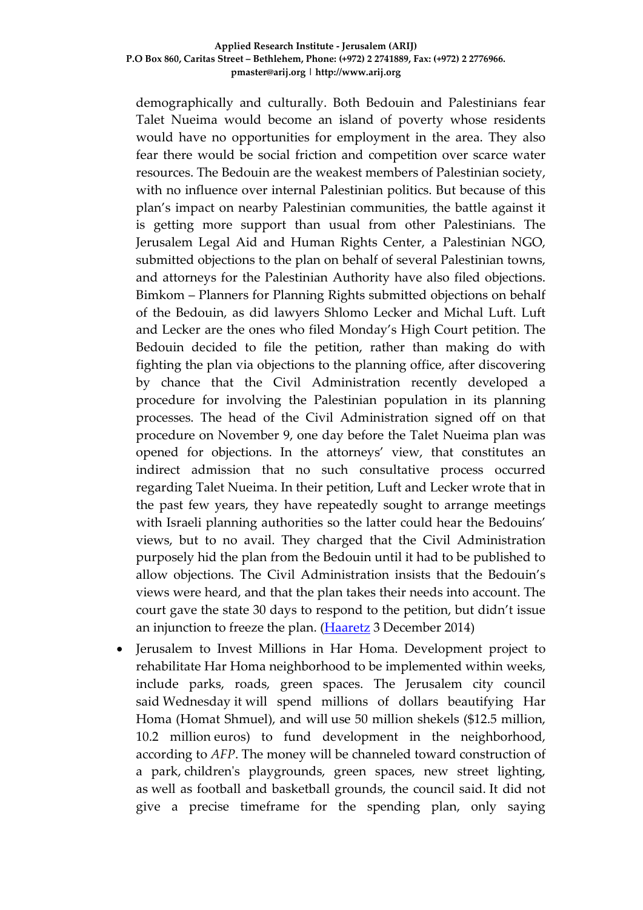demographically and culturally. Both Bedouin and Palestinians fear Talet Nueima would become an island of poverty whose residents would have no opportunities for employment in the area. They also fear there would be social friction and competition over scarce water resources. The Bedouin are the weakest members of Palestinian society, with no influence over internal Palestinian politics. But because of this plan's impact on nearby Palestinian communities, the battle against it is getting more support than usual from other Palestinians. The Jerusalem Legal Aid and Human Rights Center, a Palestinian NGO, submitted objections to the plan on behalf of several Palestinian towns, and attorneys for the Palestinian Authority have also filed objections. Bimkom – Planners for Planning Rights submitted objections on behalf of the Bedouin, as did lawyers Shlomo Lecker and Michal Luft. Luft and Lecker are the ones who filed Monday's High Court petition. The Bedouin decided to file the petition, rather than making do with fighting the plan via objections to the planning office, after discovering by chance that the Civil Administration recently developed a procedure for involving the Palestinian population in its planning processes. The head of the Civil Administration signed off on that procedure on November 9, one day before the Talet Nueima plan was opened for objections. In the attorneys' view, that constitutes an indirect admission that no such consultative process occurred regarding Talet Nueima. In their petition, Luft and Lecker wrote that in the past few years, they have repeatedly sought to arrange meetings with Israeli planning authorities so the latter could hear the Bedouins' views, but to no avail. They charged that the Civil Administration purposely hid the plan from the Bedouin until it had to be published to allow objections. The Civil Administration insists that the Bedouin's views were heard, and that the plan takes their needs into account. The court gave the state 30 days to respond to the petition, but didn't issue an injunction to freeze the plan. (Haaretz 3 December 2014)

- Jerusalem to Invest Millions in Har Homa. Development project to rehabilitate Har Homa neighborhood to be implemented within weeks, include parks, roads, green spaces. The Jerusalem city council said Wednesday it will spend millions of dollars beautifying Har Homa (Homat Shmuel), and will use 50 million shekels ($12.5 million, 10.2 million euros) to fund development in the neighborhood, according to *AFP*. The money will be channeled toward construction of a park, children's playgrounds, green spaces, new street lighting, as well as football and basketball grounds, the council said. It did not give a precise timeframe for the spending plan, only saying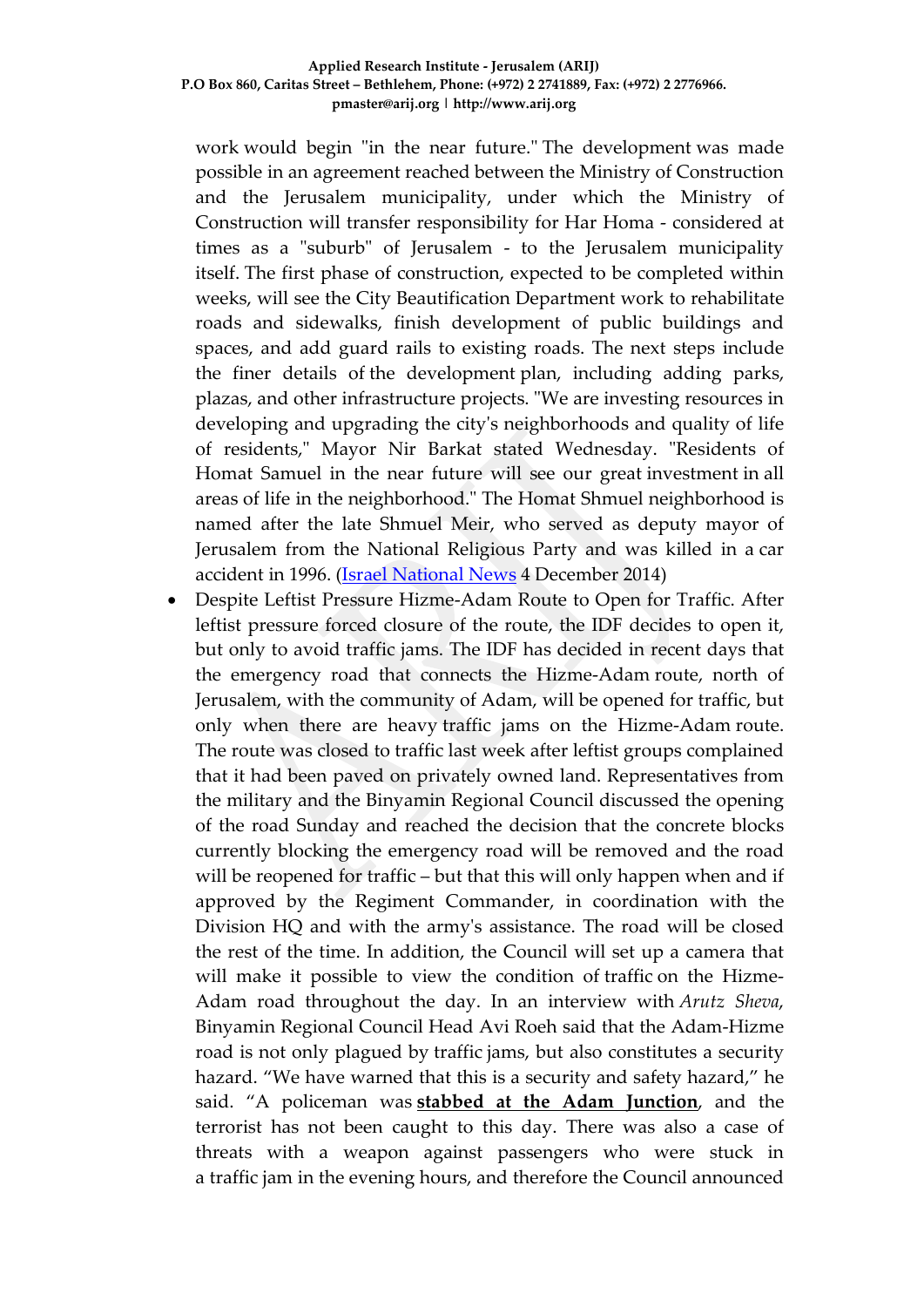work would begin "in the near future." The development was made possible in an agreement reached between the Ministry of Construction and the Jerusalem municipality, under which the Ministry of Construction will transfer responsibility for Har Homa - considered at times as a "suburb" of Jerusalem - to the Jerusalem municipality itself. The first phase of construction, expected to be completed within weeks, will see the City Beautification Department work to rehabilitate roads and sidewalks, finish development of public buildings and spaces, and add guard rails to existing roads. The next steps include the finer details of the development plan, including adding parks, plazas, and other infrastructure projects. "We are investing resources in developing and upgrading the city's neighborhoods and quality of life of residents," Mayor Nir Barkat stated Wednesday. "Residents of Homat Samuel in the near future will see our great investment in all areas of life in the neighborhood." The Homat Shmuel neighborhood is named after the late Shmuel Meir, who served as deputy mayor of Jerusalem from the National Religious Party and was killed in a car accident in 1996. (Israel National News 4 December 2014)

- Despite Leftist Pressure Hizme-Adam Route to Open for Traffic. After leftist pressure forced closure of the route, the IDF decides to open it, but only to avoid traffic jams. The IDF has decided in recent days that the emergency road that connects the Hizme-Adam route, north of Jerusalem, with the community of Adam, will be opened for traffic, but only when there are heavy traffic jams on the Hizme-Adam route. The route was closed to traffic last week after leftist groups complained that it had been paved on privately owned land. Representatives from the military and the Binyamin Regional Council discussed the opening of the road Sunday and reached the decision that the concrete blocks currently blocking the emergency road will be removed and the road will be reopened for traffic – but that this will only happen when and if approved by the Regiment Commander, in coordination with the Division HQ and with the army's assistance. The road will be closed the rest of the time. In addition, the Council will set up a camera that will make it possible to view the condition of traffic on the Hizme-Adam road throughout the day. In an interview with *Arutz Sheva*, Binyamin Regional Council Head Avi Roeh said that the Adam-Hizme road is not only plagued by traffic jams, but also constitutes a security hazard. "We have warned that this is a security and safety hazard," he said. "A policeman was **stabbed at the Adam Junction**, and the terrorist has not been caught to this day. There was also a case of threats with a weapon against passengers who were stuck in a traffic jam in the evening hours, and therefore the Council announced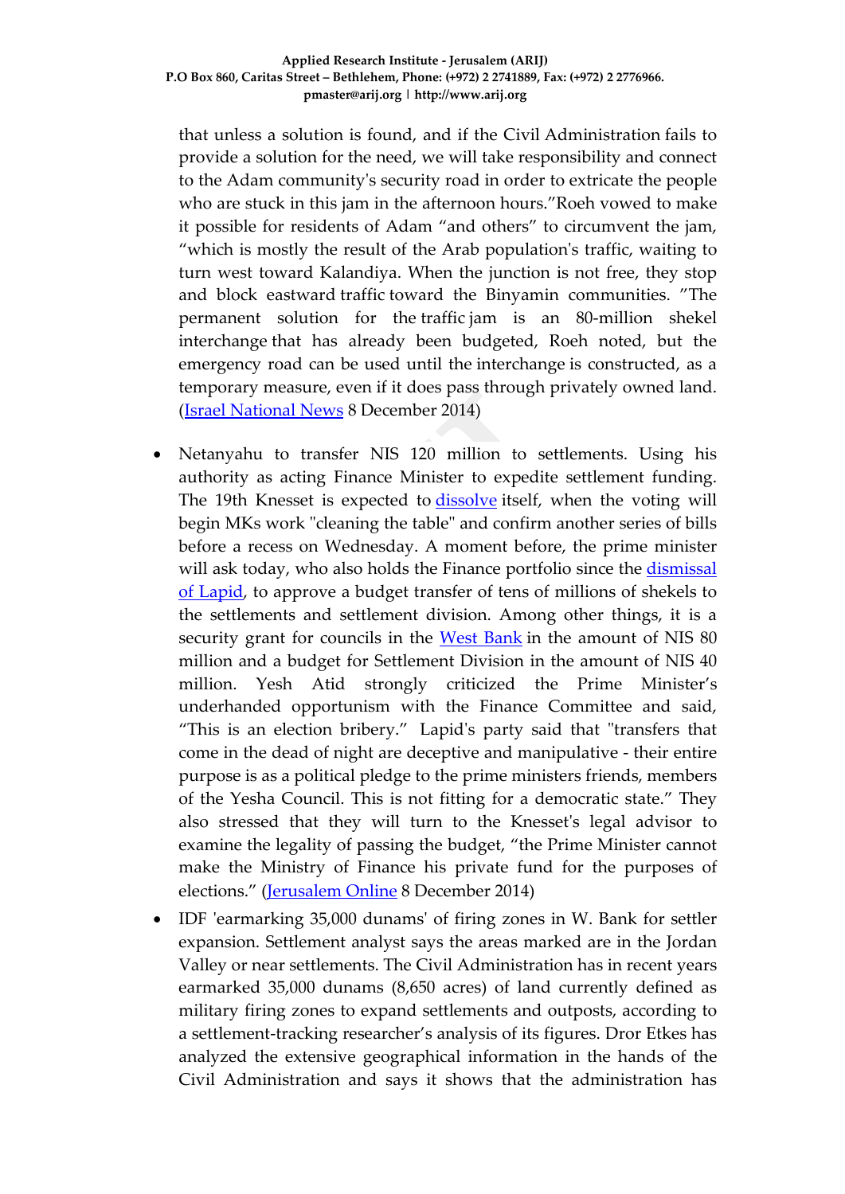that unless a solution is found, and if the Civil Administration fails to provide a solution for the need, we will take responsibility and connect to the Adam community's security road in order to extricate the people who are stuck in this jam in the afternoon hours."Roeh vowed to make it possible for residents of Adam "and others" to circumvent the jam, "which is mostly the result of the Arab population's traffic, waiting to turn west toward Kalandiya. When the junction is not free, they stop and block eastward traffic toward the Binyamin communities. "The permanent solution for the traffic jam is an 80-million shekel interchange that has already been budgeted, Roeh noted, but the emergency road can be used until the interchange is constructed, as a temporary measure, even if it does pass through privately owned land. (Israel National News 8 December 2014)

- Netanyahu to transfer NIS 120 million to settlements. Using his authority as acting Finance Minister to expedite settlement funding. The 19th Knesset is expected to dissolve itself, when the voting will begin MKs work "cleaning the table" and confirm another series of bills before a recess on Wednesday. A moment before, the prime minister will ask today, who also holds the Finance portfolio since the dismissal of Lapid, to approve a budget transfer of tens of millions of shekels to the settlements and settlement division. Among other things, it is a security grant for councils in the West Bank in the amount of NIS 80 million and a budget for Settlement Division in the amount of NIS 40 million. Yesh Atid strongly criticized the Prime Minister's underhanded opportunism with the Finance Committee and said, "This is an election bribery." Lapid's party said that "transfers that come in the dead of night are deceptive and manipulative - their entire purpose is as a political pledge to the prime ministers friends, members of the Yesha Council. This is not fitting for a democratic state." They also stressed that they will turn to the Knesset's legal advisor to examine the legality of passing the budget, "the Prime Minister cannot make the Ministry of Finance his private fund for the purposes of elections." (Jerusalem Online 8 December 2014)
- IDF 'earmarking 35,000 dunams' of firing zones in W. Bank for settler expansion. Settlement analyst says the areas marked are in the Jordan Valley or near settlements. The Civil Administration has in recent years earmarked 35,000 dunams (8,650 acres) of land currently defined as military firing zones to expand settlements and outposts, according to a settlement-tracking researcher's analysis of its figures. Dror Etkes has analyzed the extensive geographical information in the hands of the Civil Administration and says it shows that the administration has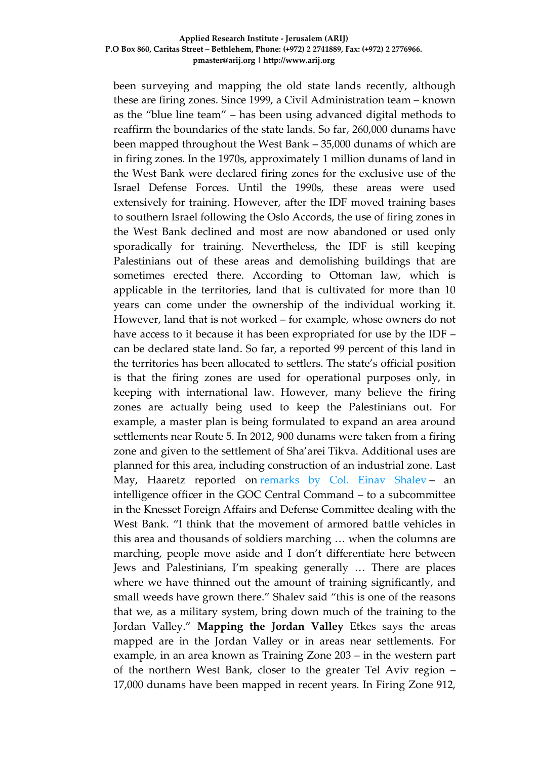been surveying and mapping the old state lands recently, although these are firing zones. Since 1999, a Civil Administration team – known as the "blue line team" – has been using advanced digital methods to reaffirm the boundaries of the state lands. So far, 260,000 dunams have been mapped throughout the West Bank – 35,000 dunams of which are in firing zones. In the 1970s, approximately 1 million dunams of land in the West Bank were declared firing zones for the exclusive use of the Israel Defense Forces. Until the 1990s, these areas were used extensively for training. However, after the IDF moved training bases to southern Israel following the Oslo Accords, the use of firing zones in the West Bank declined and most are now abandoned or used only sporadically for training. Nevertheless, the IDF is still keeping Palestinians out of these areas and demolishing buildings that are sometimes erected there. According to Ottoman law, which is applicable in the territories, land that is cultivated for more than 10 years can come under the ownership of the individual working it. However, land that is not worked – for example, whose owners do not have access to it because it has been expropriated for use by the IDF – can be declared state land. So far, a reported 99 percent of this land in the territories has been allocated to settlers. The state's official position is that the firing zones are used for operational purposes only, in keeping with international law. However, many believe the firing zones are actually being used to keep the Palestinians out. For example, a master plan is being formulated to expand an area around settlements near Route 5. In 2012, 900 dunams were taken from a firing zone and given to the settlement of Sha'arei Tikva. Additional uses are planned for this area, including construction of an industrial zone. Last May, Haaretz reported on remarks by Col. Einav Shalev – an intelligence officer in the GOC Central Command – to a subcommittee in the Knesset Foreign Affairs and Defense Committee dealing with the West Bank. "I think that the movement of armored battle vehicles in this area and thousands of soldiers marching … when the columns are marching, people move aside and I don't differentiate here between Jews and Palestinians, I'm speaking generally … There are places where we have thinned out the amount of training significantly, and small weeds have grown there." Shalev said "this is one of the reasons that we, as a military system, bring down much of the training to the Jordan Valley." **Mapping the Jordan Valley** Etkes says the areas mapped are in the Jordan Valley or in areas near settlements. For example, in an area known as Training Zone 203 – in the western part of the northern West Bank, closer to the greater Tel Aviv region – 17,000 dunams have been mapped in recent years. In Firing Zone 912,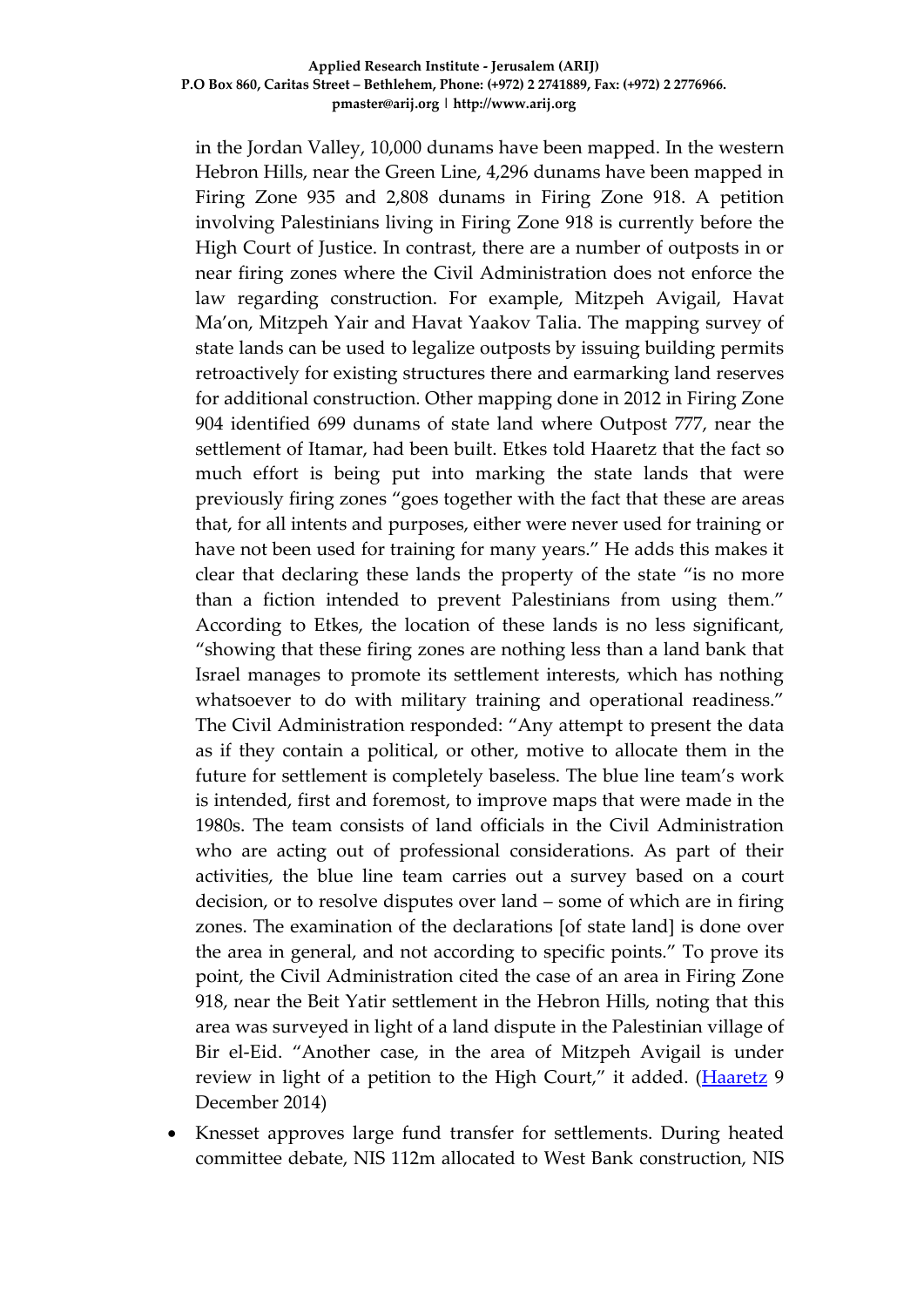in the Jordan Valley, 10,000 dunams have been mapped. In the western Hebron Hills, near the Green Line, 4,296 dunams have been mapped in Firing Zone 935 and 2,808 dunams in Firing Zone 918. A petition involving Palestinians living in Firing Zone 918 is currently before the High Court of Justice. In contrast, there are a number of outposts in or near firing zones where the Civil Administration does not enforce the law regarding construction. For example, Mitzpeh Avigail, Havat Ma'on, Mitzpeh Yair and Havat Yaakov Talia. The mapping survey of state lands can be used to legalize outposts by issuing building permits retroactively for existing structures there and earmarking land reserves for additional construction. Other mapping done in 2012 in Firing Zone 904 identified 699 dunams of state land where Outpost 777, near the settlement of Itamar, had been built. Etkes told Haaretz that the fact so much effort is being put into marking the state lands that were previously firing zones "goes together with the fact that these are areas that, for all intents and purposes, either were never used for training or have not been used for training for many years." He adds this makes it clear that declaring these lands the property of the state "is no more than a fiction intended to prevent Palestinians from using them." According to Etkes, the location of these lands is no less significant, "showing that these firing zones are nothing less than a land bank that Israel manages to promote its settlement interests, which has nothing whatsoever to do with military training and operational readiness." The Civil Administration responded: "Any attempt to present the data as if they contain a political, or other, motive to allocate them in the future for settlement is completely baseless. The blue line team's work is intended, first and foremost, to improve maps that were made in the 1980s. The team consists of land officials in the Civil Administration who are acting out of professional considerations. As part of their activities, the blue line team carries out a survey based on a court decision, or to resolve disputes over land – some of which are in firing zones. The examination of the declarations [of state land] is done over the area in general, and not according to specific points." To prove its point, the Civil Administration cited the case of an area in Firing Zone 918, near the Beit Yatir settlement in the Hebron Hills, noting that this area was surveyed in light of a land dispute in the Palestinian village of Bir el-Eid. "Another case, in the area of Mitzpeh Avigail is under review in light of a petition to the High Court," it added. (Haaretz 9 December 2014)

- Knesset approves large fund transfer for settlements. During heated committee debate, NIS 112m allocated to West Bank construction, NIS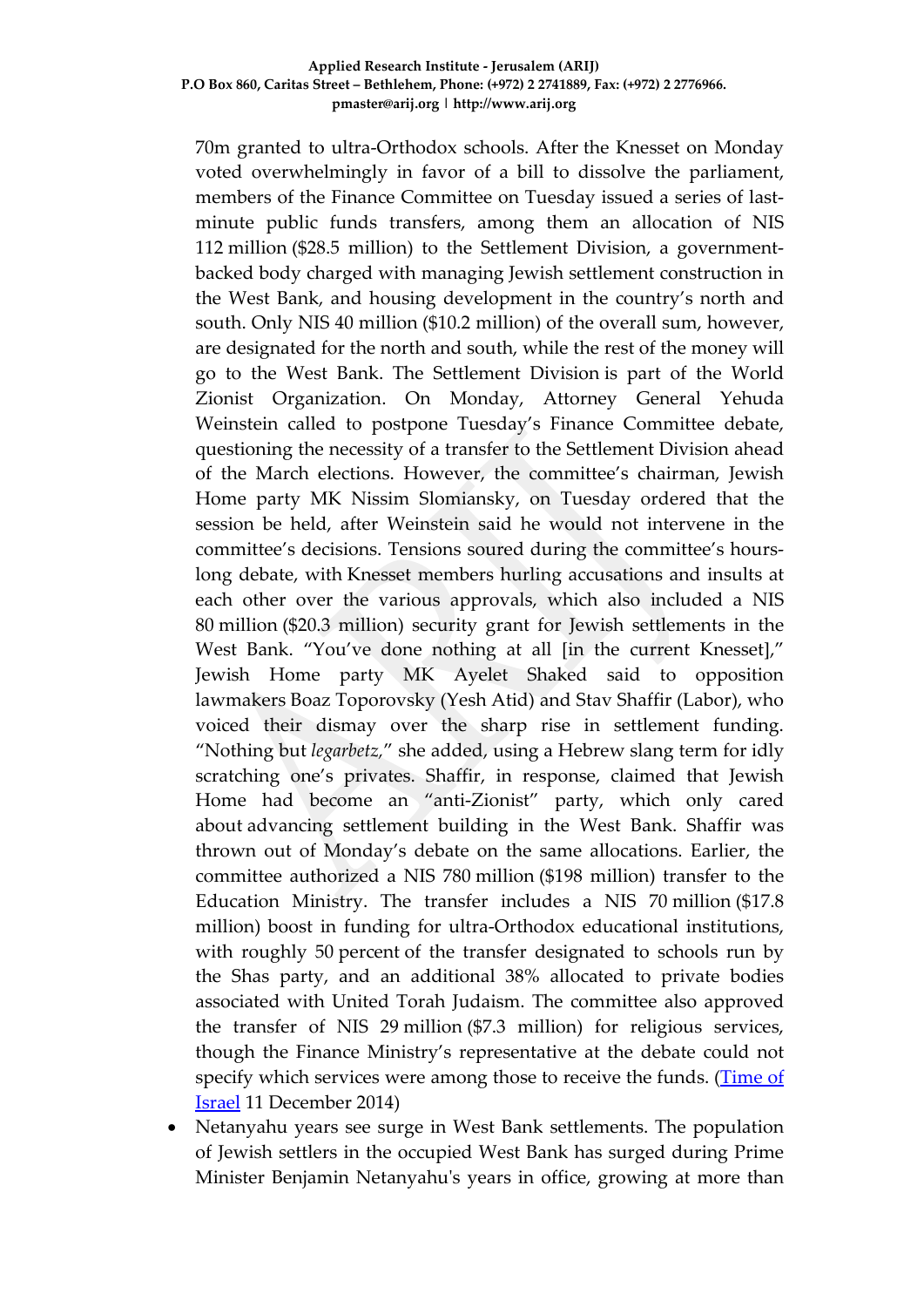70m granted to ultra-Orthodox schools. After the Knesset on Monday voted overwhelmingly in favor of a bill to dissolve the parliament, members of the Finance Committee on Tuesday issued a series of last-minute public funds transfers, among them an allocation of NIS 112 million ($28.5 million) to the Settlement Division, a government-backed body charged with managing Jewish settlement construction in the West Bank, and housing development in the country's north and south. Only NIS 40 million ($10.2 million) of the overall sum, however, are designated for the north and south, while the rest of the money will go to the West Bank. The Settlement Division is part of the World Zionist Organization. On Monday, Attorney General Yehuda Weinstein called to postpone Tuesday's Finance Committee debate, questioning the necessity of a transfer to the Settlement Division ahead of the March elections. However, the committee's chairman, Jewish Home party MK Nissim Slomiansky, on Tuesday ordered that the session be held, after Weinstein said he would not intervene in the committee's decisions. Tensions soured during the committee's hours-long debate, with Knesset members hurling accusations and insults at each other over the various approvals, which also included a NIS 80 million ($20.3 million) security grant for Jewish settlements in the West Bank. "You've done nothing at all [in the current Knesset]," Jewish Home party MK Ayelet Shaked said to opposition lawmakers Boaz Toporovsky (Yesh Atid) and Stav Shaffir (Labor), who voiced their dismay over the sharp rise in settlement funding. "Nothing but *legarbetz*," she added, using a Hebrew slang term for idly scratching one's privates. Shaffir, in response, claimed that Jewish Home had become an "anti-Zionist" party, which only cared about advancing settlement building in the West Bank. Shaffir was thrown out of Monday's debate on the same allocations. Earlier, the committee authorized a NIS 780 million ($198 million) transfer to the Education Ministry. The transfer includes a NIS 70 million ($17.8 million) boost in funding for ultra-Orthodox educational institutions, with roughly 50 percent of the transfer designated to schools run by the Shas party, and an additional 38% allocated to private bodies associated with United Torah Judaism. The committee also approved the transfer of NIS 29 million ($7.3 million) for religious services, though the Finance Ministry's representative at the debate could not specify which services were among those to receive the funds. (Time of Israel 11 December 2014)

- Netanyahu years see surge in West Bank settlements. The population of Jewish settlers in the occupied West Bank has surged during Prime Minister Benjamin Netanyahu's years in office, growing at more than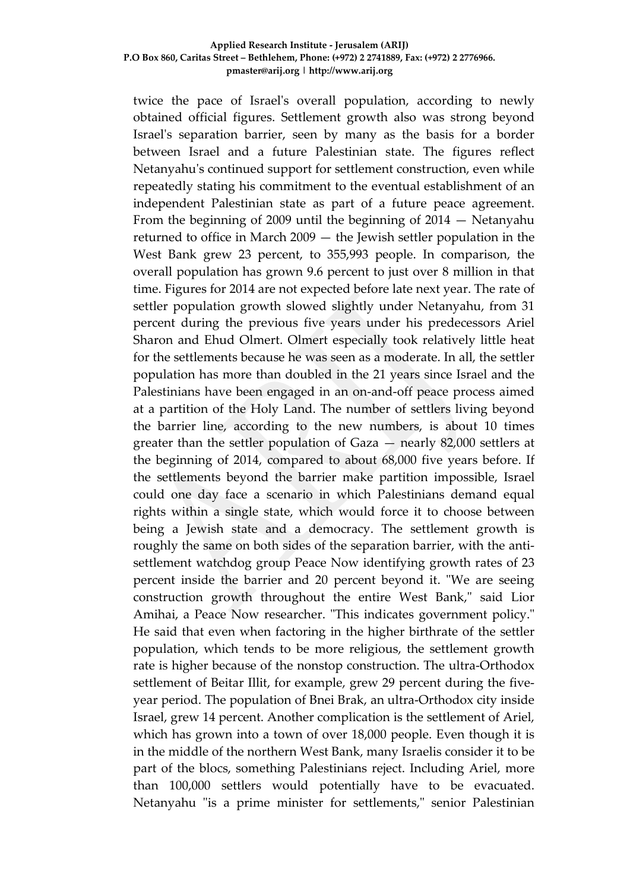twice the pace of Israel's overall population, according to newly obtained official figures. Settlement growth also was strong beyond Israel's separation barrier, seen by many as the basis for a border between Israel and a future Palestinian state. The figures reflect Netanyahu's continued support for settlement construction, even while repeatedly stating his commitment to the eventual establishment of an independent Palestinian state as part of a future peace agreement. From the beginning of 2009 until the beginning of 2014 — Netanyahu returned to office in March 2009 — the Jewish settler population in the West Bank grew 23 percent, to 355,993 people. In comparison, the overall population has grown 9.6 percent to just over 8 million in that time. Figures for 2014 are not expected before late next year. The rate of settler population growth slowed slightly under Netanyahu, from 31 percent during the previous five years under his predecessors Ariel Sharon and Ehud Olmert. Olmert especially took relatively little heat for the settlements because he was seen as a moderate. In all, the settler population has more than doubled in the 21 years since Israel and the Palestinians have been engaged in an on-and-off peace process aimed at a partition of the Holy Land. The number of settlers living beyond the barrier line, according to the new numbers, is about 10 times greater than the settler population of Gaza — nearly 82,000 settlers at the beginning of 2014, compared to about 68,000 five years before. If the settlements beyond the barrier make partition impossible, Israel could one day face a scenario in which Palestinians demand equal rights within a single state, which would force it to choose between being a Jewish state and a democracy. The settlement growth is roughly the same on both sides of the separation barrier, with the anti-settlement watchdog group Peace Now identifying growth rates of 23 percent inside the barrier and 20 percent beyond it. "We are seeing construction growth throughout the entire West Bank," said Lior Amihai, a Peace Now researcher. "This indicates government policy." He said that even when factoring in the higher birthrate of the settler population, which tends to be more religious, the settlement growth rate is higher because of the nonstop construction. The ultra-Orthodox settlement of Beitar Illit, for example, grew 29 percent during the five-year period. The population of Bnei Brak, an ultra-Orthodox city inside Israel, grew 14 percent. Another complication is the settlement of Ariel, which has grown into a town of over 18,000 people. Even though it is in the middle of the northern West Bank, many Israelis consider it to be part of the blocs, something Palestinians reject. Including Ariel, more than 100,000 settlers would potentially have to be evacuated. Netanyahu "is a prime minister for settlements," senior Palestinian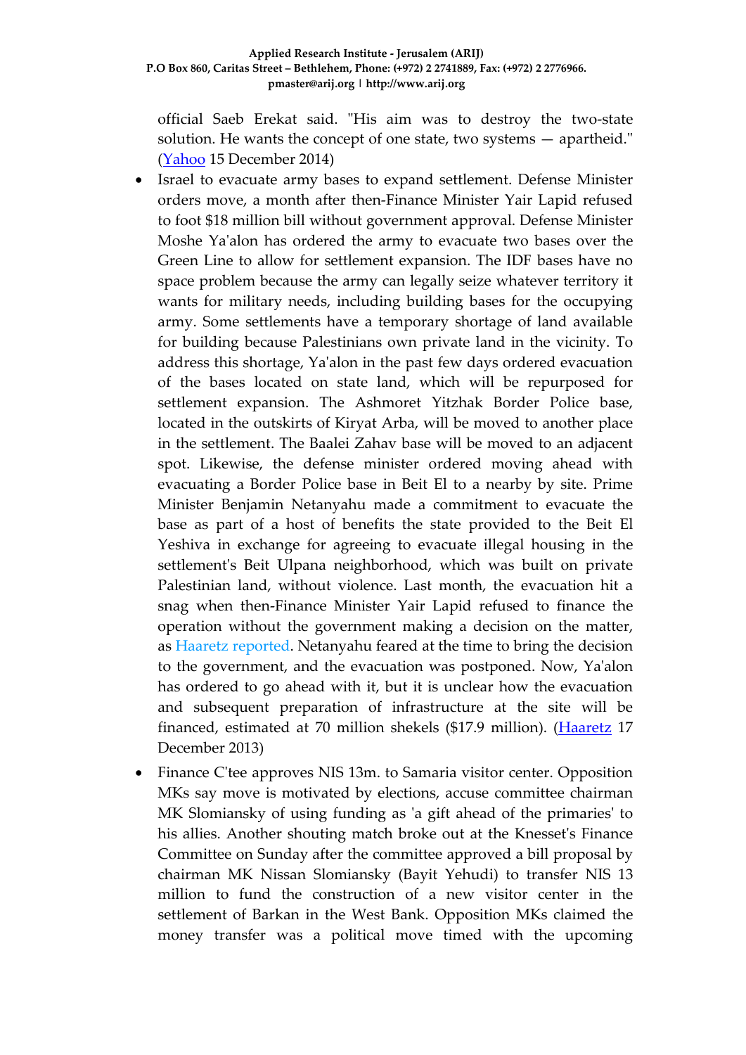official Saeb Erekat said. "His aim was to destroy the two-state solution. He wants the concept of one state, two systems — apartheid." (Yahoo 15 December 2014)

- Israel to evacuate army bases to expand settlement. Defense Minister orders move, a month after then-Finance Minister Yair Lapid refused to foot $18 million bill without government approval. Defense Minister Moshe Ya'alon has ordered the army to evacuate two bases over the Green Line to allow for settlement expansion. The IDF bases have no space problem because the army can legally seize whatever territory it wants for military needs, including building bases for the occupying army. Some settlements have a temporary shortage of land available for building because Palestinians own private land in the vicinity. To address this shortage, Ya'alon in the past few days ordered evacuation of the bases located on state land, which will be repurposed for settlement expansion. The Ashmoret Yitzhak Border Police base, located in the outskirts of Kiryat Arba, will be moved to another place in the settlement. The Baalei Zahav base will be moved to an adjacent spot. Likewise, the defense minister ordered moving ahead with evacuating a Border Police base in Beit El to a nearby by site. Prime Minister Benjamin Netanyahu made a commitment to evacuate the base as part of a host of benefits the state provided to the Beit El Yeshiva in exchange for agreeing to evacuate illegal housing in the settlement's Beit Ulpana neighborhood, which was built on private Palestinian land, without violence. Last month, the evacuation hit a snag when then-Finance Minister Yair Lapid refused to finance the operation without the government making a decision on the matter, as Haaretz reported. Netanyahu feared at the time to bring the decision to the government, and the evacuation was postponed. Now, Ya'alon has ordered to go ahead with it, but it is unclear how the evacuation and subsequent preparation of infrastructure at the site will be financed, estimated at 70 million shekels ($17.9 million). (Haaretz 17 December 2013)
- Finance C'tee approves NIS 13m. to Samaria visitor center. Opposition MKs say move is motivated by elections, accuse committee chairman MK Slomiansky of using funding as 'a gift ahead of the primaries' to his allies. Another shouting match broke out at the Knesset's Finance Committee on Sunday after the committee approved a bill proposal by chairman MK Nissan Slomiansky (Bayit Yehudi) to transfer NIS 13 million to fund the construction of a new visitor center in the settlement of Barkan in the West Bank. Opposition MKs claimed the money transfer was a political move timed with the upcoming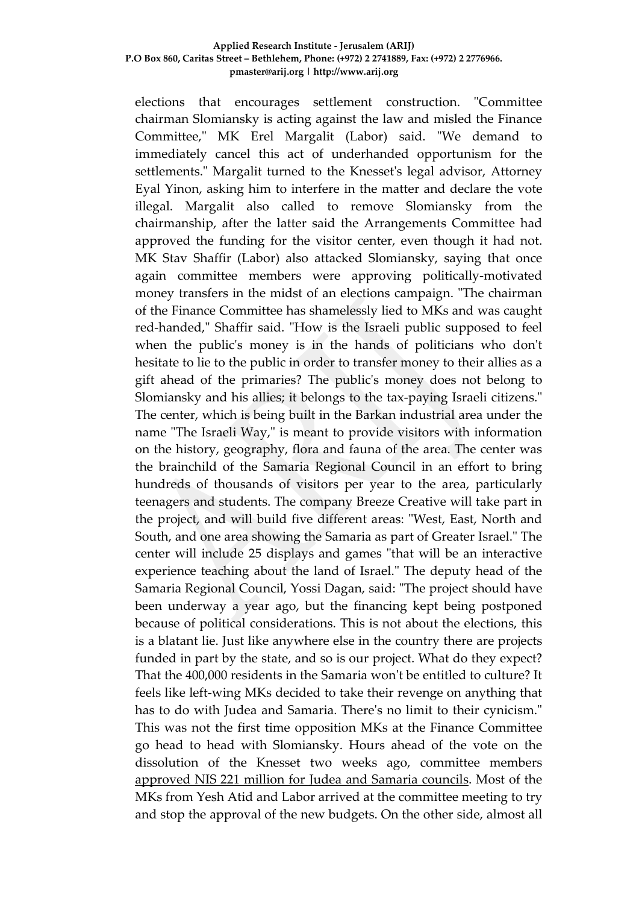elections that encourages settlement construction. "Committee chairman Slomiansky is acting against the law and misled the Finance Committee," MK Erel Margalit (Labor) said. "We demand to immediately cancel this act of underhanded opportunism for the settlements." Margalit turned to the Knesset's legal advisor, Attorney Eyal Yinon, asking him to interfere in the matter and declare the vote illegal. Margalit also called to remove Slomiansky from the chairmanship, after the latter said the Arrangements Committee had approved the funding for the visitor center, even though it had not. MK Stav Shaffir (Labor) also attacked Slomiansky, saying that once again committee members were approving politically-motivated money transfers in the midst of an elections campaign. "The chairman of the Finance Committee has shamelessly lied to MKs and was caught red-handed," Shaffir said. "How is the Israeli public supposed to feel when the public's money is in the hands of politicians who don't hesitate to lie to the public in order to transfer money to their allies as a gift ahead of the primaries? The public's money does not belong to Slomiansky and his allies; it belongs to the tax-paying Israeli citizens." The center, which is being built in the Barkan industrial area under the name "The Israeli Way," is meant to provide visitors with information on the history, geography, flora and fauna of the area. The center was the brainchild of the Samaria Regional Council in an effort to bring hundreds of thousands of visitors per year to the area, particularly teenagers and students. The company Breeze Creative will take part in the project, and will build five different areas: "West, East, North and South, and one area showing the Samaria as part of Greater Israel." The center will include 25 displays and games "that will be an interactive experience teaching about the land of Israel." The deputy head of the Samaria Regional Council, Yossi Dagan, said: "The project should have been underway a year ago, but the financing kept being postponed because of political considerations. This is not about the elections, this is a blatant lie. Just like anywhere else in the country there are projects funded in part by the state, and so is our project. What do they expect? That the 400,000 residents in the Samaria won't be entitled to culture? It feels like left-wing MKs decided to take their revenge on anything that has to do with Judea and Samaria. There's no limit to their cynicism." This was not the first time opposition MKs at the Finance Committee go head to head with Slomiansky. Hours ahead of the vote on the dissolution of the Knesset two weeks ago, committee members approved NIS 221 million for Judea and Samaria councils. Most of the MKs from Yesh Atid and Labor arrived at the committee meeting to try and stop the approval of the new budgets. On the other side, almost all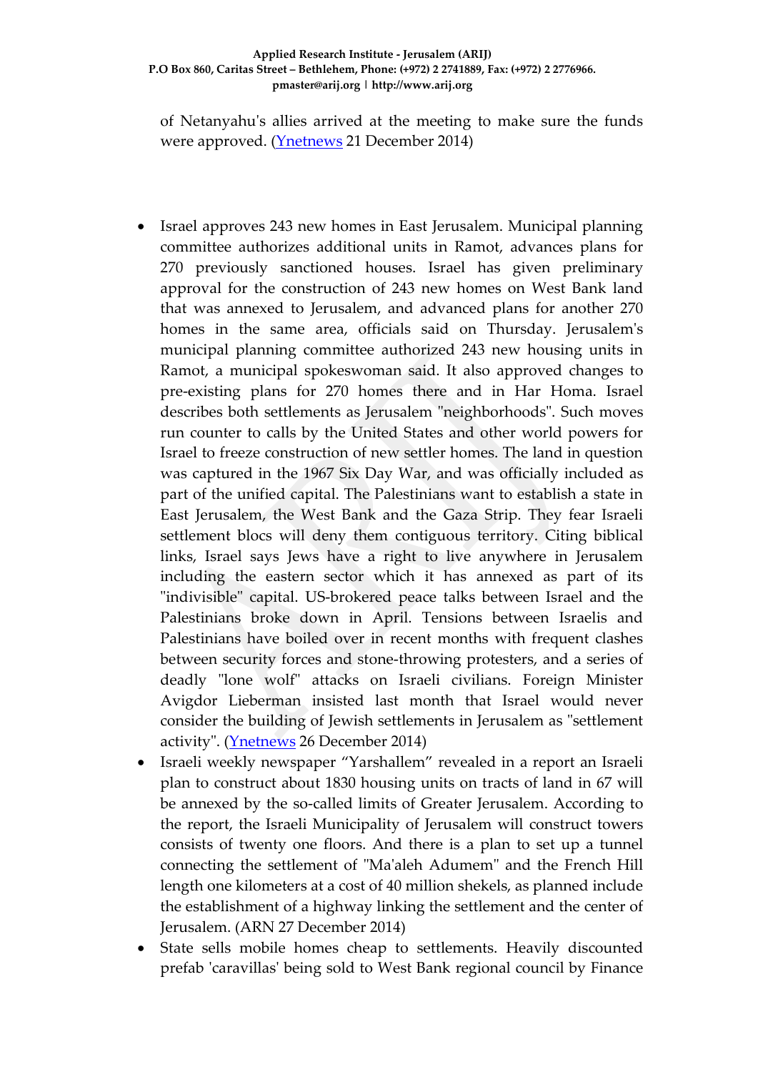of Netanyahu's allies arrived at the meeting to make sure the funds were approved. (Ynetnews 21 December 2014)

- Israel approves 243 new homes in East Jerusalem. Municipal planning committee authorizes additional units in Ramot, advances plans for 270 previously sanctioned houses. Israel has given preliminary approval for the construction of 243 new homes on West Bank land that was annexed to Jerusalem, and advanced plans for another 270 homes in the same area, officials said on Thursday. Jerusalem's municipal planning committee authorized 243 new housing units in Ramot, a municipal spokeswoman said. It also approved changes to pre-existing plans for 270 homes there and in Har Homa. Israel describes both settlements as Jerusalem "neighborhoods". Such moves run counter to calls by the United States and other world powers for Israel to freeze construction of new settler homes. The land in question was captured in the 1967 Six Day War, and was officially included as part of the unified capital. The Palestinians want to establish a state in East Jerusalem, the West Bank and the Gaza Strip. They fear Israeli settlement blocs will deny them contiguous territory. Citing biblical links, Israel says Jews have a right to live anywhere in Jerusalem including the eastern sector which it has annexed as part of its "indivisible" capital. US-brokered peace talks between Israel and the Palestinians broke down in April. Tensions between Israelis and Palestinians have boiled over in recent months with frequent clashes between security forces and stone-throwing protesters, and a series of deadly "lone wolf" attacks on Israeli civilians. Foreign Minister Avigdor Lieberman insisted last month that Israel would never consider the building of Jewish settlements in Jerusalem as "settlement activity". (Ynetnews 26 December 2014)
- Israeli weekly newspaper “Yarshallem” revealed in a report an Israeli plan to construct about 1830 housing units on tracts of land in 67 will be annexed by the so-called limits of Greater Jerusalem. According to the report, the Israeli Municipality of Jerusalem will construct towers consists of twenty one floors. And there is a plan to set up a tunnel connecting the settlement of "Ma'aleh Adumem" and the French Hill length one kilometers at a cost of 40 million shekels, as planned include the establishment of a highway linking the settlement and the center of Jerusalem. (ARN 27 December 2014)
- State sells mobile homes cheap to settlements. Heavily discounted prefab 'caravillas' being sold to West Bank regional council by Finance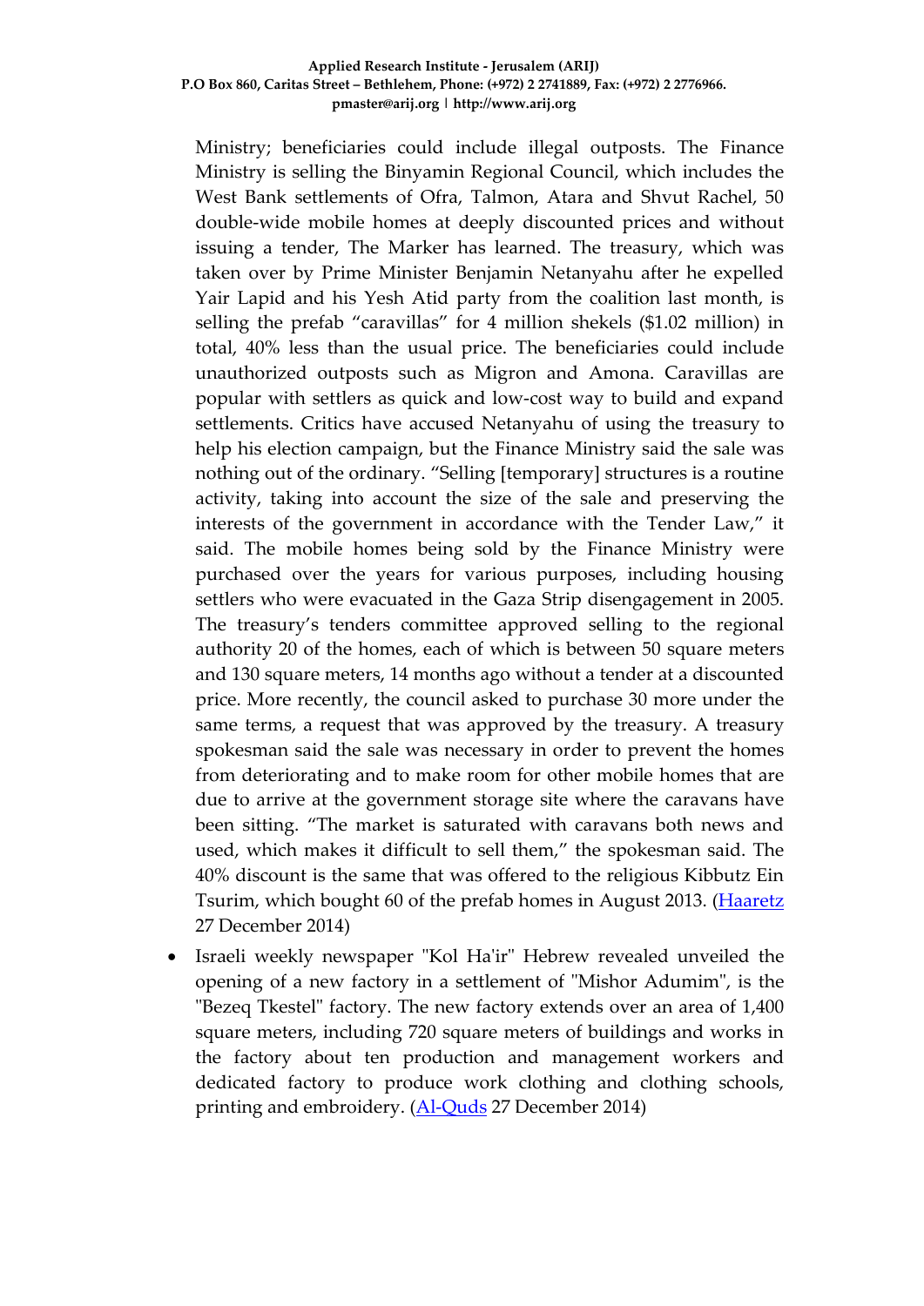Ministry; beneficiaries could include illegal outposts. The Finance Ministry is selling the Binyamin Regional Council, which includes the West Bank settlements of Ofra, Talmon, Atara and Shvut Rachel, 50 double-wide mobile homes at deeply discounted prices and without issuing a tender, The Marker has learned. The treasury, which was taken over by Prime Minister Benjamin Netanyahu after he expelled Yair Lapid and his Yesh Atid party from the coalition last month, is selling the prefab "caravillas" for 4 million shekels ($1.02 million) in total, 40% less than the usual price. The beneficiaries could include unauthorized outposts such as Migron and Amona. Caravillas are popular with settlers as quick and low-cost way to build and expand settlements. Critics have accused Netanyahu of using the treasury to help his election campaign, but the Finance Ministry said the sale was nothing out of the ordinary. "Selling [temporary] structures is a routine activity, taking into account the size of the sale and preserving the interests of the government in accordance with the Tender Law," it said. The mobile homes being sold by the Finance Ministry were purchased over the years for various purposes, including housing settlers who were evacuated in the Gaza Strip disengagement in 2005. The treasury's tenders committee approved selling to the regional authority 20 of the homes, each of which is between 50 square meters and 130 square meters, 14 months ago without a tender at a discounted price. More recently, the council asked to purchase 30 more under the same terms, a request that was approved by the treasury. A treasury spokesman said the sale was necessary in order to prevent the homes from deteriorating and to make room for other mobile homes that are due to arrive at the government storage site where the caravans have been sitting. "The market is saturated with caravans both news and used, which makes it difficult to sell them," the spokesman said. The 40% discount is the same that was offered to the religious Kibbutz Ein Tsurim, which bought 60 of the prefab homes in August 2013. (Haaretz 27 December 2014)

- Israeli weekly newspaper "Kol Ha'ir" Hebrew revealed unveiled the opening of a new factory in a settlement of "Mishor Adumim", is the "Bezeq Tkestel" factory. The new factory extends over an area of 1,400 square meters, including 720 square meters of buildings and works in the factory about ten production and management workers and dedicated factory to produce work clothing and clothing schools, printing and embroidery. (Al-Quds 27 December 2014)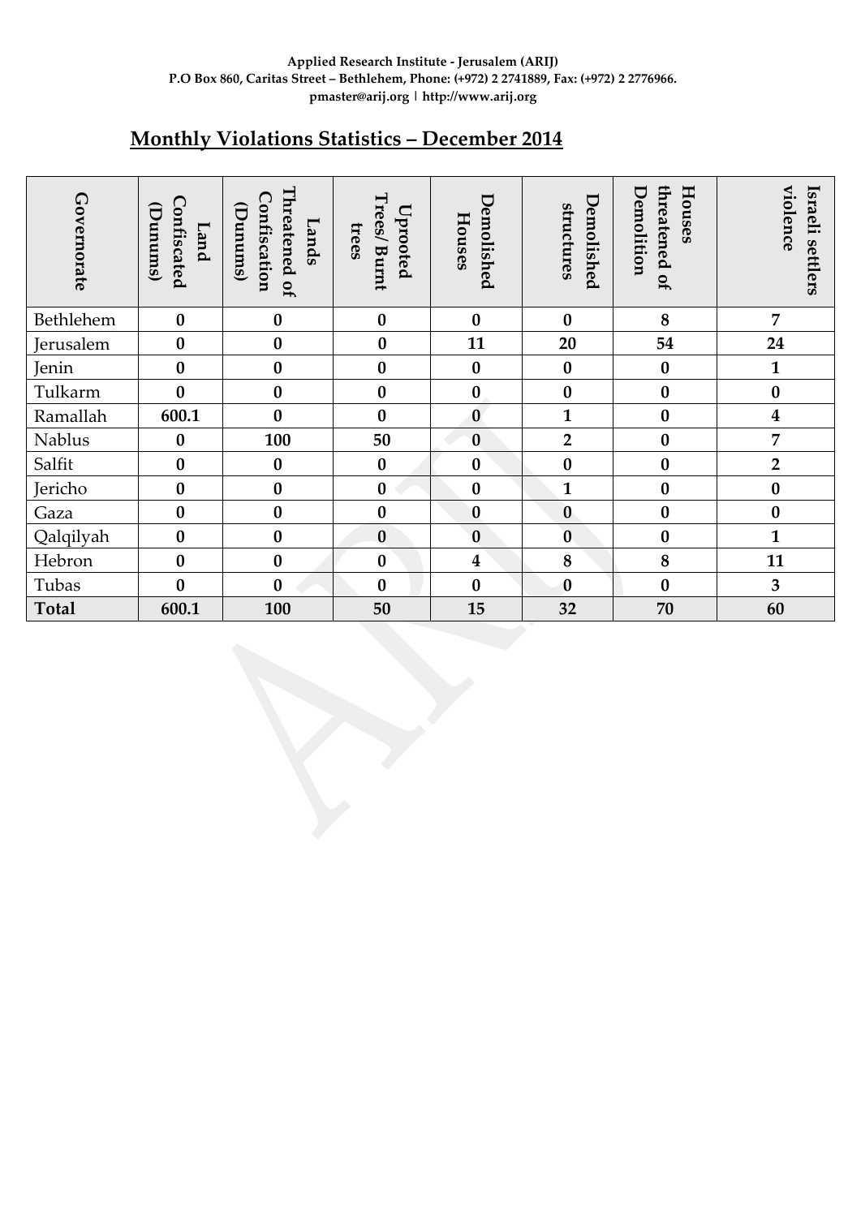Applied Research Institute - Jerusalem (ARIJ)
P.O Box 860, Caritas Street – Bethlehem, Phone: (+972) 2 2741889, Fax: (+972) 2 2776966.
pmaster@arij.org | http://www.arij.org

## Monthly Violations Statistics – December 2014

| Governorate | Land Confiscated (Dunums) | Lands Threatened of Confiscation (Dunums) | Uprooted Trees/ Burnt trees | Demolished Houses | Demolished structures | Houses threatened of Demolition | Israeli settlers violence |
|---|---|---|---|---|---|---|---|
| Bethlehem | **0** | **0** | **0** | **0** | **0** | **8** | **7** |
| Jerusalem | **0** | **0** | **0** | **11** | **20** | **54** | **24** |
| Jenin | **0** | **0** | **0** | **0** | **0** | **0** | **1** |
| Tulkarm | **0** | **0** | **0** | **0** | **0** | **0** | **0** |
| Ramallah | **600.1** | **0** | **0** | **0** | **1** | **0** | **4** |
| Nablus | **0** | **100** | **50** | **0** | **2** | **0** | **7** |
| Salfit | **0** | **0** | **0** | **0** | **0** | **0** | **2** |
| Jericho | **0** | **0** | **0** | **0** | **1** | **0** | **0** |
| Gaza | **0** | **0** | **0** | **0** | **0** | **0** | **0** |
| Qalqilyah | **0** | **0** | **0** | **0** | **0** | **0** | **1** |
| Hebron | **0** | **0** | **0** | **4** | **8** | **8** | **11** |
| Tubas | **0** | **0** | **0** | **0** | **0** | **0** | **3** |
| **Total** | **600.1** | **100** | **50** | **15** | **32** | **70** | **60** |